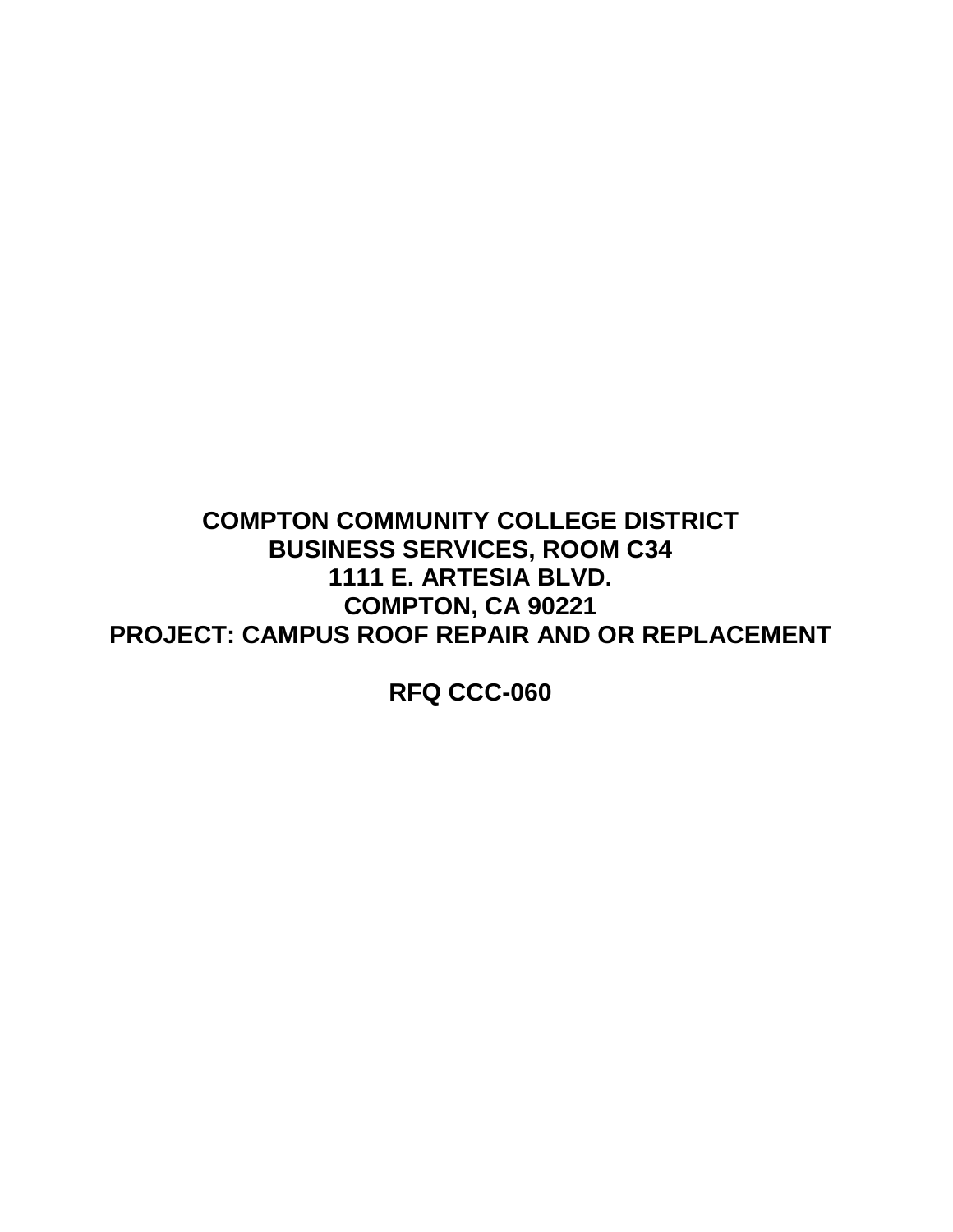**COMPTON COMMUNITY COLLEGE DISTRICT**
**BUSINESS SERVICES, ROOM C34**
**1111 E. ARTESIA BLVD.**
**COMPTON, CA 90221**
**PROJECT: CAMPUS ROOF REPAIR AND OR REPLACEMENT**

**RFQ CCC-060**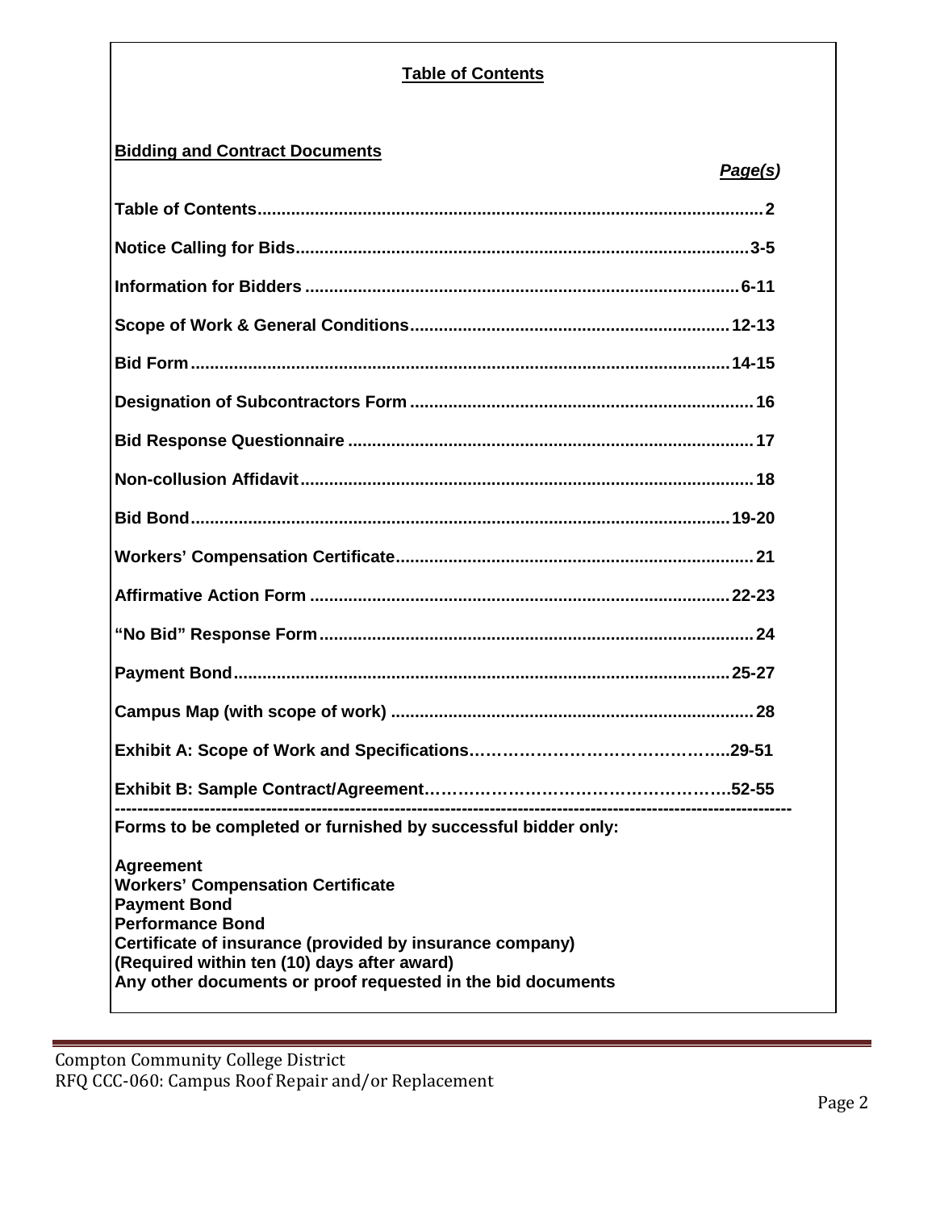## Table of Contents

### Bidding and Contract Documents

| Document | *Page(s)* |
|---|---|
| **Table of Contents** | **2** |
| **Notice Calling for Bids** | **3-5** |
| **Information for Bidders** | **6-11** |
| **Scope of Work & General Conditions** | **12-13** |
| **Bid Form** | **14-15** |
| **Designation of Subcontractors Form** | **16** |
| **Bid Response Questionnaire** | **17** |
| **Non-collusion Affidavit** | **18** |
| **Bid Bond** | **19-20** |
| **Workers' Compensation Certificate** | **21** |
| **Affirmative Action Form** | **22-23** |
| **"No Bid" Response Form** | **24** |
| **Payment Bond** | **25-27** |
| **Campus Map (with scope of work)** | **28** |
| **Exhibit A: Scope of Work and Specifications** | **29-51** |
| **Exhibit B: Sample Contract/Agreement** | **52-55** |

---

**Forms to be completed or furnished by successful bidder only:**

**Agreement**
**Workers' Compensation Certificate**
**Payment Bond**
**Performance Bond**
**Certificate of insurance (provided by insurance company)**
**(Required within ten (10) days after award)**
**Any other documents or proof requested in the bid documents**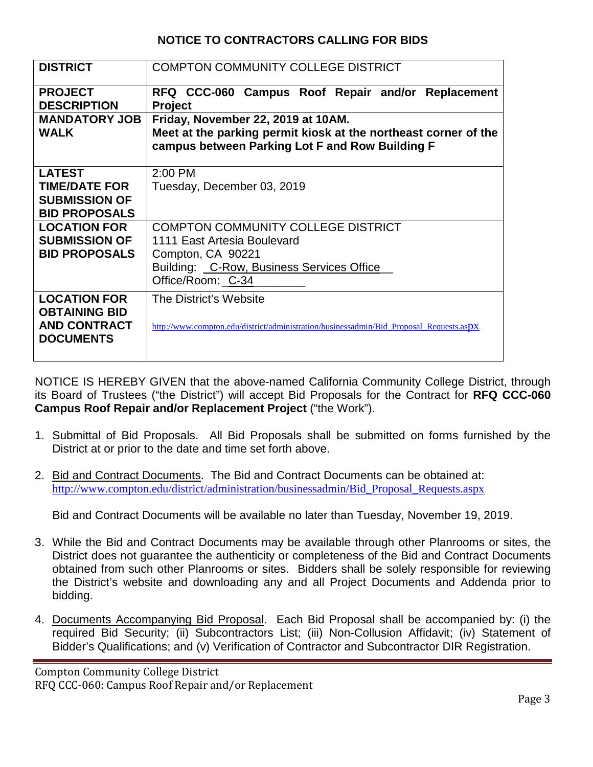## NOTICE TO CONTRACTORS CALLING FOR BIDS

| | |
|---|---|
| **DISTRICT** | COMPTON COMMUNITY COLLEGE DISTRICT |
| **PROJECT DESCRIPTION** | **RFQ CCC-060 Campus Roof Repair and/or Replacement Project** |
| **MANDATORY JOB WALK** | **Friday, November 22, 2019 at 10AM.** **Meet at the parking permit kiosk at the northeast corner of the campus between Parking Lot F and Row Building F** |
| **LATEST TIME/DATE FOR SUBMISSION OF BID PROPOSALS** | 2:00 PM Tuesday, December 03, 2019 |
| **LOCATION FOR SUBMISSION OF BID PROPOSALS** | COMPTON COMMUNITY COLLEGE DISTRICT 1111 East Artesia Boulevard Compton, CA 90221 Building: C-Row, Business Services Office Office/Room: C-34 |
| **LOCATION FOR OBTAINING BID AND CONTRACT DOCUMENTS** | The District's Website http://www.compton.edu/district/administration/businessadmin/Bid_Proposal_Requests.aspx |

NOTICE IS HEREBY GIVEN that the above-named California Community College District, through its Board of Trustees ("the District") will accept Bid Proposals for the Contract for **RFQ CCC-060 Campus Roof Repair and/or Replacement Project** ("the Work").

1. Submittal of Bid Proposals. All Bid Proposals shall be submitted on forms furnished by the District at or prior to the date and time set forth above.

2. Bid and Contract Documents. The Bid and Contract Documents can be obtained at: http://www.compton.edu/district/administration/businessadmin/Bid_Proposal_Requests.aspx

   Bid and Contract Documents will be available no later than Tuesday, November 19, 2019.

3. While the Bid and Contract Documents may be available through other Planrooms or sites, the District does not guarantee the authenticity or completeness of the Bid and Contract Documents obtained from such other Planrooms or sites. Bidders shall be solely responsible for reviewing the District's website and downloading any and all Project Documents and Addenda prior to bidding.

4. Documents Accompanying Bid Proposal. Each Bid Proposal shall be accompanied by: (i) the required Bid Security; (ii) Subcontractors List; (iii) Non-Collusion Affidavit; (iv) Statement of Bidder's Qualifications; and (v) Verification of Contractor and Subcontractor DIR Registration.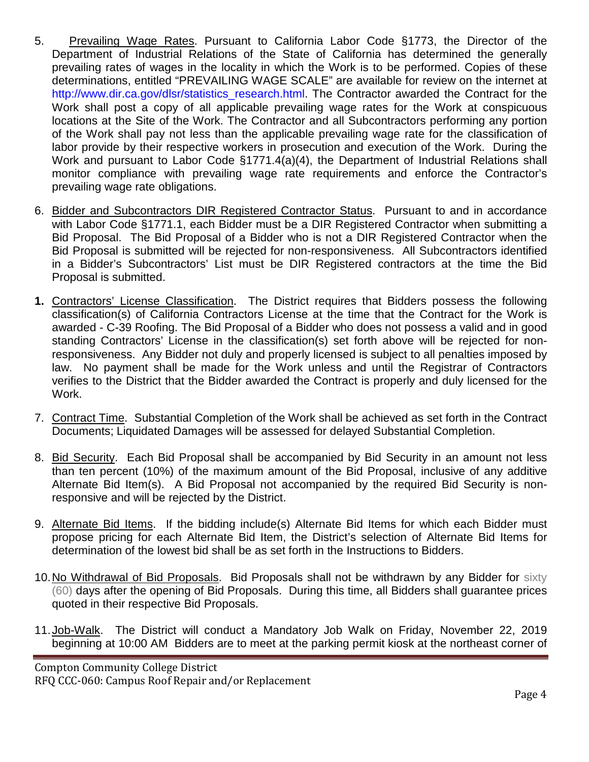5. Prevailing Wage Rates. Pursuant to California Labor Code §1773, the Director of the Department of Industrial Relations of the State of California has determined the generally prevailing rates of wages in the locality in which the Work is to be performed. Copies of these determinations, entitled "PREVAILING WAGE SCALE" are available for review on the internet at http://www.dir.ca.gov/dlsr/statistics_research.html. The Contractor awarded the Contract for the Work shall post a copy of all applicable prevailing wage rates for the Work at conspicuous locations at the Site of the Work. The Contractor and all Subcontractors performing any portion of the Work shall pay not less than the applicable prevailing wage rate for the classification of labor provide by their respective workers in prosecution and execution of the Work. During the Work and pursuant to Labor Code §1771.4(a)(4), the Department of Industrial Relations shall monitor compliance with prevailing wage rate requirements and enforce the Contractor's prevailing wage rate obligations.

6. Bidder and Subcontractors DIR Registered Contractor Status. Pursuant to and in accordance with Labor Code §1771.1, each Bidder must be a DIR Registered Contractor when submitting a Bid Proposal. The Bid Proposal of a Bidder who is not a DIR Registered Contractor when the Bid Proposal is submitted will be rejected for non-responsiveness. All Subcontractors identified in a Bidder's Subcontractors' List must be DIR Registered contractors at the time the Bid Proposal is submitted.

**1.** Contractors' License Classification. The District requires that Bidders possess the following classification(s) of California Contractors License at the time that the Contract for the Work is awarded - C-39 Roofing. The Bid Proposal of a Bidder who does not possess a valid and in good standing Contractors' License in the classification(s) set forth above will be rejected for non-responsiveness. Any Bidder not duly and properly licensed is subject to all penalties imposed by law. No payment shall be made for the Work unless and until the Registrar of Contractors verifies to the District that the Bidder awarded the Contract is properly and duly licensed for the Work.

7. Contract Time. Substantial Completion of the Work shall be achieved as set forth in the Contract Documents; Liquidated Damages will be assessed for delayed Substantial Completion.

8. Bid Security. Each Bid Proposal shall be accompanied by Bid Security in an amount not less than ten percent (10%) of the maximum amount of the Bid Proposal, inclusive of any additive Alternate Bid Item(s). A Bid Proposal not accompanied by the required Bid Security is non-responsive and will be rejected by the District.

9. Alternate Bid Items. If the bidding include(s) Alternate Bid Items for which each Bidder must propose pricing for each Alternate Bid Item, the District's selection of Alternate Bid Items for determination of the lowest bid shall be as set forth in the Instructions to Bidders.

10. No Withdrawal of Bid Proposals. Bid Proposals shall not be withdrawn by any Bidder for sixty (60) days after the opening of Bid Proposals. During this time, all Bidders shall guarantee prices quoted in their respective Bid Proposals.

11. Job-Walk. The District will conduct a Mandatory Job Walk on Friday, November 22, 2019 beginning at 10:00 AM Bidders are to meet at the parking permit kiosk at the northeast corner of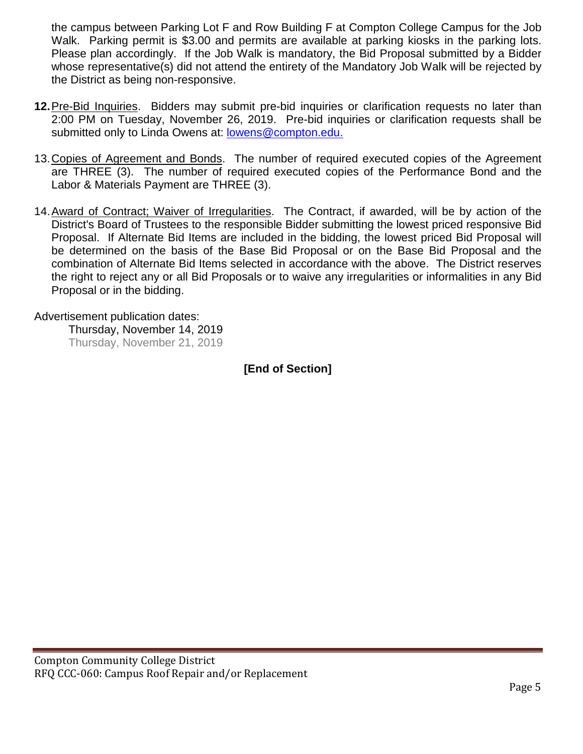the campus between Parking Lot F and Row Building F at Compton College Campus for the Job Walk. Parking permit is $3.00 and permits are available at parking kiosks in the parking lots. Please plan accordingly. If the Job Walk is mandatory, the Bid Proposal submitted by a Bidder whose representative(s) did not attend the entirety of the Mandatory Job Walk will be rejected by the District as being non-responsive.

**12.** Pre-Bid Inquiries. Bidders may submit pre-bid inquiries or clarification requests no later than 2:00 PM on Tuesday, November 26, 2019. Pre-bid inquiries or clarification requests shall be submitted only to Linda Owens at: lowens@compton.edu.

13. Copies of Agreement and Bonds. The number of required executed copies of the Agreement are THREE (3). The number of required executed copies of the Performance Bond and the Labor & Materials Payment are THREE (3).

14. Award of Contract; Waiver of Irregularities. The Contract, if awarded, will be by action of the District's Board of Trustees to the responsible Bidder submitting the lowest priced responsive Bid Proposal. If Alternate Bid Items are included in the bidding, the lowest priced Bid Proposal will be determined on the basis of the Base Bid Proposal or on the Base Bid Proposal and the combination of Alternate Bid Items selected in accordance with the above. The District reserves the right to reject any or all Bid Proposals or to waive any irregularities or informalities in any Bid Proposal or in the bidding.

Advertisement publication dates:

Thursday, November 14, 2019
Thursday, November 21, 2019

**[End of Section]**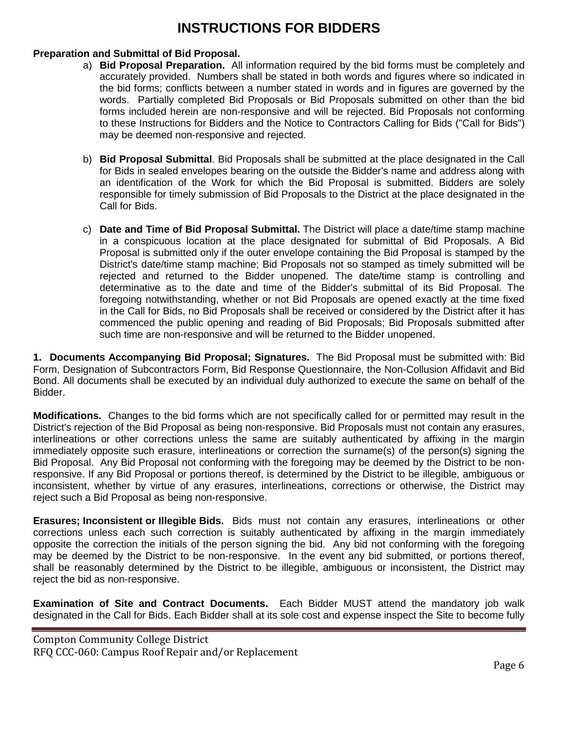# INSTRUCTIONS FOR BIDDERS

**Preparation and Submittal of Bid Proposal.**

a) **Bid Proposal Preparation.** All information required by the bid forms must be completely and accurately provided. Numbers shall be stated in both words and figures where so indicated in the bid forms; conflicts between a number stated in words and in figures are governed by the words. Partially completed Bid Proposals or Bid Proposals submitted on other than the bid forms included herein are non-responsive and will be rejected. Bid Proposals not conforming to these Instructions for Bidders and the Notice to Contractors Calling for Bids ("Call for Bids") may be deemed non-responsive and rejected.

b) **Bid Proposal Submittal**. Bid Proposals shall be submitted at the place designated in the Call for Bids in sealed envelopes bearing on the outside the Bidder's name and address along with an identification of the Work for which the Bid Proposal is submitted. Bidders are solely responsible for timely submission of Bid Proposals to the District at the place designated in the Call for Bids.

c) **Date and Time of Bid Proposal Submittal.** The District will place a date/time stamp machine in a conspicuous location at the place designated for submittal of Bid Proposals. A Bid Proposal is submitted only if the outer envelope containing the Bid Proposal is stamped by the District's date/time stamp machine; Bid Proposals not so stamped as timely submitted will be rejected and returned to the Bidder unopened. The date/time stamp is controlling and determinative as to the date and time of the Bidder's submittal of its Bid Proposal. The foregoing notwithstanding, whether or not Bid Proposals are opened exactly at the time fixed in the Call for Bids, no Bid Proposals shall be received or considered by the District after it has commenced the public opening and reading of Bid Proposals; Bid Proposals submitted after such time are non-responsive and will be returned to the Bidder unopened.

**1. Documents Accompanying Bid Proposal; Signatures.** The Bid Proposal must be submitted with: Bid Form, Designation of Subcontractors Form, Bid Response Questionnaire, the Non-Collusion Affidavit and Bid Bond. All documents shall be executed by an individual duly authorized to execute the same on behalf of the Bidder.

**Modifications.** Changes to the bid forms which are not specifically called for or permitted may result in the District's rejection of the Bid Proposal as being non-responsive. Bid Proposals must not contain any erasures, interlineations or other corrections unless the same are suitably authenticated by affixing in the margin immediately opposite such erasure, interlineations or correction the surname(s) of the person(s) signing the Bid Proposal. Any Bid Proposal not conforming with the foregoing may be deemed by the District to be non-responsive. If any Bid Proposal or portions thereof, is determined by the District to be illegible, ambiguous or inconsistent, whether by virtue of any erasures, interlineations, corrections or otherwise, the District may reject such a Bid Proposal as being non-responsive.

**Erasures; Inconsistent or Illegible Bids.** Bids must not contain any erasures, interlineations or other corrections unless each such correction is suitably authenticated by affixing in the margin immediately opposite the correction the initials of the person signing the bid. Any bid not conforming with the foregoing may be deemed by the District to be non-responsive. In the event any bid submitted, or portions thereof, shall be reasonably determined by the District to be illegible, ambiguous or inconsistent, the District may reject the bid as non-responsive.

**Examination of Site and Contract Documents.** Each Bidder MUST attend the mandatory job walk designated in the Call for Bids. Each Bidder shall at its sole cost and expense inspect the Site to become fully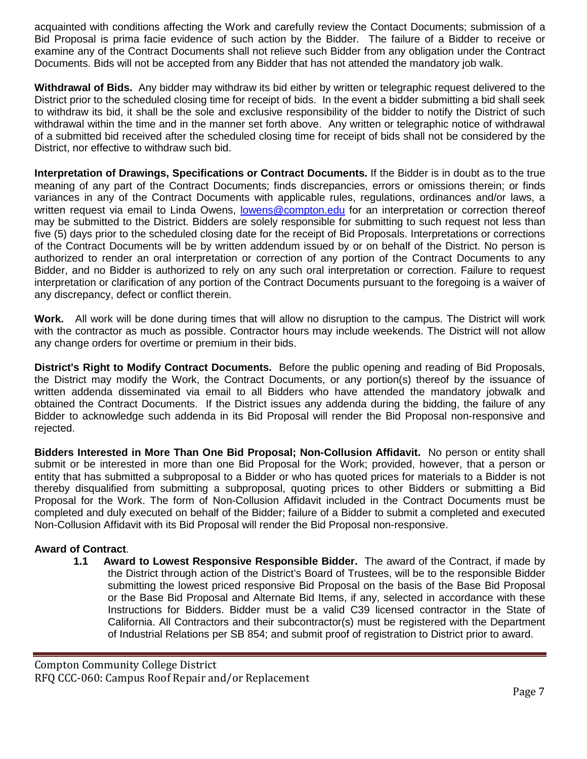acquainted with conditions affecting the Work and carefully review the Contact Documents; submission of a Bid Proposal is prima facie evidence of such action by the Bidder. The failure of a Bidder to receive or examine any of the Contract Documents shall not relieve such Bidder from any obligation under the Contract Documents. Bids will not be accepted from any Bidder that has not attended the mandatory job walk.

**Withdrawal of Bids.** Any bidder may withdraw its bid either by written or telegraphic request delivered to the District prior to the scheduled closing time for receipt of bids. In the event a bidder submitting a bid shall seek to withdraw its bid, it shall be the sole and exclusive responsibility of the bidder to notify the District of such withdrawal within the time and in the manner set forth above. Any written or telegraphic notice of withdrawal of a submitted bid received after the scheduled closing time for receipt of bids shall not be considered by the District, nor effective to withdraw such bid.

**Interpretation of Drawings, Specifications or Contract Documents.** If the Bidder is in doubt as to the true meaning of any part of the Contract Documents; finds discrepancies, errors or omissions therein; or finds variances in any of the Contract Documents with applicable rules, regulations, ordinances and/or laws, a written request via email to Linda Owens, lowens@compton.edu for an interpretation or correction thereof may be submitted to the District. Bidders are solely responsible for submitting to such request not less than five (5) days prior to the scheduled closing date for the receipt of Bid Proposals. Interpretations or corrections of the Contract Documents will be by written addendum issued by or on behalf of the District. No person is authorized to render an oral interpretation or correction of any portion of the Contract Documents to any Bidder, and no Bidder is authorized to rely on any such oral interpretation or correction. Failure to request interpretation or clarification of any portion of the Contract Documents pursuant to the foregoing is a waiver of any discrepancy, defect or conflict therein.

**Work.** All work will be done during times that will allow no disruption to the campus. The District will work with the contractor as much as possible. Contractor hours may include weekends. The District will not allow any change orders for overtime or premium in their bids.

**District's Right to Modify Contract Documents.** Before the public opening and reading of Bid Proposals, the District may modify the Work, the Contract Documents, or any portion(s) thereof by the issuance of written addenda disseminated via email to all Bidders who have attended the mandatory jobwalk and obtained the Contract Documents. If the District issues any addenda during the bidding, the failure of any Bidder to acknowledge such addenda in its Bid Proposal will render the Bid Proposal non-responsive and rejected.

**Bidders Interested in More Than One Bid Proposal; Non-Collusion Affidavit.** No person or entity shall submit or be interested in more than one Bid Proposal for the Work; provided, however, that a person or entity that has submitted a subproposal to a Bidder or who has quoted prices for materials to a Bidder is not thereby disqualified from submitting a subproposal, quoting prices to other Bidders or submitting a Bid Proposal for the Work. The form of Non-Collusion Affidavit included in the Contract Documents must be completed and duly executed on behalf of the Bidder; failure of a Bidder to submit a completed and executed Non-Collusion Affidavit with its Bid Proposal will render the Bid Proposal non-responsive.

**Award of Contract**.

**1.1 Award to Lowest Responsive Responsible Bidder.** The award of the Contract, if made by the District through action of the District's Board of Trustees, will be to the responsible Bidder submitting the lowest priced responsive Bid Proposal on the basis of the Base Bid Proposal or the Base Bid Proposal and Alternate Bid Items, if any, selected in accordance with these Instructions for Bidders. Bidder must be a valid C39 licensed contractor in the State of California. All Contractors and their subcontractor(s) must be registered with the Department of Industrial Relations per SB 854; and submit proof of registration to District prior to award.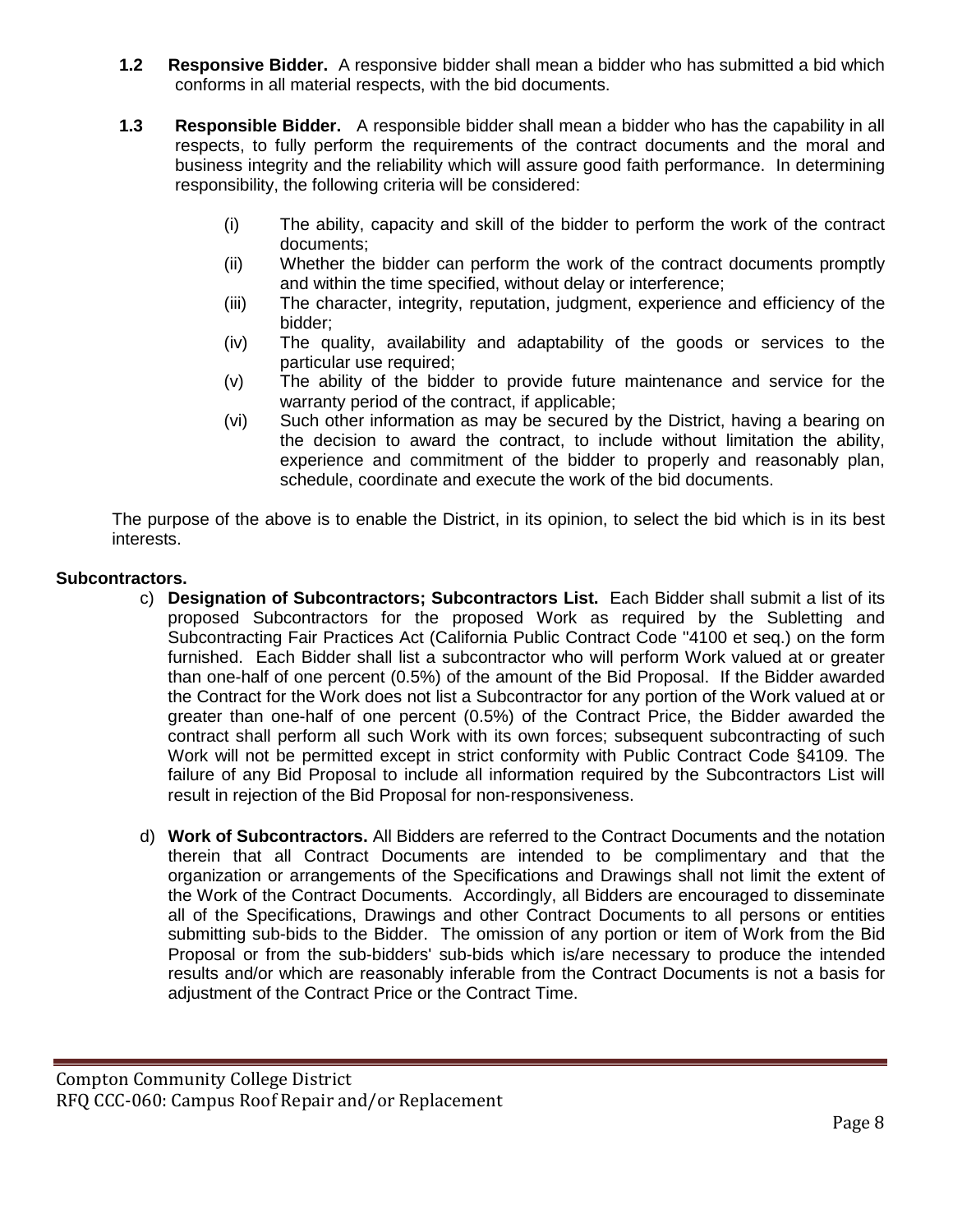**1.2 Responsive Bidder.** A responsive bidder shall mean a bidder who has submitted a bid which conforms in all material respects, with the bid documents.

**1.3 Responsible Bidder.** A responsible bidder shall mean a bidder who has the capability in all respects, to fully perform the requirements of the contract documents and the moral and business integrity and the reliability which will assure good faith performance. In determining responsibility, the following criteria will be considered:

- (i) The ability, capacity and skill of the bidder to perform the work of the contract documents;
- (ii) Whether the bidder can perform the work of the contract documents promptly and within the time specified, without delay or interference;
- (iii) The character, integrity, reputation, judgment, experience and efficiency of the bidder;
- (iv) The quality, availability and adaptability of the goods or services to the particular use required;
- (v) The ability of the bidder to provide future maintenance and service for the warranty period of the contract, if applicable;
- (vi) Such other information as may be secured by the District, having a bearing on the decision to award the contract, to include without limitation the ability, experience and commitment of the bidder to properly and reasonably plan, schedule, coordinate and execute the work of the bid documents.

The purpose of the above is to enable the District, in its opinion, to select the bid which is in its best interests.

**Subcontractors.**

c) **Designation of Subcontractors; Subcontractors List.** Each Bidder shall submit a list of its proposed Subcontractors for the proposed Work as required by the Subletting and Subcontracting Fair Practices Act (California Public Contract Code "4100 et seq.) on the form furnished. Each Bidder shall list a subcontractor who will perform Work valued at or greater than one-half of one percent (0.5%) of the amount of the Bid Proposal. If the Bidder awarded the Contract for the Work does not list a Subcontractor for any portion of the Work valued at or greater than one-half of one percent (0.5%) of the Contract Price, the Bidder awarded the contract shall perform all such Work with its own forces; subsequent subcontracting of such Work will not be permitted except in strict conformity with Public Contract Code §4109. The failure of any Bid Proposal to include all information required by the Subcontractors List will result in rejection of the Bid Proposal for non-responsiveness.

d) **Work of Subcontractors.** All Bidders are referred to the Contract Documents and the notation therein that all Contract Documents are intended to be complimentary and that the organization or arrangements of the Specifications and Drawings shall not limit the extent of the Work of the Contract Documents. Accordingly, all Bidders are encouraged to disseminate all of the Specifications, Drawings and other Contract Documents to all persons or entities submitting sub-bids to the Bidder. The omission of any portion or item of Work from the Bid Proposal or from the sub-bidders' sub-bids which is/are necessary to produce the intended results and/or which are reasonably inferable from the Contract Documents is not a basis for adjustment of the Contract Price or the Contract Time.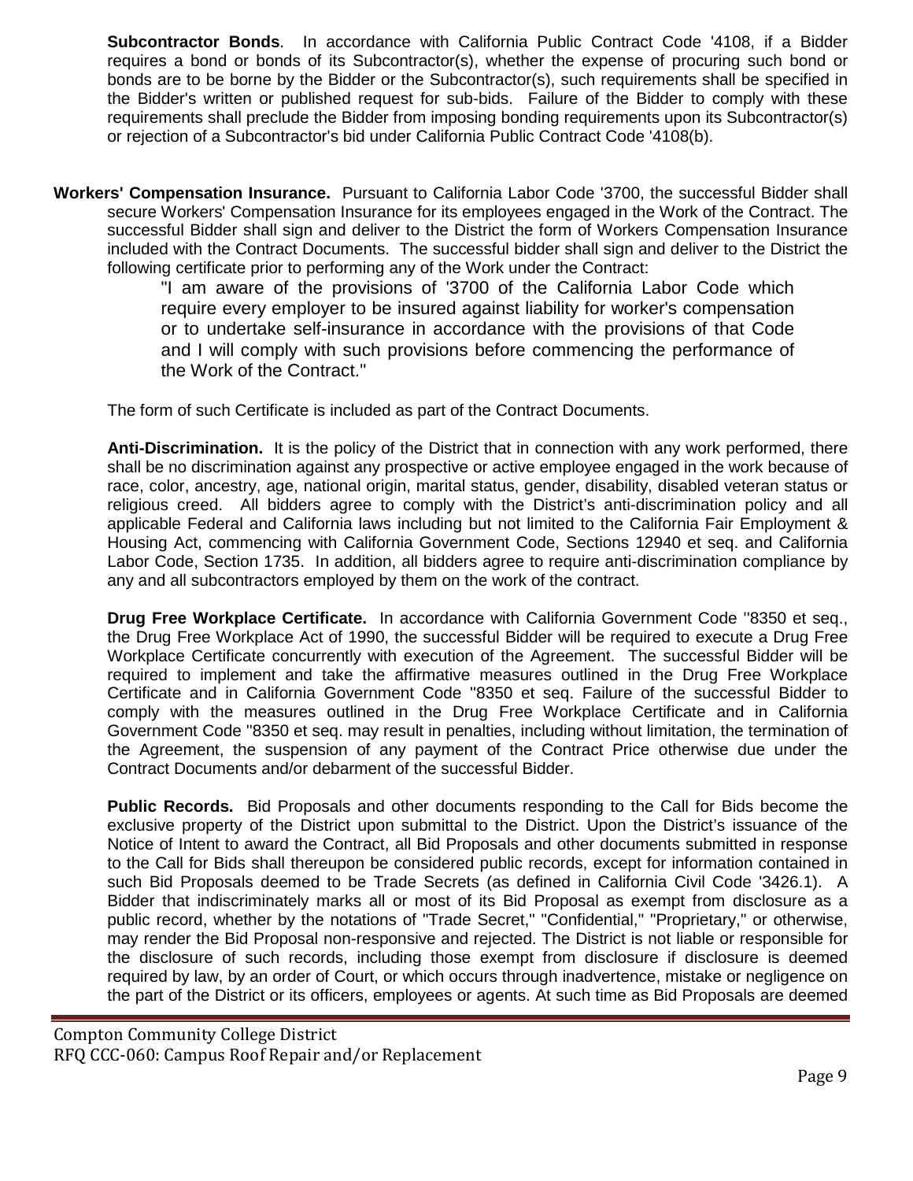**Subcontractor Bonds**. In accordance with California Public Contract Code '4108, if a Bidder requires a bond or bonds of its Subcontractor(s), whether the expense of procuring such bond or bonds are to be borne by the Bidder or the Subcontractor(s), such requirements shall be specified in the Bidder's written or published request for sub-bids. Failure of the Bidder to comply with these requirements shall preclude the Bidder from imposing bonding requirements upon its Subcontractor(s) or rejection of a Subcontractor's bid under California Public Contract Code '4108(b).

**Workers' Compensation Insurance.** Pursuant to California Labor Code '3700, the successful Bidder shall secure Workers' Compensation Insurance for its employees engaged in the Work of the Contract. The successful Bidder shall sign and deliver to the District the form of Workers Compensation Insurance included with the Contract Documents. The successful bidder shall sign and deliver to the District the following certificate prior to performing any of the Work under the Contract:

> "I am aware of the provisions of '3700 of the California Labor Code which require every employer to be insured against liability for worker's compensation or to undertake self-insurance in accordance with the provisions of that Code and I will comply with such provisions before commencing the performance of the Work of the Contract."

The form of such Certificate is included as part of the Contract Documents.

**Anti-Discrimination.** It is the policy of the District that in connection with any work performed, there shall be no discrimination against any prospective or active employee engaged in the work because of race, color, ancestry, age, national origin, marital status, gender, disability, disabled veteran status or religious creed. All bidders agree to comply with the District's anti-discrimination policy and all applicable Federal and California laws including but not limited to the California Fair Employment & Housing Act, commencing with California Government Code, Sections 12940 et seq. and California Labor Code, Section 1735. In addition, all bidders agree to require anti-discrimination compliance by any and all subcontractors employed by them on the work of the contract.

**Drug Free Workplace Certificate.** In accordance with California Government Code ''8350 et seq., the Drug Free Workplace Act of 1990, the successful Bidder will be required to execute a Drug Free Workplace Certificate concurrently with execution of the Agreement. The successful Bidder will be required to implement and take the affirmative measures outlined in the Drug Free Workplace Certificate and in California Government Code "8350 et seq. Failure of the successful Bidder to comply with the measures outlined in the Drug Free Workplace Certificate and in California Government Code "8350 et seq. may result in penalties, including without limitation, the termination of the Agreement, the suspension of any payment of the Contract Price otherwise due under the Contract Documents and/or debarment of the successful Bidder.

**Public Records.** Bid Proposals and other documents responding to the Call for Bids become the exclusive property of the District upon submittal to the District. Upon the District's issuance of the Notice of Intent to award the Contract, all Bid Proposals and other documents submitted in response to the Call for Bids shall thereupon be considered public records, except for information contained in such Bid Proposals deemed to be Trade Secrets (as defined in California Civil Code '3426.1). A Bidder that indiscriminately marks all or most of its Bid Proposal as exempt from disclosure as a public record, whether by the notations of "Trade Secret," "Confidential," "Proprietary," or otherwise, may render the Bid Proposal non-responsive and rejected. The District is not liable or responsible for the disclosure of such records, including those exempt from disclosure if disclosure is deemed required by law, by an order of Court, or which occurs through inadvertence, mistake or negligence on the part of the District or its officers, employees or agents. At such time as Bid Proposals are deemed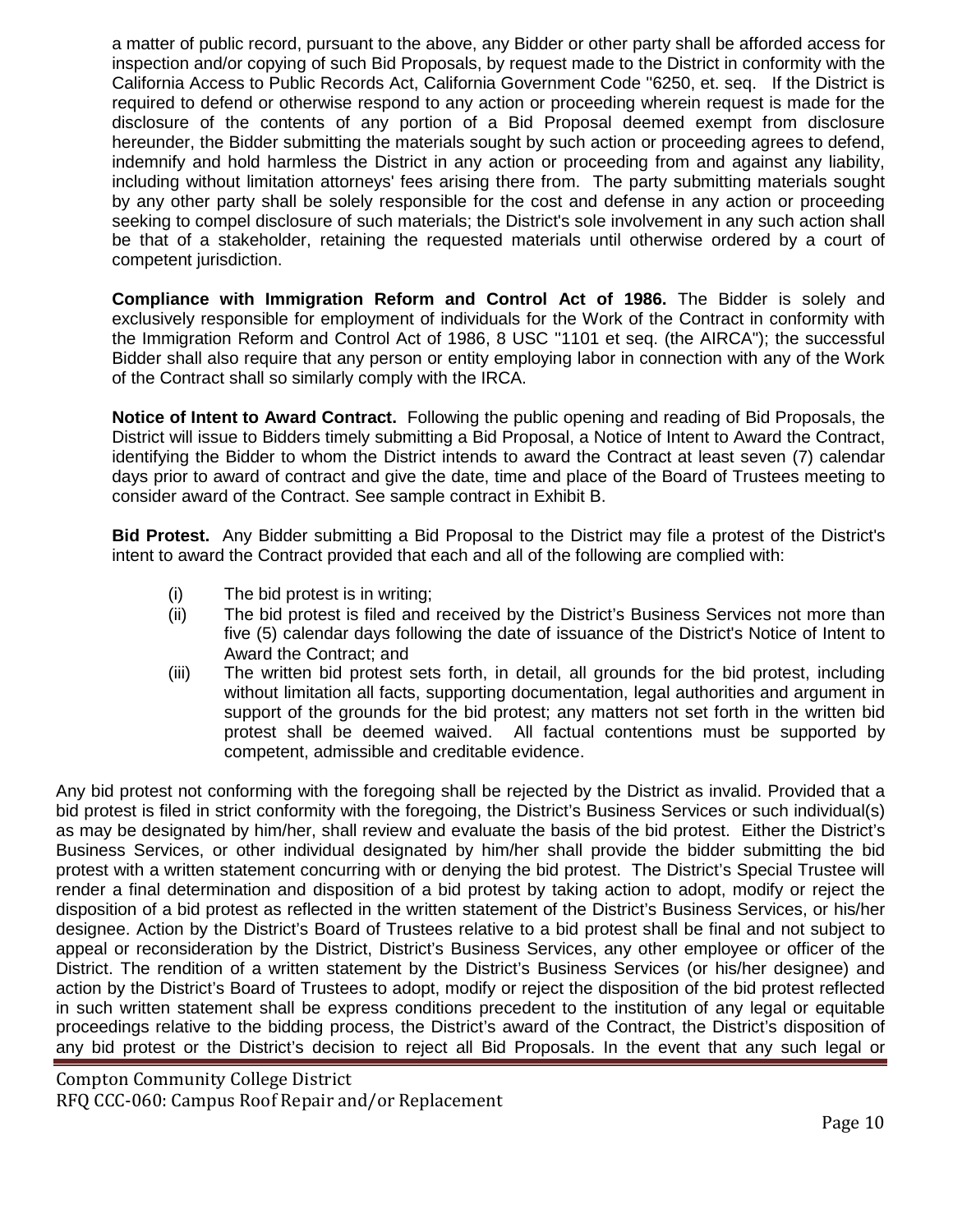a matter of public record, pursuant to the above, any Bidder or other party shall be afforded access for inspection and/or copying of such Bid Proposals, by request made to the District in conformity with the California Access to Public Records Act, California Government Code "6250, et. seq. If the District is required to defend or otherwise respond to any action or proceeding wherein request is made for the disclosure of the contents of any portion of a Bid Proposal deemed exempt from disclosure hereunder, the Bidder submitting the materials sought by such action or proceeding agrees to defend, indemnify and hold harmless the District in any action or proceeding from and against any liability, including without limitation attorneys' fees arising there from. The party submitting materials sought by any other party shall be solely responsible for the cost and defense in any action or proceeding seeking to compel disclosure of such materials; the District's sole involvement in any such action shall be that of a stakeholder, retaining the requested materials until otherwise ordered by a court of competent jurisdiction.

**Compliance with Immigration Reform and Control Act of 1986.** The Bidder is solely and exclusively responsible for employment of individuals for the Work of the Contract in conformity with the Immigration Reform and Control Act of 1986, 8 USC "1101 et seq. (the AIRCA"); the successful Bidder shall also require that any person or entity employing labor in connection with any of the Work of the Contract shall so similarly comply with the IRCA.

**Notice of Intent to Award Contract.** Following the public opening and reading of Bid Proposals, the District will issue to Bidders timely submitting a Bid Proposal, a Notice of Intent to Award the Contract, identifying the Bidder to whom the District intends to award the Contract at least seven (7) calendar days prior to award of contract and give the date, time and place of the Board of Trustees meeting to consider award of the Contract. See sample contract in Exhibit B.

**Bid Protest.** Any Bidder submitting a Bid Proposal to the District may file a protest of the District's intent to award the Contract provided that each and all of the following are complied with:

- (i) The bid protest is in writing;
- (ii) The bid protest is filed and received by the District's Business Services not more than five (5) calendar days following the date of issuance of the District's Notice of Intent to Award the Contract; and
- (iii) The written bid protest sets forth, in detail, all grounds for the bid protest, including without limitation all facts, supporting documentation, legal authorities and argument in support of the grounds for the bid protest; any matters not set forth in the written bid protest shall be deemed waived. All factual contentions must be supported by competent, admissible and creditable evidence.

Any bid protest not conforming with the foregoing shall be rejected by the District as invalid. Provided that a bid protest is filed in strict conformity with the foregoing, the District's Business Services or such individual(s) as may be designated by him/her, shall review and evaluate the basis of the bid protest. Either the District's Business Services, or other individual designated by him/her shall provide the bidder submitting the bid protest with a written statement concurring with or denying the bid protest. The District's Special Trustee will render a final determination and disposition of a bid protest by taking action to adopt, modify or reject the disposition of a bid protest as reflected in the written statement of the District's Business Services, or his/her designee. Action by the District's Board of Trustees relative to a bid protest shall be final and not subject to appeal or reconsideration by the District, District's Business Services, any other employee or officer of the District. The rendition of a written statement by the District's Business Services (or his/her designee) and action by the District's Board of Trustees to adopt, modify or reject the disposition of the bid protest reflected in such written statement shall be express conditions precedent to the institution of any legal or equitable proceedings relative to the bidding process, the District's award of the Contract, the District's disposition of any bid protest or the District's decision to reject all Bid Proposals. In the event that any such legal or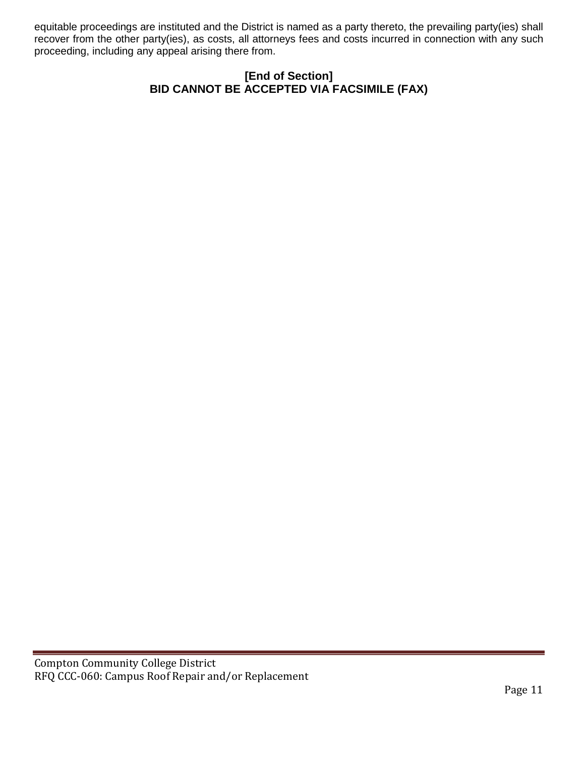equitable proceedings are instituted and the District is named as a party thereto, the prevailing party(ies) shall recover from the other party(ies), as costs, all attorneys fees and costs incurred in connection with any such proceeding, including any appeal arising there from.

**[End of Section]**

**BID CANNOT BE ACCEPTED VIA FACSIMILE (FAX)**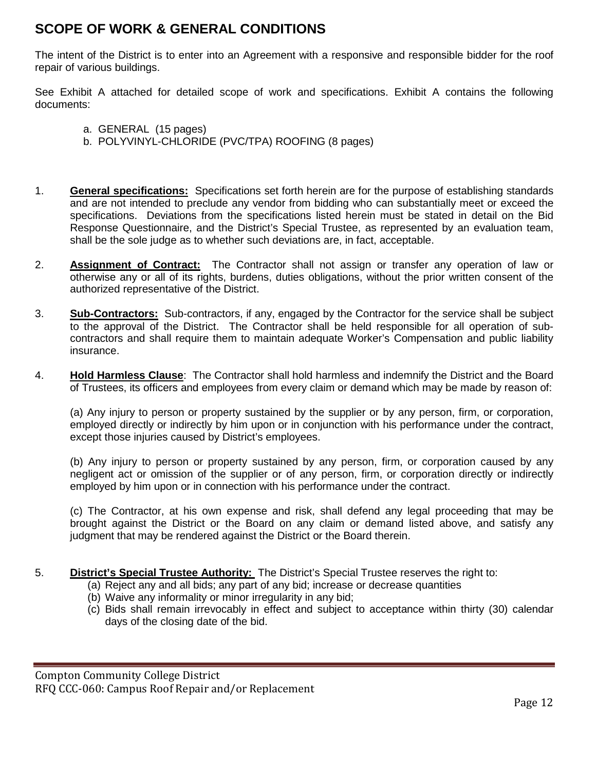## SCOPE OF WORK & GENERAL CONDITIONS

The intent of the District is to enter into an Agreement with a responsive and responsible bidder for the roof repair of various buildings.

See Exhibit A attached for detailed scope of work and specifications. Exhibit A contains the following documents:

a. GENERAL (15 pages)
b. POLYVINYL-CHLORIDE (PVC/TPA) ROOFING (8 pages)

1. **General specifications:** Specifications set forth herein are for the purpose of establishing standards and are not intended to preclude any vendor from bidding who can substantially meet or exceed the specifications. Deviations from the specifications listed herein must be stated in detail on the Bid Response Questionnaire, and the District's Special Trustee, as represented by an evaluation team, shall be the sole judge as to whether such deviations are, in fact, acceptable.

2. **Assignment of Contract:** The Contractor shall not assign or transfer any operation of law or otherwise any or all of its rights, burdens, duties obligations, without the prior written consent of the authorized representative of the District.

3. **Sub-Contractors:** Sub-contractors, if any, engaged by the Contractor for the service shall be subject to the approval of the District. The Contractor shall be held responsible for all operation of sub-contractors and shall require them to maintain adequate Worker's Compensation and public liability insurance.

4. **Hold Harmless Clause**: The Contractor shall hold harmless and indemnify the District and the Board of Trustees, its officers and employees from every claim or demand which may be made by reason of:

   (a) Any injury to person or property sustained by the supplier or by any person, firm, or corporation, employed directly or indirectly by him upon or in conjunction with his performance under the contract, except those injuries caused by District's employees.

   (b) Any injury to person or property sustained by any person, firm, or corporation caused by any negligent act or omission of the supplier or of any person, firm, or corporation directly or indirectly employed by him upon or in connection with his performance under the contract.

   (c) The Contractor, at his own expense and risk, shall defend any legal proceeding that may be brought against the District or the Board on any claim or demand listed above, and satisfy any judgment that may be rendered against the District or the Board therein.

5. **District's Special Trustee Authority:** The District's Special Trustee reserves the right to:
   (a) Reject any and all bids; any part of any bid; increase or decrease quantities
   (b) Waive any informality or minor irregularity in any bid;
   (c) Bids shall remain irrevocably in effect and subject to acceptance within thirty (30) calendar days of the closing date of the bid.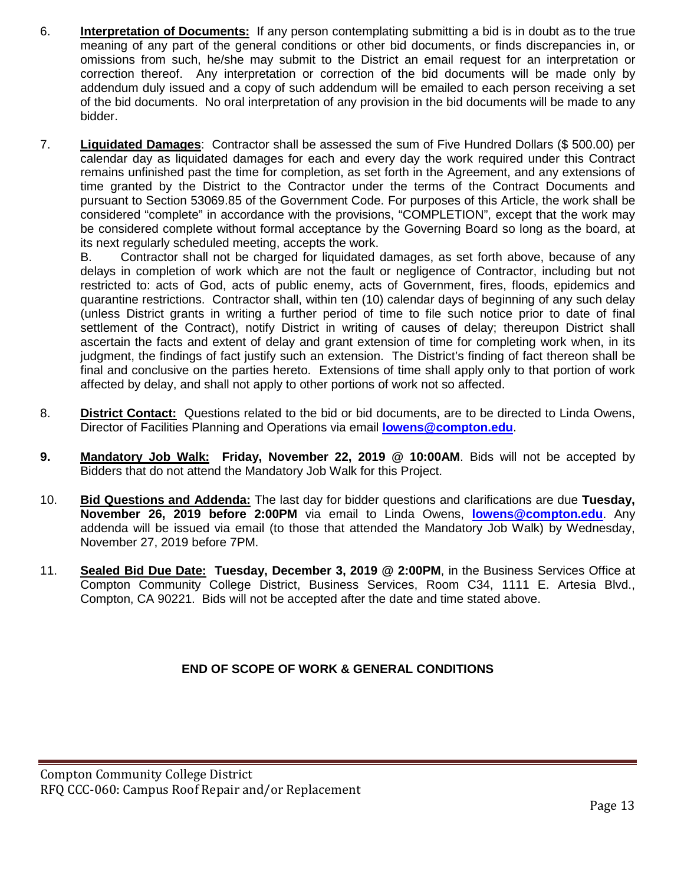6. **Interpretation of Documents:** If any person contemplating submitting a bid is in doubt as to the true meaning of any part of the general conditions or other bid documents, or finds discrepancies in, or omissions from such, he/she may submit to the District an email request for an interpretation or correction thereof. Any interpretation or correction of the bid documents will be made only by addendum duly issued and a copy of such addendum will be emailed to each person receiving a set of the bid documents. No oral interpretation of any provision in the bid documents will be made to any bidder.

7. **Liquidated Damages**: Contractor shall be assessed the sum of Five Hundred Dollars ($ 500.00) per calendar day as liquidated damages for each and every day the work required under this Contract remains unfinished past the time for completion, as set forth in the Agreement, and any extensions of time granted by the District to the Contractor under the terms of the Contract Documents and pursuant to Section 53069.85 of the Government Code. For purposes of this Article, the work shall be considered "complete" in accordance with the provisions, "COMPLETION", except that the work may be considered complete without formal acceptance by the Governing Board so long as the board, at its next regularly scheduled meeting, accepts the work.

   B. Contractor shall not be charged for liquidated damages, as set forth above, because of any delays in completion of work which are not the fault or negligence of Contractor, including but not restricted to: acts of God, acts of public enemy, acts of Government, fires, floods, epidemics and quarantine restrictions. Contractor shall, within ten (10) calendar days of beginning of any such delay (unless District grants in writing a further period of time to file such notice prior to date of final settlement of the Contract), notify District in writing of causes of delay; thereupon District shall ascertain the facts and extent of delay and grant extension of time for completing work when, in its judgment, the findings of fact justify such an extension. The District's finding of fact thereon shall be final and conclusive on the parties hereto. Extensions of time shall apply only to that portion of work affected by delay, and shall not apply to other portions of work not so affected.

8. **District Contact:** Questions related to the bid or bid documents, are to be directed to Linda Owens, Director of Facilities Planning and Operations via email **lowens@compton.edu**.

9. **Mandatory Job Walk: Friday, November 22, 2019 @ 10:00AM**. Bids will not be accepted by Bidders that do not attend the Mandatory Job Walk for this Project.

10. **Bid Questions and Addenda:** The last day for bidder questions and clarifications are due **Tuesday, November 26, 2019 before 2:00PM** via email to Linda Owens, **lowens@compton.edu**. Any addenda will be issued via email (to those that attended the Mandatory Job Walk) by Wednesday, November 27, 2019 before 7PM.

11. **Sealed Bid Due Date: Tuesday, December 3, 2019 @ 2:00PM**, in the Business Services Office at Compton Community College District, Business Services, Room C34, 1111 E. Artesia Blvd., Compton, CA 90221. Bids will not be accepted after the date and time stated above.

**END OF SCOPE OF WORK & GENERAL CONDITIONS**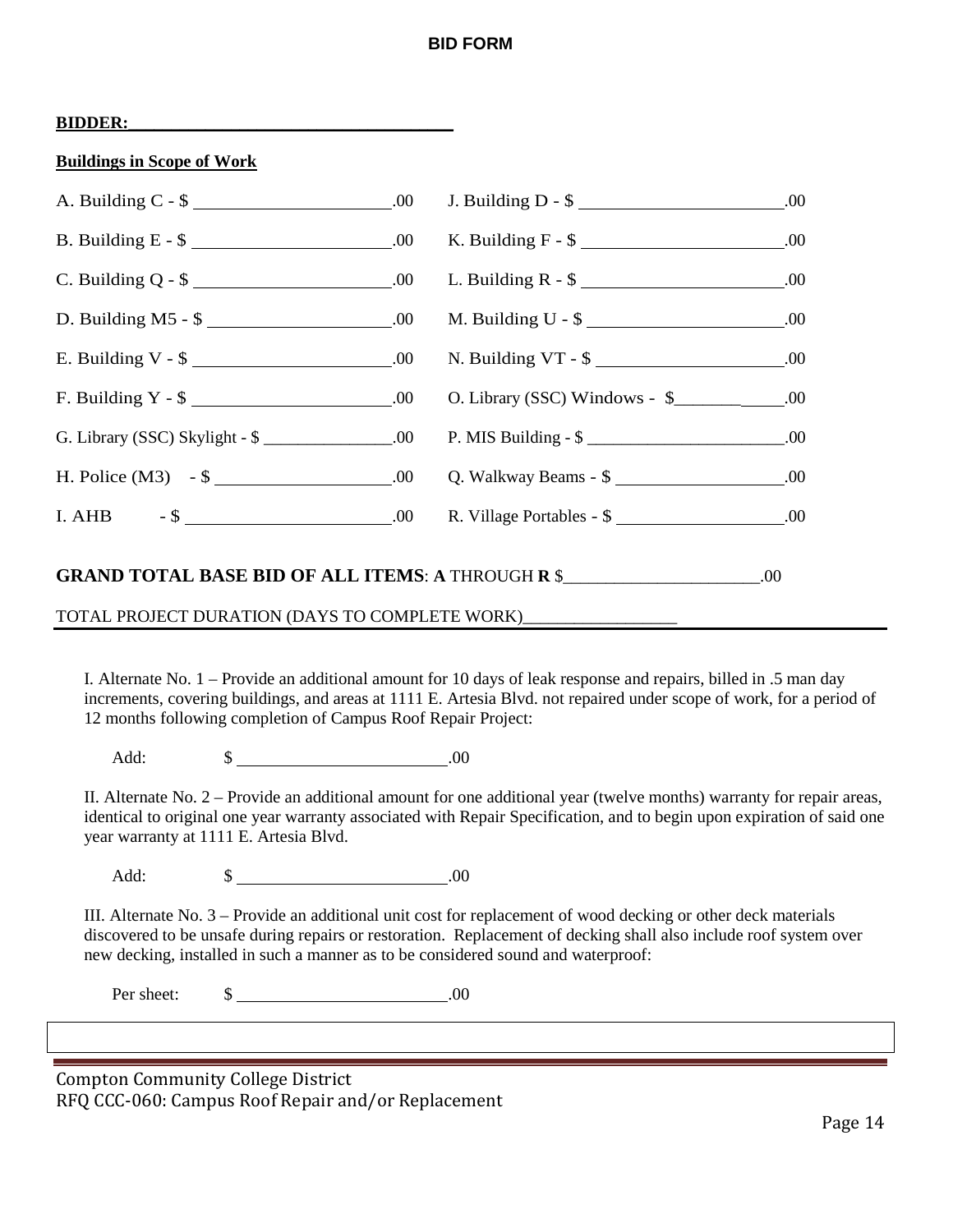# BID FORM

**BIDDER:\_\_\_\_\_\_\_\_\_\_\_\_\_\_\_\_\_\_\_\_\_\_\_\_\_\_\_\_\_\_\_\_\_\_\_\_\_**

**Buildings in Scope of Work**

| | |
|---|---|
| A. Building C - $ \_\_\_\_\_\_\_\_\_\_\_\_\_\_\_\_\_\_\_\_.00 | J. Building D - $ \_\_\_\_\_\_\_\_\_\_\_\_\_\_\_\_\_\_\_\_.00 |
| B. Building E - $ \_\_\_\_\_\_\_\_\_\_\_\_\_\_\_\_\_\_\_\_.00 | K. Building F - $ \_\_\_\_\_\_\_\_\_\_\_\_\_\_\_\_\_\_\_\_.00 |
| C. Building Q - $ \_\_\_\_\_\_\_\_\_\_\_\_\_\_\_\_\_\_\_\_.00 | L. Building R - $ \_\_\_\_\_\_\_\_\_\_\_\_\_\_\_\_\_\_\_\_.00 |
| D. Building M5 - $ \_\_\_\_\_\_\_\_\_\_\_\_\_\_\_\_\_\_\_.00 | M. Building U - $ \_\_\_\_\_\_\_\_\_\_\_\_\_\_\_\_\_\_\_\_.00 |
| E. Building V - $ \_\_\_\_\_\_\_\_\_\_\_\_\_\_\_\_\_\_\_\_.00 | N. Building VT - $ \_\_\_\_\_\_\_\_\_\_\_\_\_\_\_\_\_\_\_.00 |
| F. Building Y - $ \_\_\_\_\_\_\_\_\_\_\_\_\_\_\_\_\_\_\_\_.00 | O. Library (SSC) Windows - $\_\_\_\_\_\_\_\_\_\_\_\_.00 |
| G. Library (SSC) Skylight - $ \_\_\_\_\_\_\_\_\_\_\_\_\_\_.00 | P. MIS Building - $ \_\_\_\_\_\_\_\_\_\_\_\_\_\_\_\_\_\_\_\_.00 |
| H. Police (M3) - $ \_\_\_\_\_\_\_\_\_\_\_\_\_\_\_\_\_\_\_.00 | Q. Walkway Beams - $ \_\_\_\_\_\_\_\_\_\_\_\_\_\_\_\_\_\_.00 |
| I. AHB - $ \_\_\_\_\_\_\_\_\_\_\_\_\_\_\_\_\_\_\_\_\_\_.00 | R. Village Portables - $ \_\_\_\_\_\_\_\_\_\_\_\_\_\_\_\_\_.00 |

**GRAND TOTAL BASE BID OF ALL ITEMS**: **A** THROUGH **R** $\_\_\_\_\_\_\_\_\_\_\_\_\_\_\_\_\_\_\_\_\_\_.00

TOTAL PROJECT DURATION (DAYS TO COMPLETE WORK)\_\_\_\_\_\_\_\_\_\_\_\_\_\_\_\_\_

I. Alternate No. 1 – Provide an additional amount for 10 days of leak response and repairs, billed in .5 man day increments, covering buildings, and areas at 1111 E. Artesia Blvd. not repaired under scope of work, for a period of 12 months following completion of Campus Roof Repair Project:

Add: $ \_\_\_\_\_\_\_\_\_\_\_\_\_\_\_\_\_\_\_\_\_\_\_\_.00

II. Alternate No. 2 – Provide an additional amount for one additional year (twelve months) warranty for repair areas, identical to original one year warranty associated with Repair Specification, and to begin upon expiration of said one year warranty at 1111 E. Artesia Blvd.

Add: $ \_\_\_\_\_\_\_\_\_\_\_\_\_\_\_\_\_\_\_\_\_\_\_\_.00

III. Alternate No. 3 – Provide an additional unit cost for replacement of wood decking or other deck materials discovered to be unsafe during repairs or restoration. Replacement of decking shall also include roof system over new decking, installed in such a manner as to be considered sound and waterproof:

Per sheet: $ \_\_\_\_\_\_\_\_\_\_\_\_\_\_\_\_\_\_\_\_\_\_\_\_.00

Compton Community College District
RFQ CCC-060: Campus Roof Repair and/or Replacement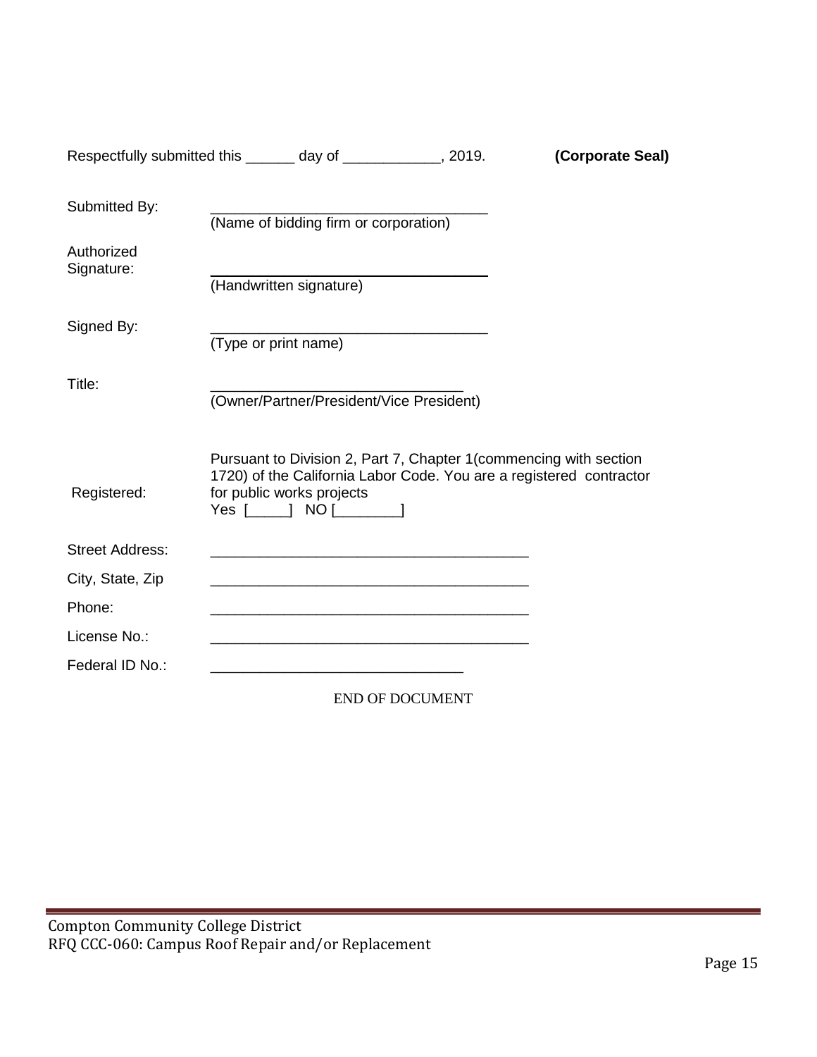Respectfully submitted this ______ day of ____________, 2019. **(Corporate Seal)**

Submitted By: __________________________________
(Name of bidding firm or corporation)

Authorized Signature: __________________________________
(Handwritten signature)

Signed By: __________________________________
(Type or print name)

Title: _______________________________
(Owner/Partner/President/Vice President)

Registered: Pursuant to Division 2, Part 7, Chapter 1(commencing with section 1720) of the California Labor Code. You are a registered contractor for public works projects
Yes [_____] NO [________]

Street Address: _______________________________________

City, State, Zip _______________________________________

Phone: _______________________________________

License No.: _______________________________________

Federal ID No.: _______________________________

END OF DOCUMENT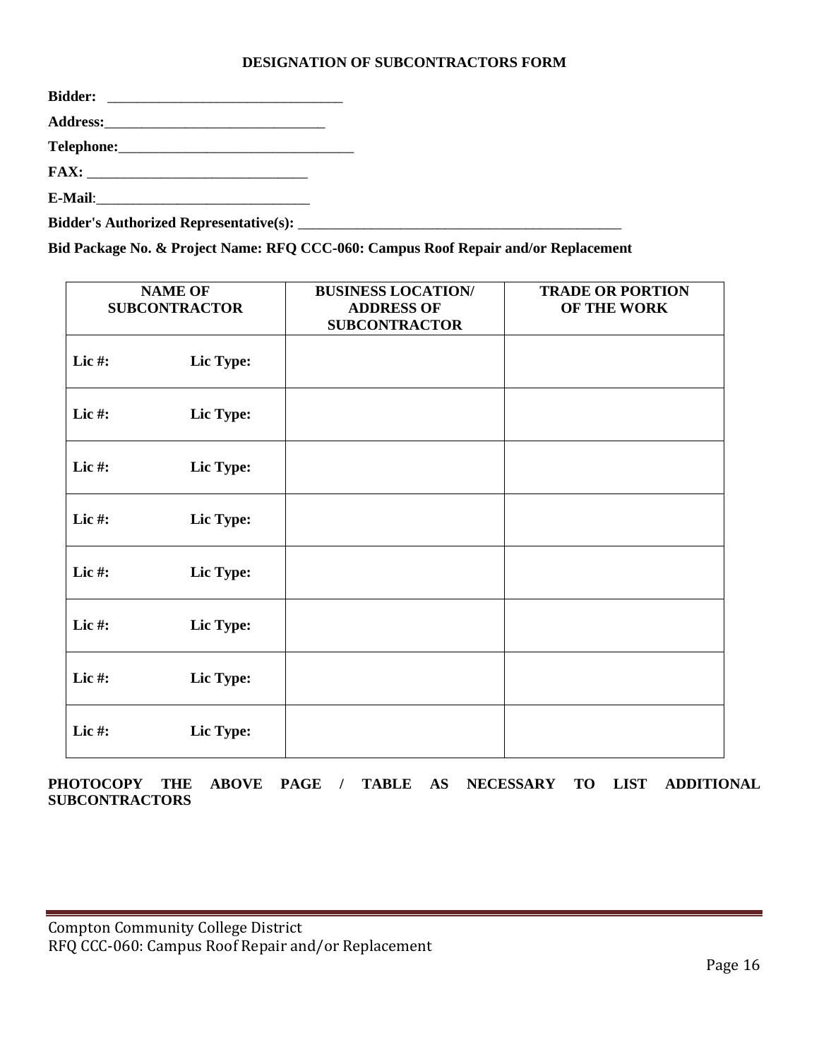## DESIGNATION OF SUBCONTRACTORS FORM

**Bidder:** ______________________________

**Address:**______________________________

**Telephone:**______________________________

**FAX:** ______________________________

**E-Mail**:______________________________

**Bidder's Authorized Representative(s):** ____________________________________________

**Bid Package No. & Project Name: RFQ CCC-060: Campus Roof Repair and/or Replacement**

| NAME OF SUBCONTRACTOR | BUSINESS LOCATION/ ADDRESS OF SUBCONTRACTOR | TRADE OR PORTION OF THE WORK |
|---|---|---|
| **Lic #: Lic Type:** | | |
| **Lic #: Lic Type:** | | |
| **Lic #: Lic Type:** | | |
| **Lic #: Lic Type:** | | |
| **Lic #: Lic Type:** | | |
| **Lic #: Lic Type:** | | |
| **Lic #: Lic Type:** | | |
| **Lic #: Lic Type:** | | |

**PHOTOCOPY THE ABOVE PAGE / TABLE AS NECESSARY TO LIST ADDITIONAL SUBCONTRACTORS**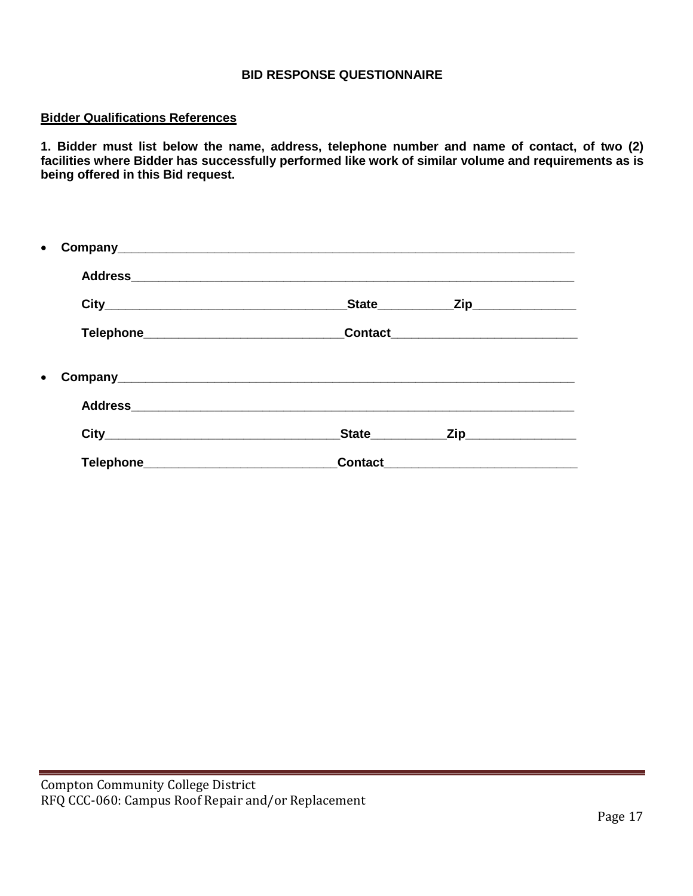**BID RESPONSE QUESTIONNAIRE**

**Bidder Qualifications References**

**1. Bidder must list below the name, address, telephone number and name of contact, of two (2) facilities where Bidder has successfully performed like work of similar volume and requirements as is being offered in this Bid request.**

- **Company**___________________________________________________________________

  **Address**__________________________________________________________________

  **City**_________________________________**State**__________**Zip**______________

  **Telephone**____________________________**Contact**__________________________

- **Company**___________________________________________________________________

  **Address**__________________________________________________________________

  **City**_________________________________**State**__________**Zip**______________

  **Telephone**____________________________**Contact**__________________________

Compton Community College District
RFQ CCC-060: Campus Roof Repair and/or Replacement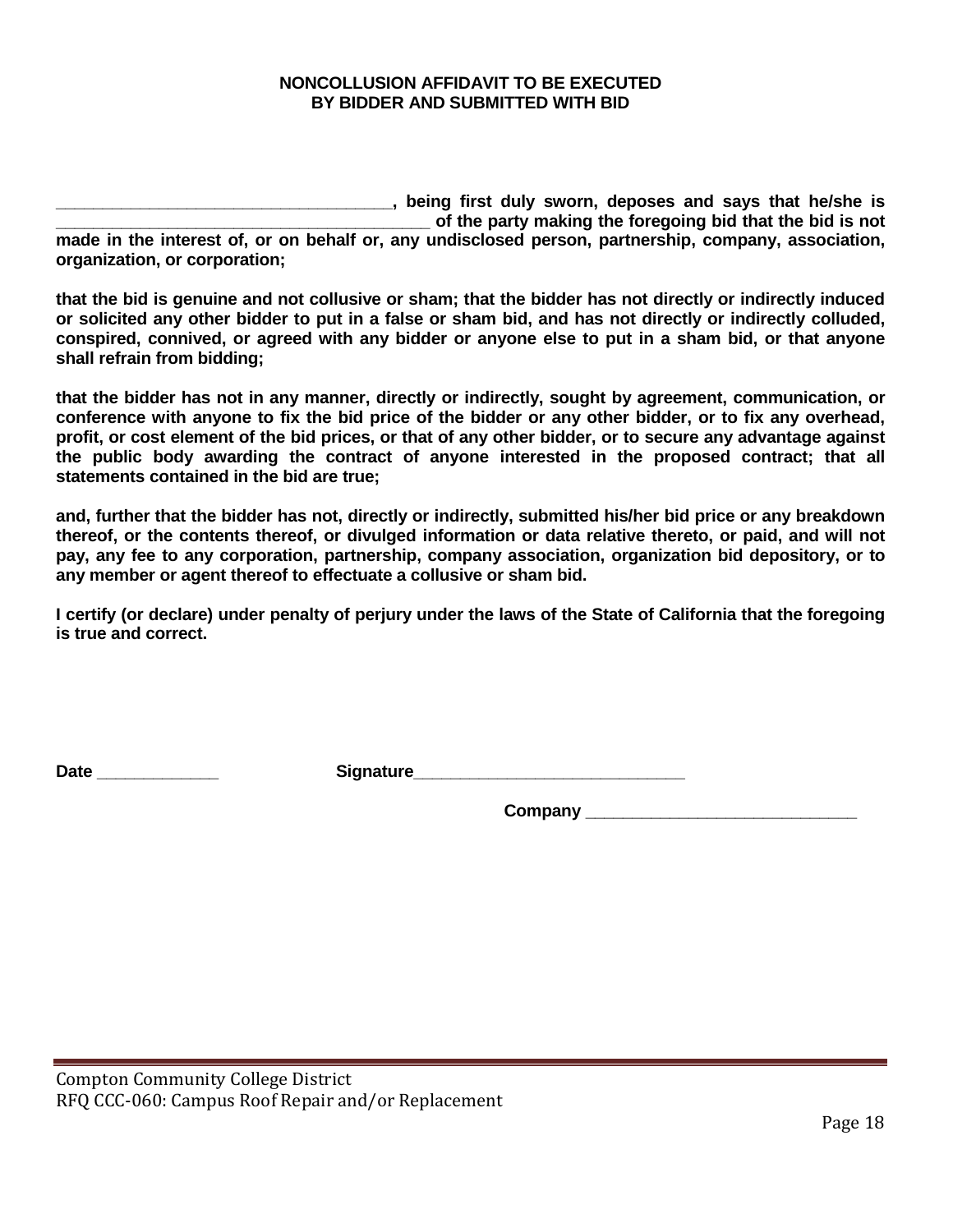**NONCOLLUSION AFFIDAVIT TO BE EXECUTED BY BIDDER AND SUBMITTED WITH BID**

**___________________________________, being first duly sworn, deposes and says that he/she is _______________________________________ of the party making the foregoing bid that the bid is not made in the interest of, or on behalf or, any undisclosed person, partnership, company, association, organization, or corporation;**

**that the bid is genuine and not collusive or sham; that the bidder has not directly or indirectly induced or solicited any other bidder to put in a false or sham bid, and has not directly or indirectly colluded, conspired, connived, or agreed with any bidder or anyone else to put in a sham bid, or that anyone shall refrain from bidding;**

**that the bidder has not in any manner, directly or indirectly, sought by agreement, communication, or conference with anyone to fix the bid price of the bidder or any other bidder, or to fix any overhead, profit, or cost element of the bid prices, or that of any other bidder, or to secure any advantage against the public body awarding the contract of anyone interested in the proposed contract; that all statements contained in the bid are true;**

**and, further that the bidder has not, directly or indirectly, submitted his/her bid price or any breakdown thereof, or the contents thereof, or divulged information or data relative thereto, or paid, and will not pay, any fee to any corporation, partnership, company association, organization bid depository, or to any member or agent thereof to effectuate a collusive or sham bid.**

**I certify (or declare) under penalty of perjury under the laws of the State of California that the foregoing is true and correct.**

**Date _____________** **Signature_____________________________**

**Company _____________________________**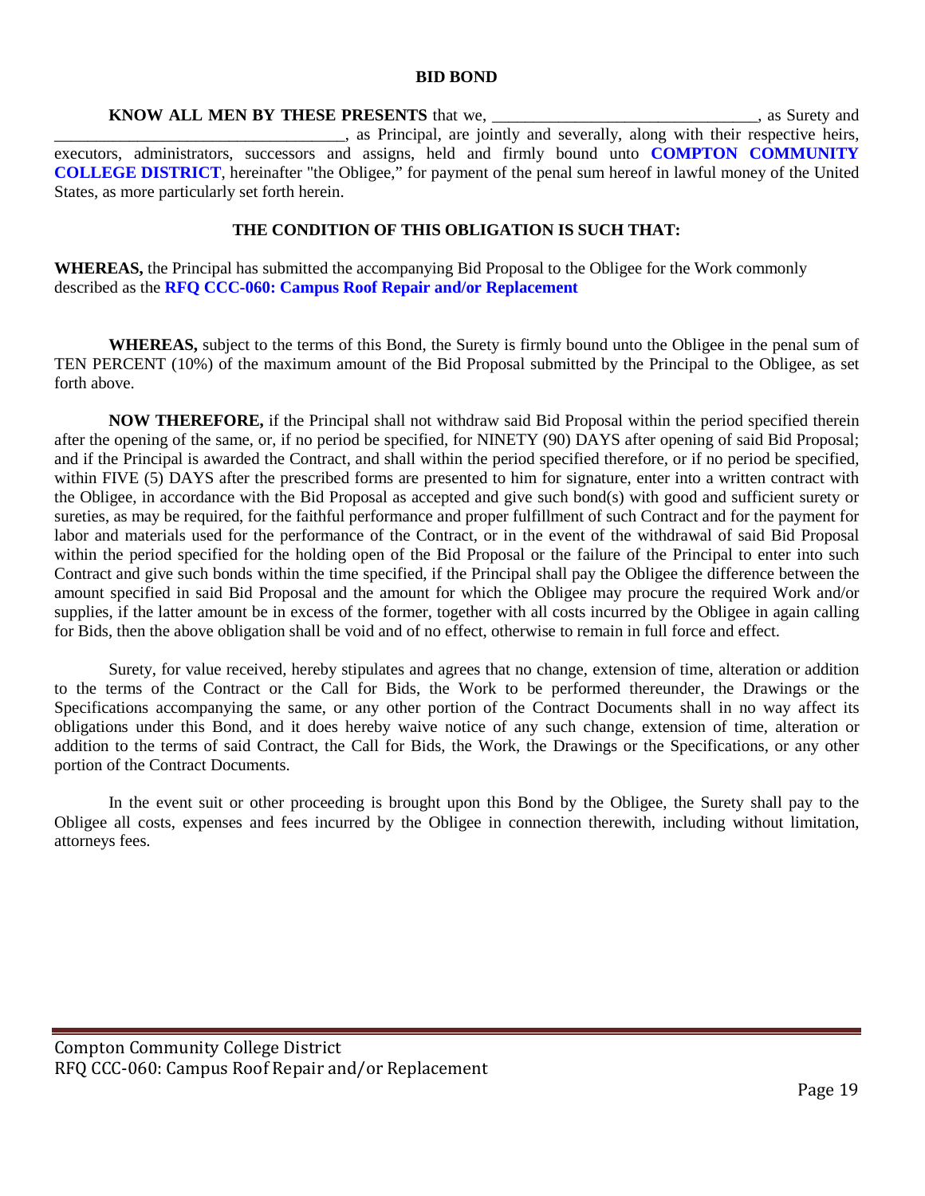# BID BOND

**KNOW ALL MEN BY THESE PRESENTS** that we, _______________________________, as Surety and __________________________________, as Principal, are jointly and severally, along with their respective heirs, executors, administrators, successors and assigns, held and firmly bound unto **COMPTON COMMUNITY COLLEGE DISTRICT**, hereinafter "the Obligee," for payment of the penal sum hereof in lawful money of the United States, as more particularly set forth herein.

## THE CONDITION OF THIS OBLIGATION IS SUCH THAT:

**WHEREAS,** the Principal has submitted the accompanying Bid Proposal to the Obligee for the Work commonly described as the **RFQ CCC-060: Campus Roof Repair and/or Replacement**

**WHEREAS,** subject to the terms of this Bond, the Surety is firmly bound unto the Obligee in the penal sum of TEN PERCENT (10%) of the maximum amount of the Bid Proposal submitted by the Principal to the Obligee, as set forth above.

**NOW THEREFORE,** if the Principal shall not withdraw said Bid Proposal within the period specified therein after the opening of the same, or, if no period be specified, for NINETY (90) DAYS after opening of said Bid Proposal; and if the Principal is awarded the Contract, and shall within the period specified therefore, or if no period be specified, within FIVE (5) DAYS after the prescribed forms are presented to him for signature, enter into a written contract with the Obligee, in accordance with the Bid Proposal as accepted and give such bond(s) with good and sufficient surety or sureties, as may be required, for the faithful performance and proper fulfillment of such Contract and for the payment for labor and materials used for the performance of the Contract, or in the event of the withdrawal of said Bid Proposal within the period specified for the holding open of the Bid Proposal or the failure of the Principal to enter into such Contract and give such bonds within the time specified, if the Principal shall pay the Obligee the difference between the amount specified in said Bid Proposal and the amount for which the Obligee may procure the required Work and/or supplies, if the latter amount be in excess of the former, together with all costs incurred by the Obligee in again calling for Bids, then the above obligation shall be void and of no effect, otherwise to remain in full force and effect.

Surety, for value received, hereby stipulates and agrees that no change, extension of time, alteration or addition to the terms of the Contract or the Call for Bids, the Work to be performed thereunder, the Drawings or the Specifications accompanying the same, or any other portion of the Contract Documents shall in no way affect its obligations under this Bond, and it does hereby waive notice of any such change, extension of time, alteration or addition to the terms of said Contract, the Call for Bids, the Work, the Drawings or the Specifications, or any other portion of the Contract Documents.

In the event suit or other proceeding is brought upon this Bond by the Obligee, the Surety shall pay to the Obligee all costs, expenses and fees incurred by the Obligee in connection therewith, including without limitation, attorneys fees.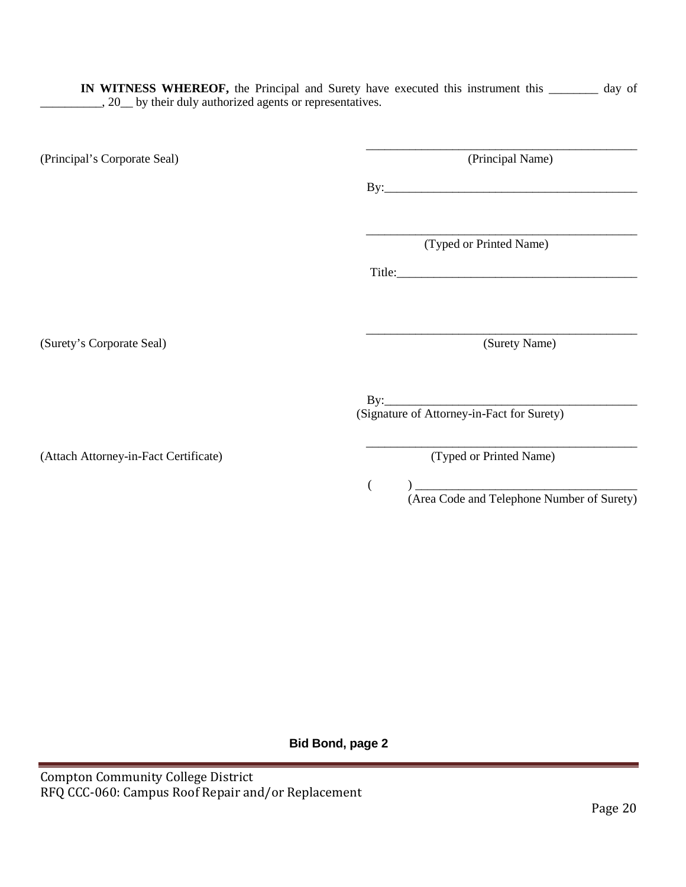**IN WITNESS WHEREOF,** the Principal and Surety have executed this instrument this ________ day of __________, 20__ by their duly authorized agents or representatives.

(Principal's Corporate Seal)

______________________________________________
(Principal Name)

By:__________________________________________

______________________________________________
(Typed or Printed Name)

Title:________________________________________

(Surety's Corporate Seal)

______________________________________________
(Surety Name)

By:__________________________________________
(Signature of Attorney-in-Fact for Surety)

(Attach Attorney-in-Fact Certificate)

______________________________________________
(Typed or Printed Name)

(       ) ____________________________________
(Area Code and Telephone Number of Surety)

**Bid Bond, page 2**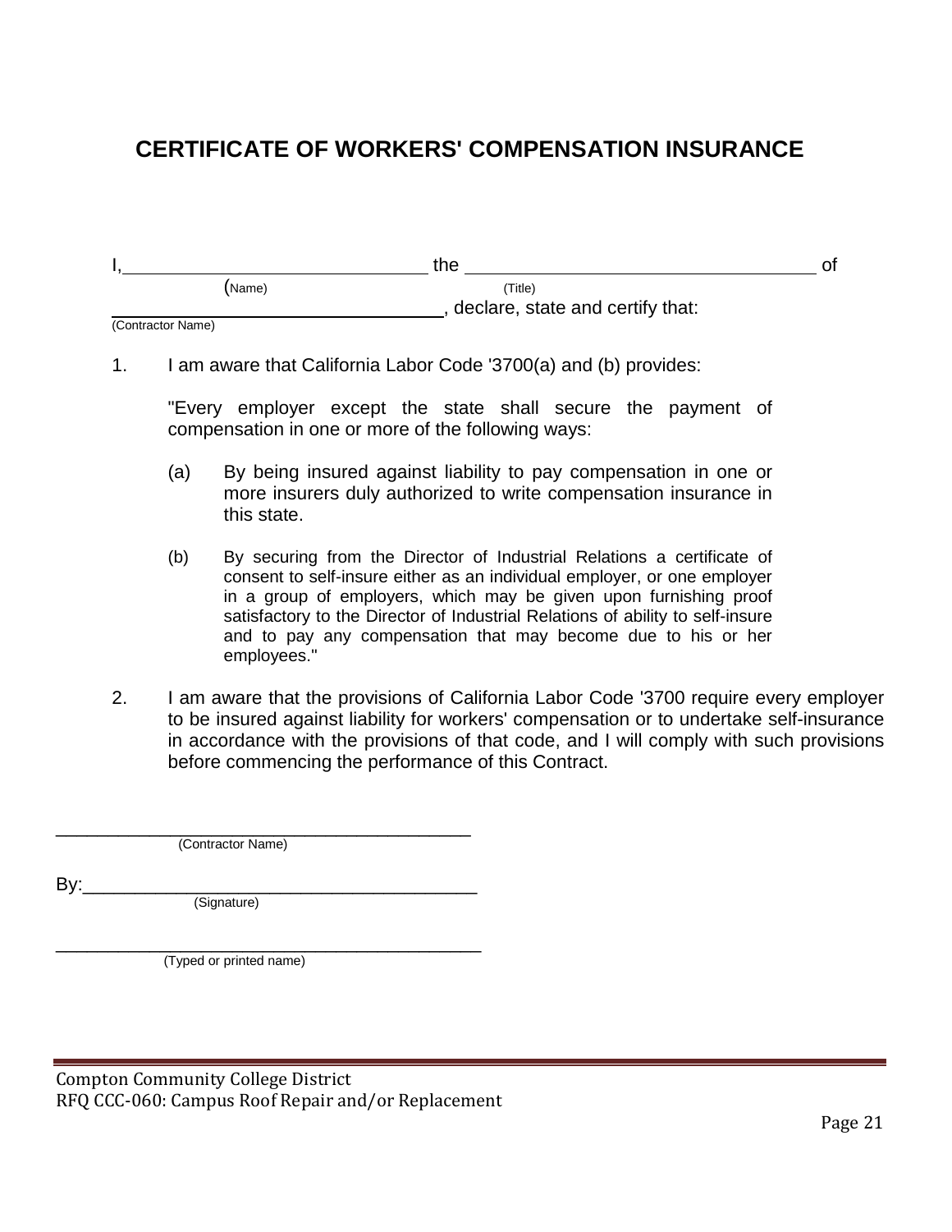# CERTIFICATE OF WORKERS' COMPENSATION INSURANCE

I,_____________________________ the _________________________________ of
(Name) (Title)

_________________________________, declare, state and certify that:
(Contractor Name)

1. I am aware that California Labor Code '3700(a) and (b) provides:

   "Every employer except the state shall secure the payment of compensation in one or more of the following ways:

   (a) By being insured against liability to pay compensation in one or more insurers duly authorized to write compensation insurance in this state.

   (b) By securing from the Director of Industrial Relations a certificate of consent to self-insure either as an individual employer, or one employer in a group of employers, which may be given upon furnishing proof satisfactory to the Director of Industrial Relations of ability to self-insure and to pay any compensation that may become due to his or her employees."

2. I am aware that the provisions of California Labor Code '3700 require every employer to be insured against liability for workers' compensation or to undertake self-insurance in accordance with the provisions of that code, and I will comply with such provisions before commencing the performance of this Contract.

_________________________________________
(Contractor Name)

By:______________________________________
(Signature)

_________________________________________
(Typed or printed name)

Compton Community College District
RFQ CCC-060: Campus Roof Repair and/or Replacement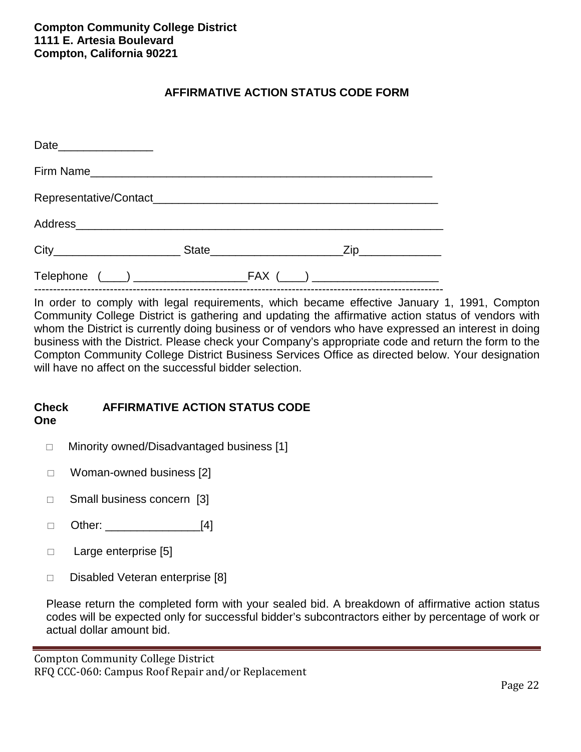**Compton Community College District**
**1111 E. Artesia Boulevard**
**Compton, California 90221**

## AFFIRMATIVE ACTION STATUS CODE FORM

Date_______________

Firm Name_______________________________________________________

Representative/Contact_____________________________________________

Address_________________________________________________________

City____________________ State_____________________Zip_____________

Telephone (____) __________________FAX (____) ____________________

---

In order to comply with legal requirements, which became effective January 1, 1991, Compton Community College District is gathering and updating the affirmative action status of vendors with whom the District is currently doing business or of vendors who have expressed an interest in doing business with the District. Please check your Company's appropriate code and return the form to the Compton Community College District Business Services Office as directed below. Your designation will have no affect on the successful bidder selection.

**Check One** **AFFIRMATIVE ACTION STATUS CODE**

- □ Minority owned/Disadvantaged business [1]
- □ Woman-owned business [2]
- □ Small business concern [3]
- □ Other: _______________[4]
- □ Large enterprise [5]
- □ Disabled Veteran enterprise [8]

Please return the completed form with your sealed bid. A breakdown of affirmative action status codes will be expected only for successful bidder's subcontractors either by percentage of work or actual dollar amount bid.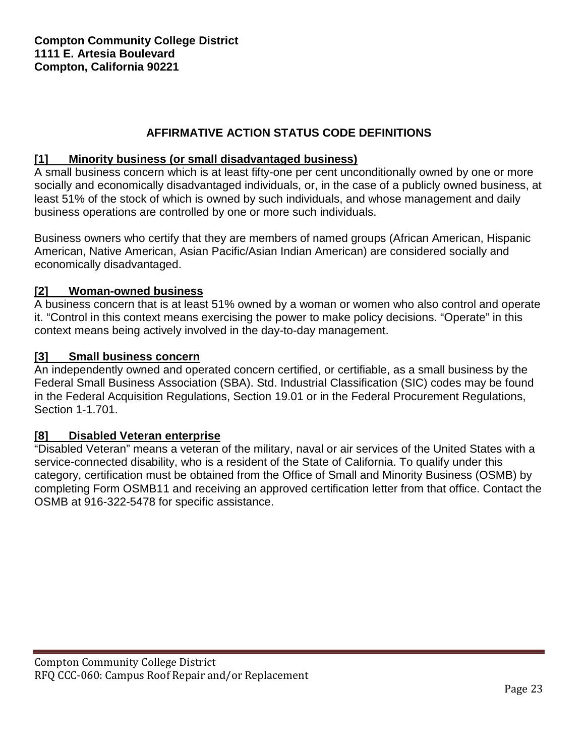**Compton Community College District**
**1111 E. Artesia Boulevard**
**Compton, California 90221**

## AFFIRMATIVE ACTION STATUS CODE DEFINITIONS

### [1] Minority business (or small disadvantaged business)

A small business concern which is at least fifty-one per cent unconditionally owned by one or more socially and economically disadvantaged individuals, or, in the case of a publicly owned business, at least 51% of the stock of which is owned by such individuals, and whose management and daily business operations are controlled by one or more such individuals.

Business owners who certify that they are members of named groups (African American, Hispanic American, Native American, Asian Pacific/Asian Indian American) are considered socially and economically disadvantaged.

### [2] Woman-owned business

A business concern that is at least 51% owned by a woman or women who also control and operate it. "Control in this context means exercising the power to make policy decisions. "Operate" in this context means being actively involved in the day-to-day management.

### [3] Small business concern

An independently owned and operated concern certified, or certifiable, as a small business by the Federal Small Business Association (SBA). Std. Industrial Classification (SIC) codes may be found in the Federal Acquisition Regulations, Section 19.01 or in the Federal Procurement Regulations, Section 1-1.701.

### [8] Disabled Veteran enterprise

"Disabled Veteran" means a veteran of the military, naval or air services of the United States with a service-connected disability, who is a resident of the State of California. To qualify under this category, certification must be obtained from the Office of Small and Minority Business (OSMB) by completing Form OSMB11 and receiving an approved certification letter from that office. Contact the OSMB at 916-322-5478 for specific assistance.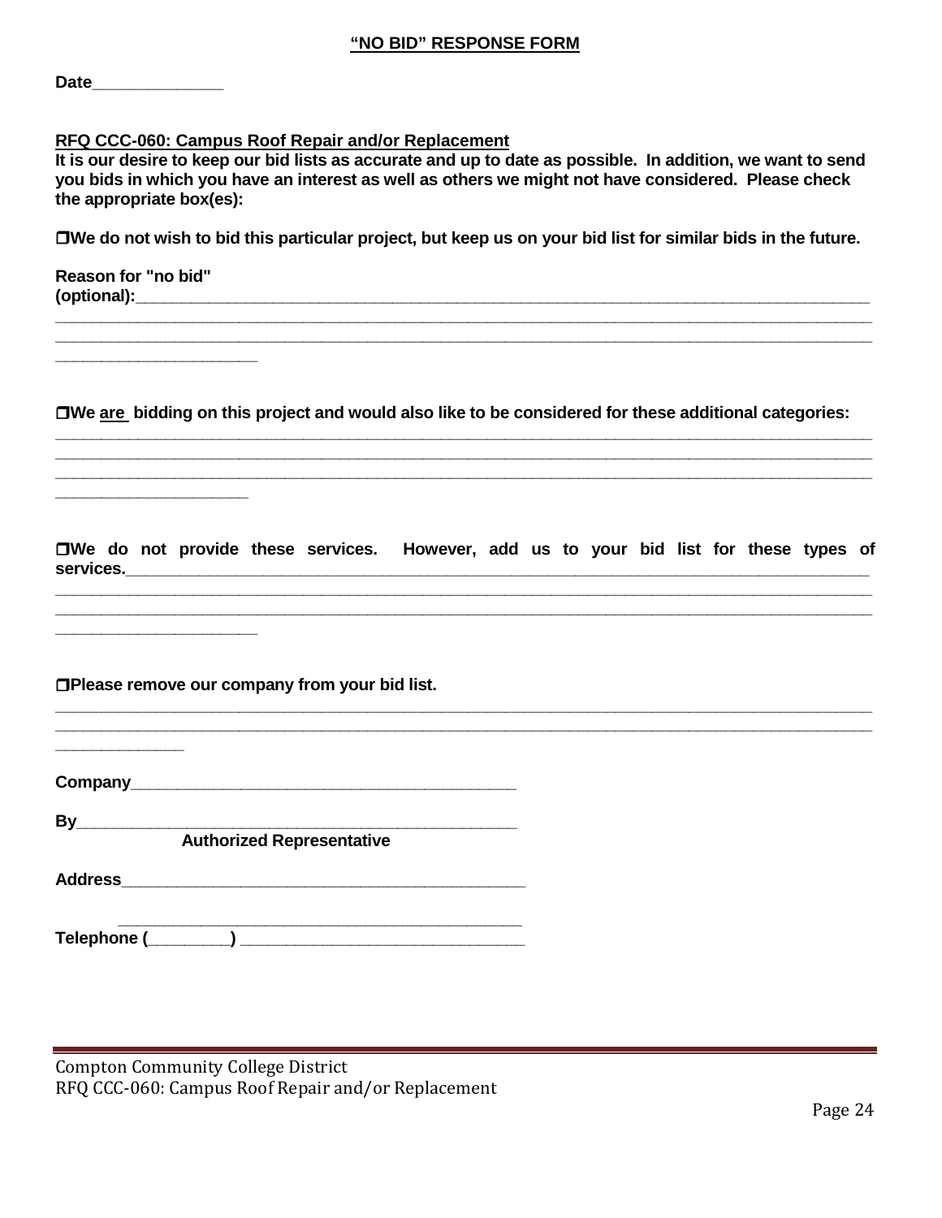**<u>"NO BID" RESPONSE FORM</u>**

**Date______________**

**<u>RFQ CCC-060: Campus Roof Repair and/or Replacement</u>**

**It is our desire to keep our bid lists as accurate and up to date as possible. In addition, we want to send you bids in which you have an interest as well as others we might not have considered. Please check the appropriate box(es):**

**❒We do not wish to bid this particular project, but keep us on your bid list for similar bids in the future.**

**Reason for "no bid" (optional):**_____________________________________________________________________________
_____________________________________________________________________________________________
_____________________________________________________________________________________________
______________________

**❒We <u>are</u> bidding on this project and would also like to be considered for these additional categories:**
_____________________________________________________________________________________________
_____________________________________________________________________________________________
_____________________________________________________________________________________________
_____________________

**❒We do not provide these services. However, add us to your bid list for these types of services.**_____________________________________________________________________________
_____________________________________________________________________________________________
_____________________________________________________________________________________________
______________________

**❒Please remove our company from your bid list.**
_____________________________________________________________________________________________
_____________________________________________________________________________________________
______________

**Company**________________________________________

**By**____________________________________________
**Authorized Representative**

**Address**_________________________________________
_____________________________________________

**Telephone (_________)** _____________________________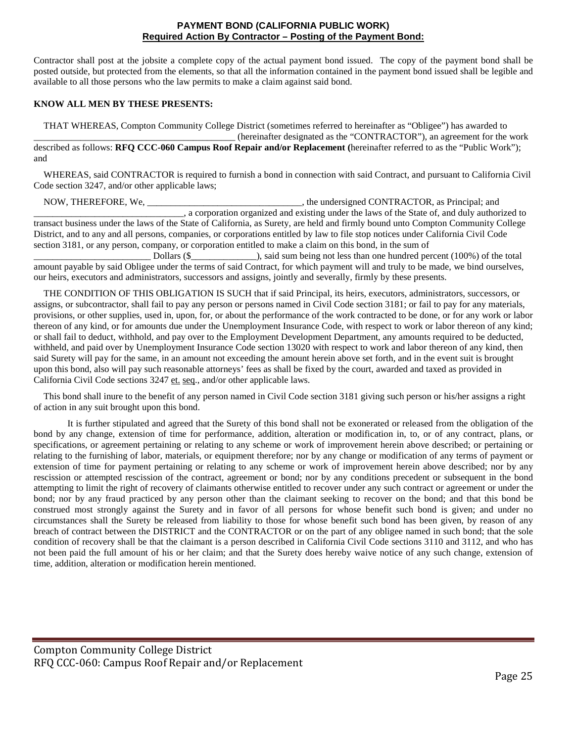**PAYMENT BOND (CALIFORNIA PUBLIC WORK)**

**Required Action By Contractor – Posting of the Payment Bond:**

Contractor shall post at the jobsite a complete copy of the actual payment bond issued. The copy of the payment bond shall be posted outside, but protected from the elements, so that all the information contained in the payment bond issued shall be legible and available to all those persons who the law permits to make a claim against said bond.

**KNOW ALL MEN BY THESE PRESENTS:**

THAT WHEREAS, Compton Community College District (sometimes referred to hereinafter as "Obligee") has awarded to ____________________________________________ (hereinafter designated as the "CONTRACTOR"), an agreement for the work described as follows: **RFQ CCC-060 Campus Roof Repair and/or Replacement (**hereinafter referred to as the "Public Work"); and

WHEREAS, said CONTRACTOR is required to furnish a bond in connection with said Contract, and pursuant to California Civil Code section 3247, and/or other applicable laws;

NOW, THEREFORE, We, _________________________________, the undersigned CONTRACTOR, as Principal; and _________________________________, a corporation organized and existing under the laws of the State of, and duly authorized to transact business under the laws of the State of California, as Surety, are held and firmly bound unto Compton Community College District, and to any and all persons, companies, or corporations entitled by law to file stop notices under California Civil Code section 3181, or any person, company, or corporation entitled to make a claim on this bond, in the sum of _________________________ Dollars ($______________), said sum being not less than one hundred percent (100%) of the total amount payable by said Obligee under the terms of said Contract, for which payment will and truly to be made, we bind ourselves, our heirs, executors and administrators, successors and assigns, jointly and severally, firmly by these presents.

THE CONDITION OF THIS OBLIGATION IS SUCH that if said Principal, its heirs, executors, administrators, successors, or assigns, or subcontractor, shall fail to pay any person or persons named in Civil Code section 3181; or fail to pay for any materials, provisions, or other supplies, used in, upon, for, or about the performance of the work contracted to be done, or for any work or labor thereon of any kind, or for amounts due under the Unemployment Insurance Code, with respect to work or labor thereon of any kind; or shall fail to deduct, withhold, and pay over to the Employment Development Department, any amounts required to be deducted, withheld, and paid over by Unemployment Insurance Code section 13020 with respect to work and labor thereon of any kind, then said Surety will pay for the same, in an amount not exceeding the amount herein above set forth, and in the event suit is brought upon this bond, also will pay such reasonable attorneys' fees as shall be fixed by the court, awarded and taxed as provided in California Civil Code sections 3247 et. seq., and/or other applicable laws.

This bond shall inure to the benefit of any person named in Civil Code section 3181 giving such person or his/her assigns a right of action in any suit brought upon this bond.

It is further stipulated and agreed that the Surety of this bond shall not be exonerated or released from the obligation of the bond by any change, extension of time for performance, addition, alteration or modification in, to, or of any contract, plans, or specifications, or agreement pertaining or relating to any scheme or work of improvement herein above described; or pertaining or relating to the furnishing of labor, materials, or equipment therefore; nor by any change or modification of any terms of payment or extension of time for payment pertaining or relating to any scheme or work of improvement herein above described; nor by any rescission or attempted rescission of the contract, agreement or bond; nor by any conditions precedent or subsequent in the bond attempting to limit the right of recovery of claimants otherwise entitled to recover under any such contract or agreement or under the bond; nor by any fraud practiced by any person other than the claimant seeking to recover on the bond; and that this bond be construed most strongly against the Surety and in favor of all persons for whose benefit such bond is given; and under no circumstances shall the Surety be released from liability to those for whose benefit such bond has been given, by reason of any breach of contract between the DISTRICT and the CONTRACTOR or on the part of any obligee named in such bond; that the sole condition of recovery shall be that the claimant is a person described in California Civil Code sections 3110 and 3112, and who has not been paid the full amount of his or her claim; and that the Surety does hereby waive notice of any such change, extension of time, addition, alteration or modification herein mentioned.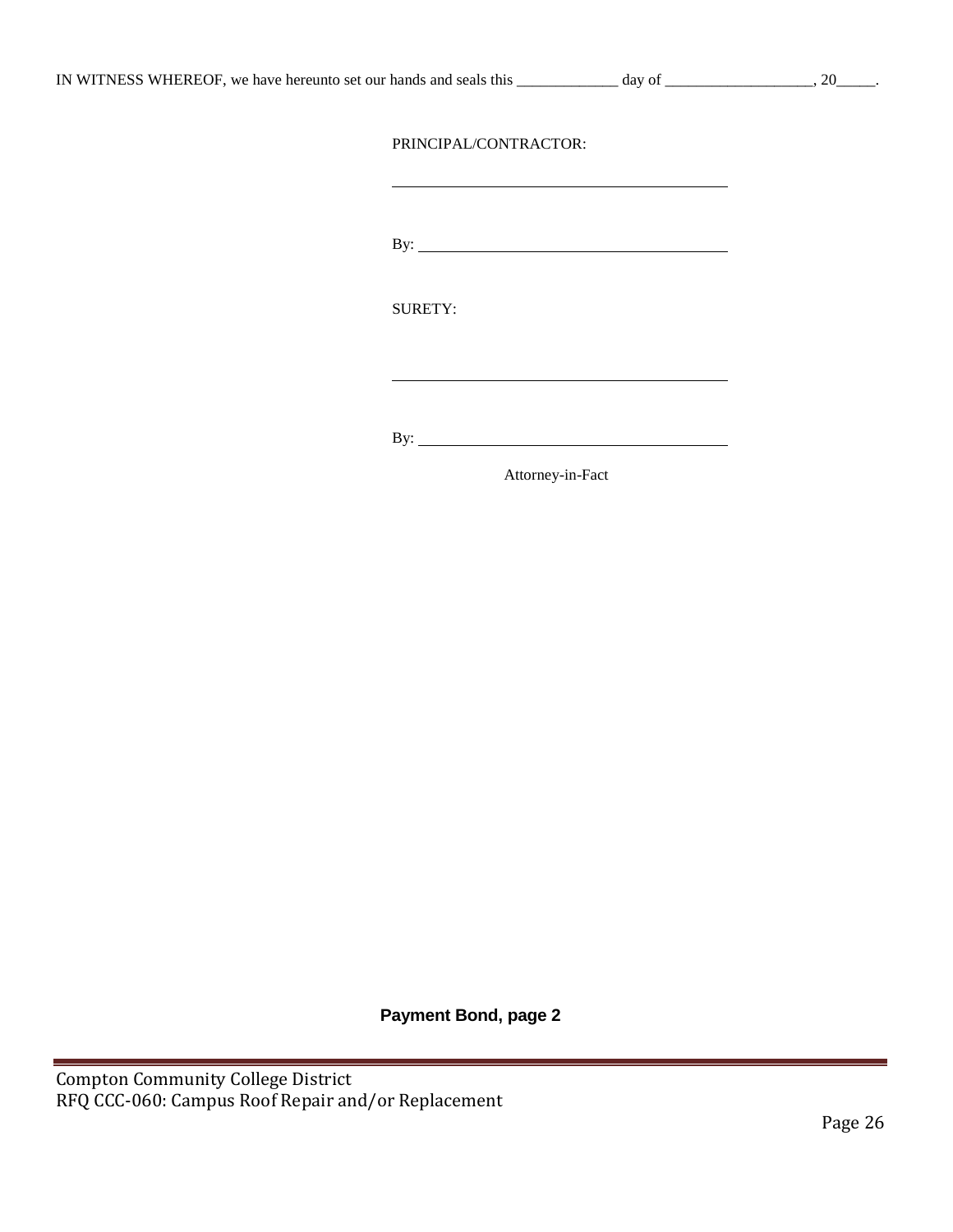IN WITNESS WHEREOF, we have hereunto set our hands and seals this _____________ day of ___________________, 20_____.

PRINCIPAL/CONTRACTOR:

_______________________________________

By: ____________________________________

SURETY:

_______________________________________

By: ____________________________________

Attorney-in-Fact

**Payment Bond, page 2**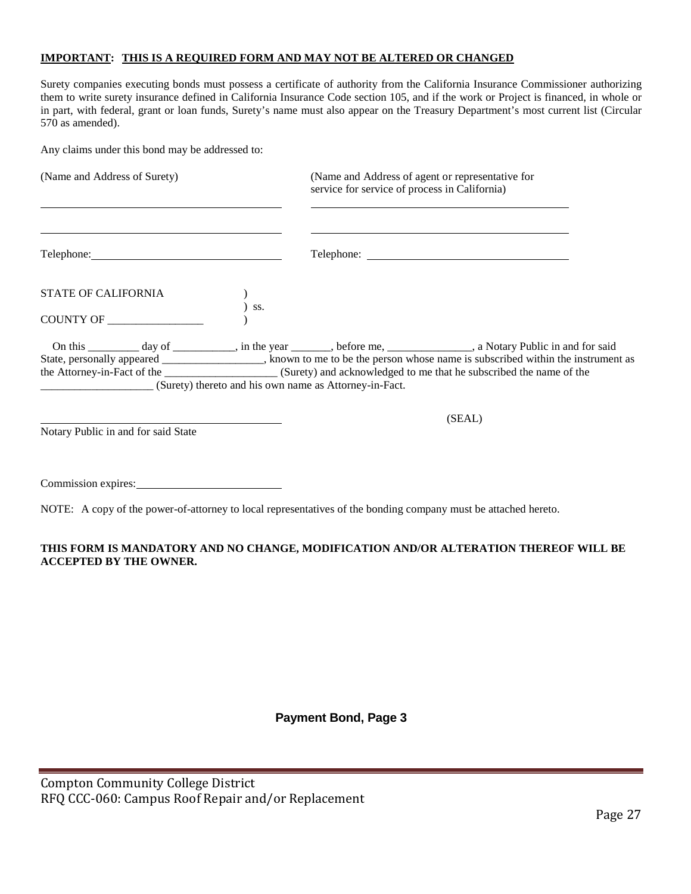**<u>IMPORTANT</u>: <u>THIS IS A REQUIRED FORM AND MAY NOT BE ALTERED OR CHANGED</u>**

Surety companies executing bonds must possess a certificate of authority from the California Insurance Commissioner authorizing them to write surety insurance defined in California Insurance Code section 105, and if the work or Project is financed, in whole or in part, with federal, grant or loan funds, Surety's name must also appear on the Treasury Department's most current list (Circular 570 as amended).

Any claims under this bond may be addressed to:

| (Name and Address of Surety) | (Name and Address of agent or representative for service for service of process in California) |
|---|---|
| ______________________________ | ______________________________ |
| ______________________________ | ______________________________ |
| Telephone: ______________________ | Telephone: ______________________ |

STATE OF CALIFORNIA )
) ss.
COUNTY OF _________________ )

On this _________ day of ___________, in the year _______, before me, _______________, a Notary Public in and for said State, personally appeared __________________, known to me to be the person whose name is subscribed within the instrument as the Attorney-in-Fact of the ____________________ (Surety) and acknowledged to me that he subscribed the name of the ____________________ (Surety) thereto and his own name as Attorney-in-Fact.

______________________________ (SEAL)
Notary Public in and for said State

Commission expires: ____________________

NOTE: A copy of the power-of-attorney to local representatives of the bonding company must be attached hereto.

**THIS FORM IS MANDATORY AND NO CHANGE, MODIFICATION AND/OR ALTERATION THEREOF WILL BE ACCEPTED BY THE OWNER.**

**Payment Bond, Page 3**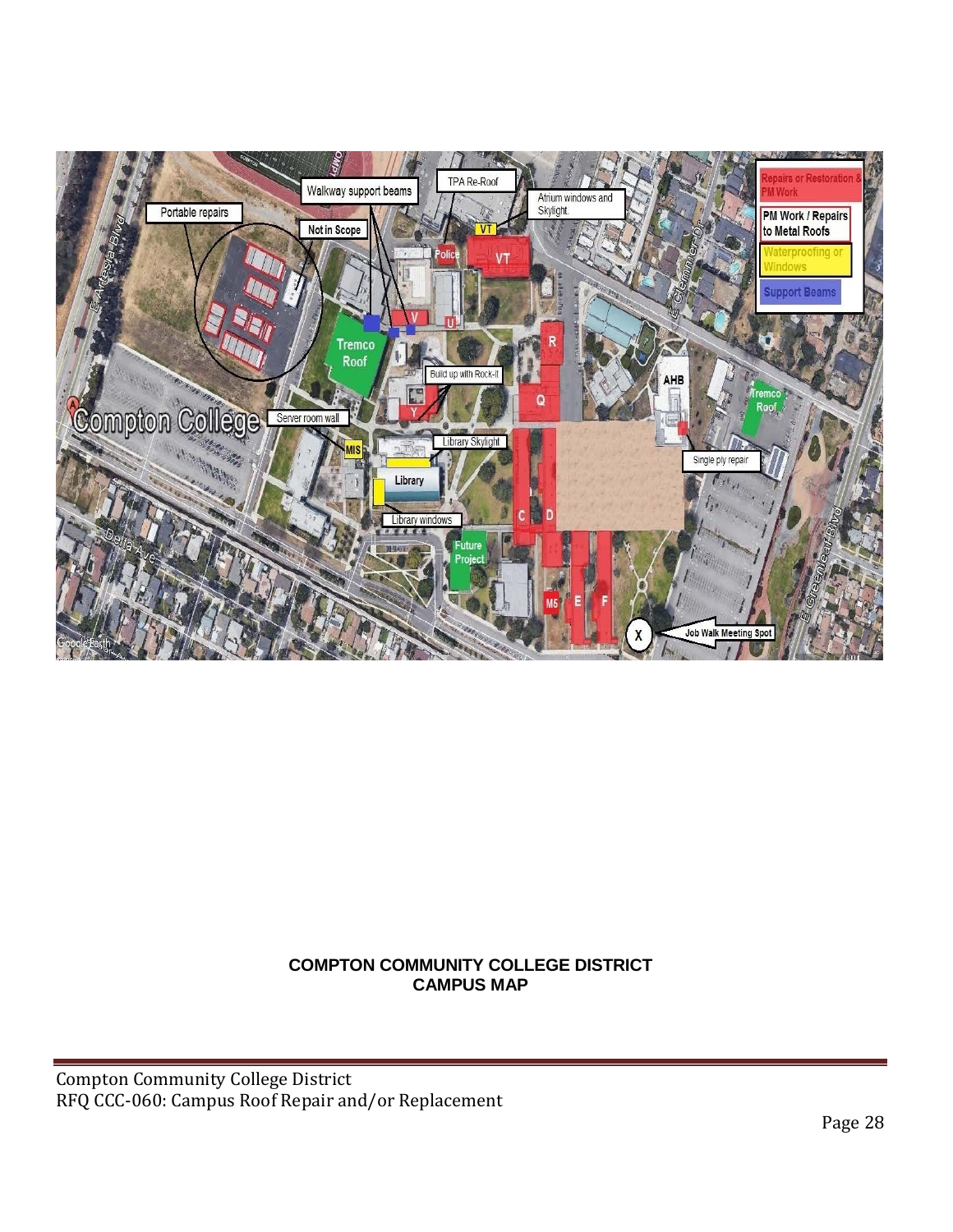**COMPTON COMMUNITY COLLEGE DISTRICT**
**CAMPUS MAP**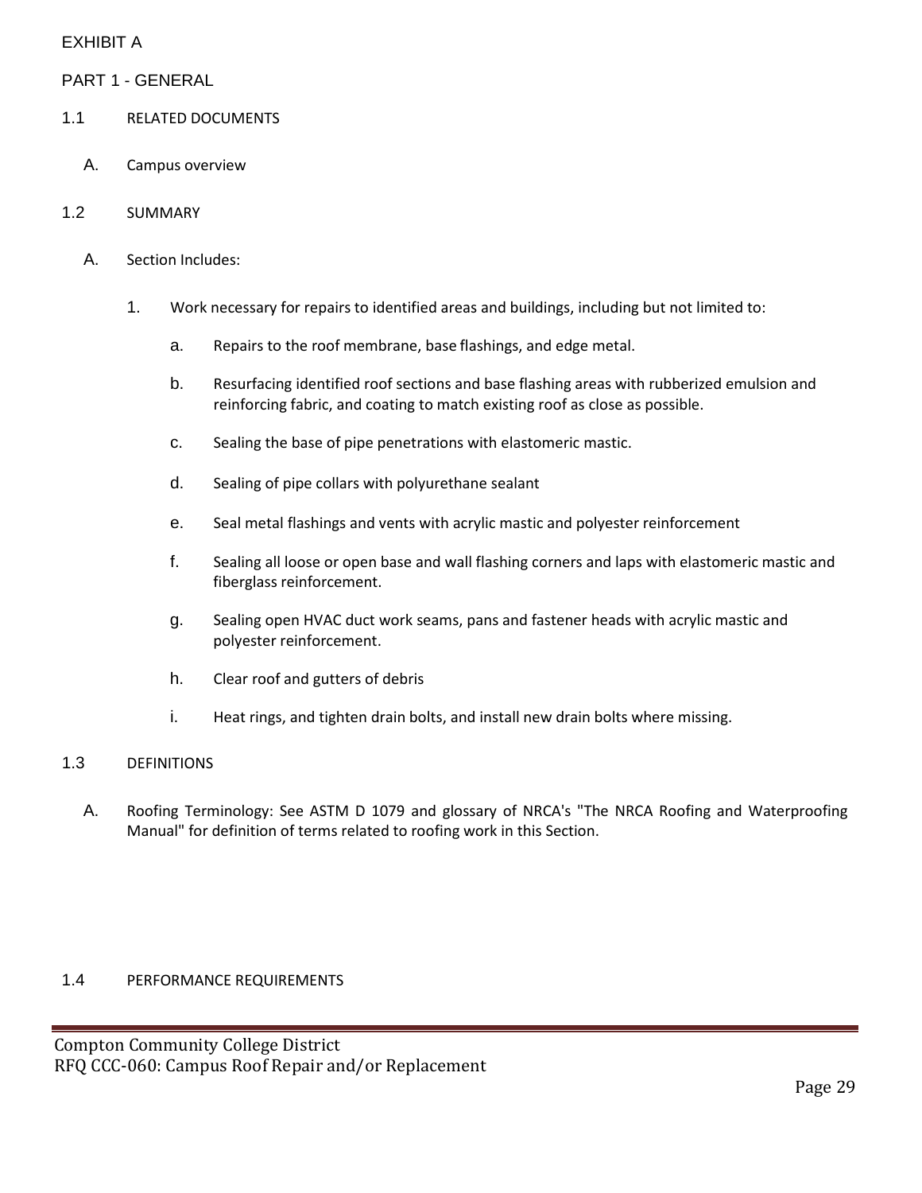EXHIBIT A

PART 1 - GENERAL

1.1 RELATED DOCUMENTS

A. Campus overview

1.2 SUMMARY

A. Section Includes:

1. Work necessary for repairs to identified areas and buildings, including but not limited to:

   a. Repairs to the roof membrane, base flashings, and edge metal.

   b. Resurfacing identified roof sections and base flashing areas with rubberized emulsion and reinforcing fabric, and coating to match existing roof as close as possible.

   c. Sealing the base of pipe penetrations with elastomeric mastic.

   d. Sealing of pipe collars with polyurethane sealant

   e. Seal metal flashings and vents with acrylic mastic and polyester reinforcement

   f. Sealing all loose or open base and wall flashing corners and laps with elastomeric mastic and fiberglass reinforcement.

   g. Sealing open HVAC duct work seams, pans and fastener heads with acrylic mastic and polyester reinforcement.

   h. Clear roof and gutters of debris

   i. Heat rings, and tighten drain bolts, and install new drain bolts where missing.

1.3 DEFINITIONS

A. Roofing Terminology: See ASTM D 1079 and glossary of NRCA's "The NRCA Roofing and Waterproofing Manual" for definition of terms related to roofing work in this Section.

1.4 PERFORMANCE REQUIREMENTS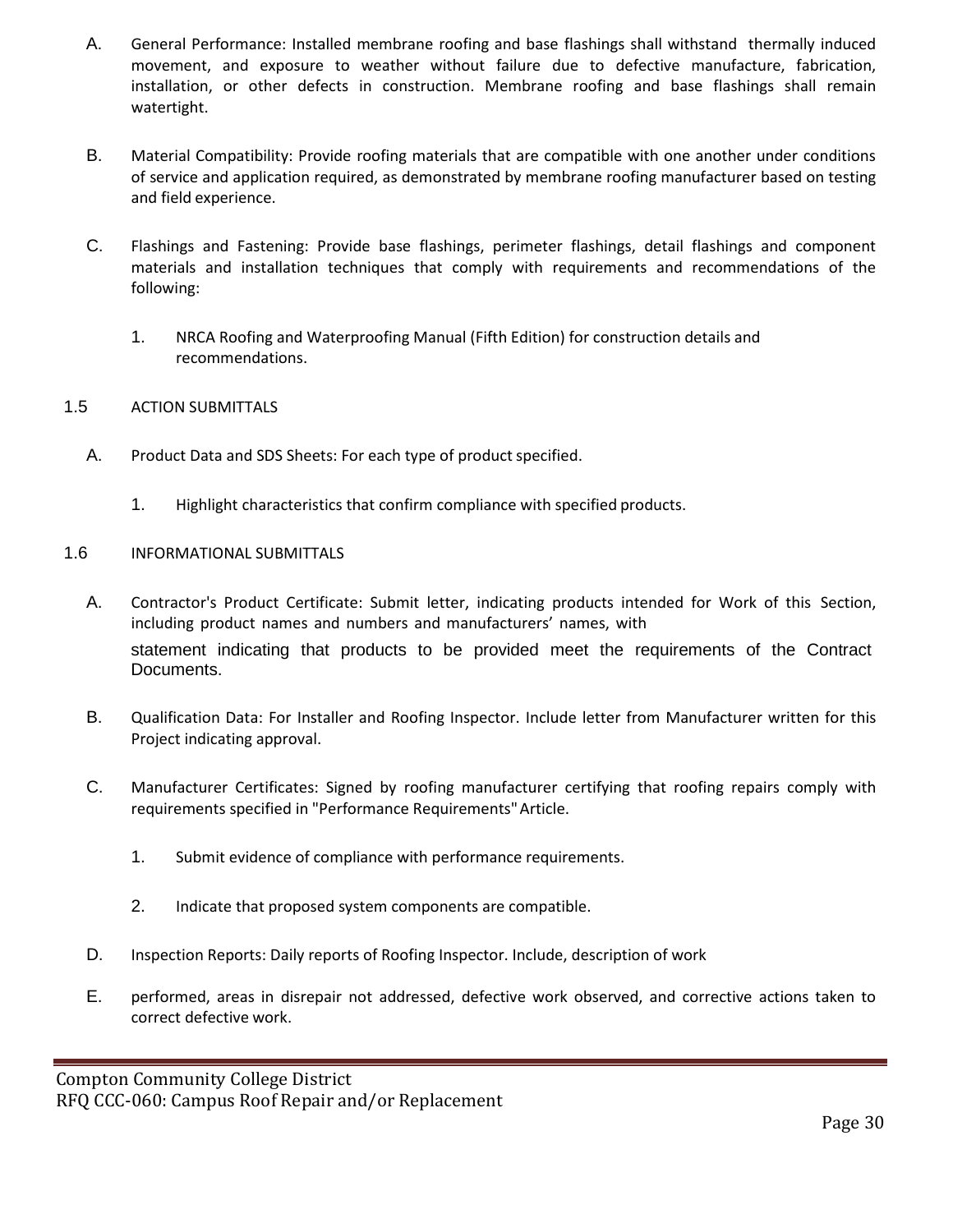A. General Performance: Installed membrane roofing and base flashings shall withstand thermally induced movement, and exposure to weather without failure due to defective manufacture, fabrication, installation, or other defects in construction. Membrane roofing and base flashings shall remain watertight.

B. Material Compatibility: Provide roofing materials that are compatible with one another under conditions of service and application required, as demonstrated by membrane roofing manufacturer based on testing and field experience.

C. Flashings and Fastening: Provide base flashings, perimeter flashings, detail flashings and component materials and installation techniques that comply with requirements and recommendations of the following:

   1. NRCA Roofing and Waterproofing Manual (Fifth Edition) for construction details and recommendations.

## 1.5 ACTION SUBMITTALS

A. Product Data and SDS Sheets: For each type of product specified.

   1. Highlight characteristics that confirm compliance with specified products.

## 1.6 INFORMATIONAL SUBMITTALS

A. Contractor's Product Certificate: Submit letter, indicating products intended for Work of this Section, including product names and numbers and manufacturers' names, with statement indicating that products to be provided meet the requirements of the Contract Documents.

B. Qualification Data: For Installer and Roofing Inspector. Include letter from Manufacturer written for this Project indicating approval.

C. Manufacturer Certificates: Signed by roofing manufacturer certifying that roofing repairs comply with requirements specified in "Performance Requirements" Article.

   1. Submit evidence of compliance with performance requirements.

   2. Indicate that proposed system components are compatible.

D. Inspection Reports: Daily reports of Roofing Inspector. Include, description of work

E. performed, areas in disrepair not addressed, defective work observed, and corrective actions taken to correct defective work.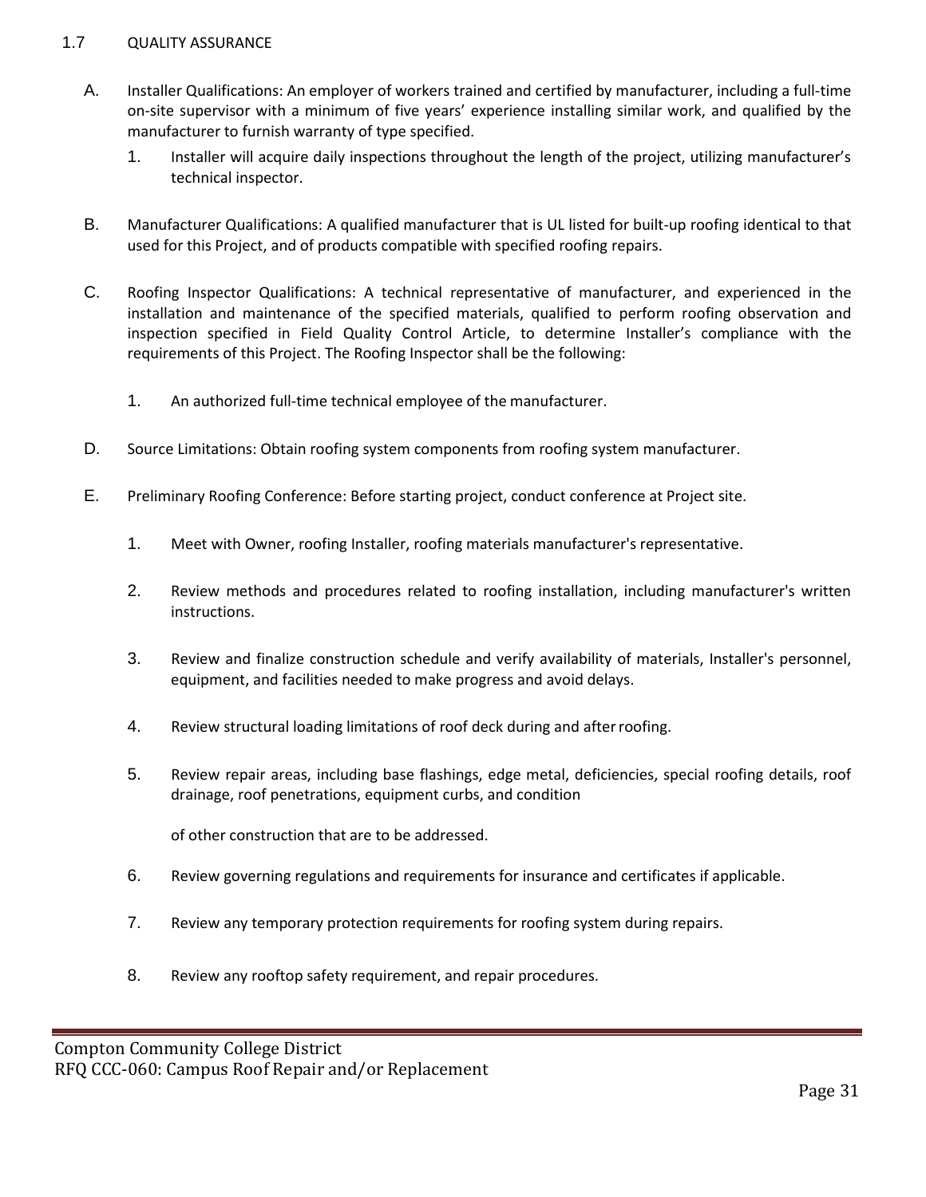## 1.7 QUALITY ASSURANCE

A. Installer Qualifications: An employer of workers trained and certified by manufacturer, including a full-time on-site supervisor with a minimum of five years' experience installing similar work, and qualified by the manufacturer to furnish warranty of type specified.

   1. Installer will acquire daily inspections throughout the length of the project, utilizing manufacturer's technical inspector.

B. Manufacturer Qualifications: A qualified manufacturer that is UL listed for built-up roofing identical to that used for this Project, and of products compatible with specified roofing repairs.

C. Roofing Inspector Qualifications: A technical representative of manufacturer, and experienced in the installation and maintenance of the specified materials, qualified to perform roofing observation and inspection specified in Field Quality Control Article, to determine Installer's compliance with the requirements of this Project. The Roofing Inspector shall be the following:

   1. An authorized full-time technical employee of the manufacturer.

D. Source Limitations: Obtain roofing system components from roofing system manufacturer.

E. Preliminary Roofing Conference: Before starting project, conduct conference at Project site.

   1. Meet with Owner, roofing Installer, roofing materials manufacturer's representative.

   2. Review methods and procedures related to roofing installation, including manufacturer's written instructions.

   3. Review and finalize construction schedule and verify availability of materials, Installer's personnel, equipment, and facilities needed to make progress and avoid delays.

   4. Review structural loading limitations of roof deck during and after roofing.

   5. Review repair areas, including base flashings, edge metal, deficiencies, special roofing details, roof drainage, roof penetrations, equipment curbs, and condition

      of other construction that are to be addressed.

   6. Review governing regulations and requirements for insurance and certificates if applicable.

   7. Review any temporary protection requirements for roofing system during repairs.

   8. Review any rooftop safety requirement, and repair procedures.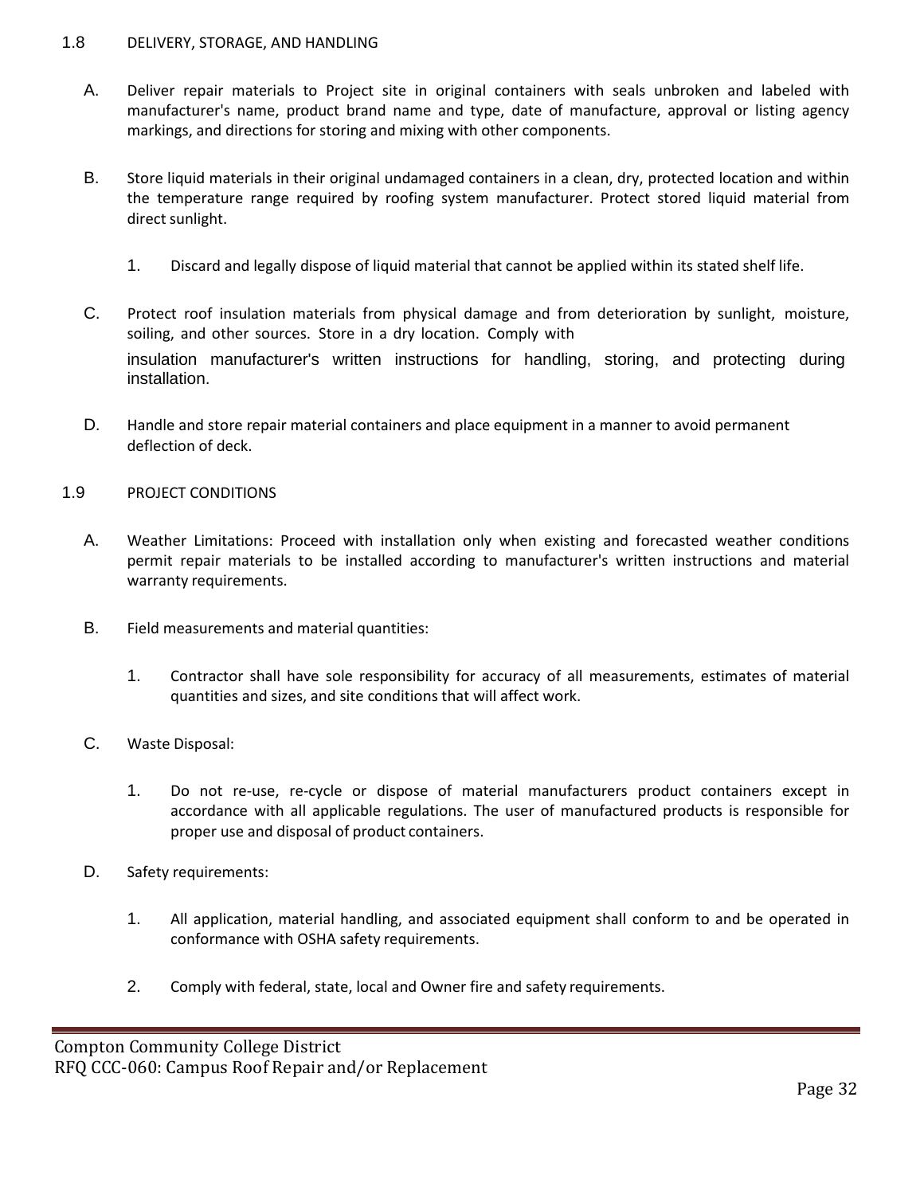## 1.8 DELIVERY, STORAGE, AND HANDLING

A. Deliver repair materials to Project site in original containers with seals unbroken and labeled with manufacturer's name, product brand name and type, date of manufacture, approval or listing agency markings, and directions for storing and mixing with other components.

B. Store liquid materials in their original undamaged containers in a clean, dry, protected location and within the temperature range required by roofing system manufacturer. Protect stored liquid material from direct sunlight.

   1. Discard and legally dispose of liquid material that cannot be applied within its stated shelf life.

C. Protect roof insulation materials from physical damage and from deterioration by sunlight, moisture, soiling, and other sources. Store in a dry location. Comply with insulation manufacturer's written instructions for handling, storing, and protecting during installation.

D. Handle and store repair material containers and place equipment in a manner to avoid permanent deflection of deck.

## 1.9 PROJECT CONDITIONS

A. Weather Limitations: Proceed with installation only when existing and forecasted weather conditions permit repair materials to be installed according to manufacturer's written instructions and material warranty requirements.

B. Field measurements and material quantities:

   1. Contractor shall have sole responsibility for accuracy of all measurements, estimates of material quantities and sizes, and site conditions that will affect work.

C. Waste Disposal:

   1. Do not re-use, re-cycle or dispose of material manufacturers product containers except in accordance with all applicable regulations. The user of manufactured products is responsible for proper use and disposal of product containers.

D. Safety requirements:

   1. All application, material handling, and associated equipment shall conform to and be operated in conformance with OSHA safety requirements.

   2. Comply with federal, state, local and Owner fire and safety requirements.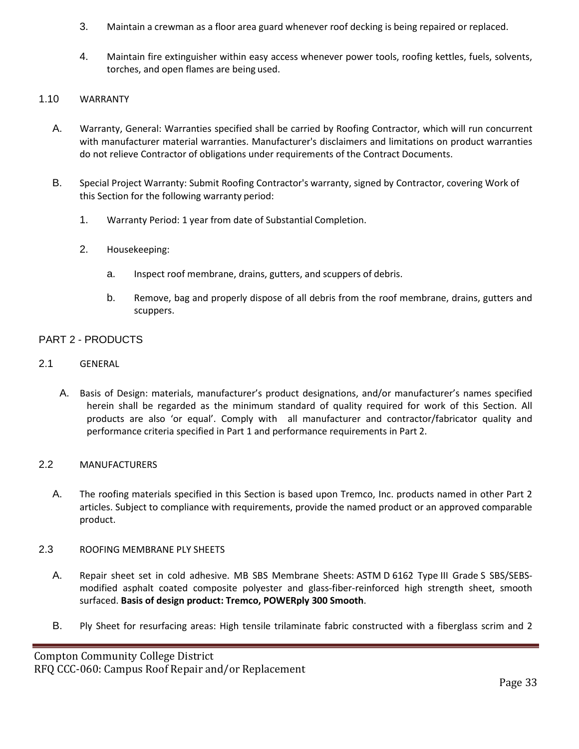3. Maintain a crewman as a floor area guard whenever roof decking is being repaired or replaced.

4. Maintain fire extinguisher within easy access whenever power tools, roofing kettles, fuels, solvents, torches, and open flames are being used.

### 1.10 WARRANTY

A. Warranty, General: Warranties specified shall be carried by Roofing Contractor, which will run concurrent with manufacturer material warranties. Manufacturer's disclaimers and limitations on product warranties do not relieve Contractor of obligations under requirements of the Contract Documents.

B. Special Project Warranty: Submit Roofing Contractor's warranty, signed by Contractor, covering Work of this Section for the following warranty period:

   1. Warranty Period: 1 year from date of Substantial Completion.

   2. Housekeeping:

      a. Inspect roof membrane, drains, gutters, and scuppers of debris.

      b. Remove, bag and properly dispose of all debris from the roof membrane, drains, gutters and scuppers.

## PART 2 - PRODUCTS

### 2.1 GENERAL

A. Basis of Design: materials, manufacturer's product designations, and/or manufacturer's names specified herein shall be regarded as the minimum standard of quality required for work of this Section. All products are also 'or equal'. Comply with all manufacturer and contractor/fabricator quality and performance criteria specified in Part 1 and performance requirements in Part 2.

### 2.2 MANUFACTURERS

A. The roofing materials specified in this Section is based upon Tremco, Inc. products named in other Part 2 articles. Subject to compliance with requirements, provide the named product or an approved comparable product.

### 2.3 ROOFING MEMBRANE PLY SHEETS

A. Repair sheet set in cold adhesive. MB SBS Membrane Sheets: ASTM D 6162 Type III Grade S SBS/SEBS-modified asphalt coated composite polyester and glass-fiber-reinforced high strength sheet, smooth surfaced. **Basis of design product: Tremco, POWERply 300 Smooth**.

B. Ply Sheet for resurfacing areas: High tensile trilaminate fabric constructed with a fiberglass scrim and 2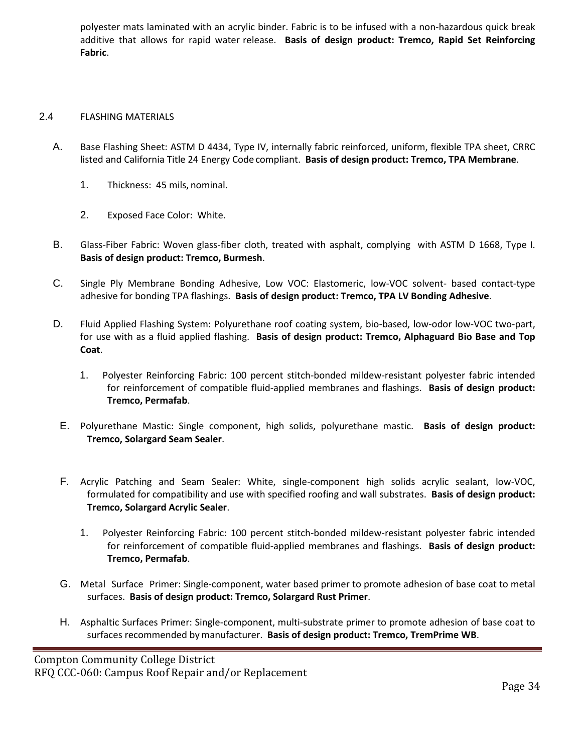polyester mats laminated with an acrylic binder. Fabric is to be infused with a non-hazardous quick break additive that allows for rapid water release. **Basis of design product: Tremco, Rapid Set Reinforcing Fabric**.

2.4 FLASHING MATERIALS

A. Base Flashing Sheet: ASTM D 4434, Type IV, internally fabric reinforced, uniform, flexible TPA sheet, CRRC listed and California Title 24 Energy Code compliant. **Basis of design product: Tremco, TPA Membrane**.

  1. Thickness: 45 mils, nominal.

  2. Exposed Face Color: White.

B. Glass-Fiber Fabric: Woven glass-fiber cloth, treated with asphalt, complying with ASTM D 1668, Type I. **Basis of design product: Tremco, Burmesh**.

C. Single Ply Membrane Bonding Adhesive, Low VOC: Elastomeric, low-VOC solvent- based contact-type adhesive for bonding TPA flashings. **Basis of design product: Tremco, TPA LV Bonding Adhesive**.

D. Fluid Applied Flashing System: Polyurethane roof coating system, bio-based, low-odor low-VOC two-part, for use with as a fluid applied flashing. **Basis of design product: Tremco, Alphaguard Bio Base and Top Coat**.

  1. Polyester Reinforcing Fabric: 100 percent stitch-bonded mildew-resistant polyester fabric intended for reinforcement of compatible fluid-applied membranes and flashings. **Basis of design product: Tremco, Permafab**.

E. Polyurethane Mastic: Single component, high solids, polyurethane mastic. **Basis of design product: Tremco, Solargard Seam Sealer**.

F. Acrylic Patching and Seam Sealer: White, single-component high solids acrylic sealant, low-VOC, formulated for compatibility and use with specified roofing and wall substrates. **Basis of design product: Tremco, Solargard Acrylic Sealer**.

  1. Polyester Reinforcing Fabric: 100 percent stitch-bonded mildew-resistant polyester fabric intended for reinforcement of compatible fluid-applied membranes and flashings. **Basis of design product: Tremco, Permafab**.

G. Metal Surface Primer: Single-component, water based primer to promote adhesion of base coat to metal surfaces. **Basis of design product: Tremco, Solargard Rust Primer**.

H. Asphaltic Surfaces Primer: Single-component, multi-substrate primer to promote adhesion of base coat to surfaces recommended by manufacturer. **Basis of design product: Tremco, TremPrime WB**.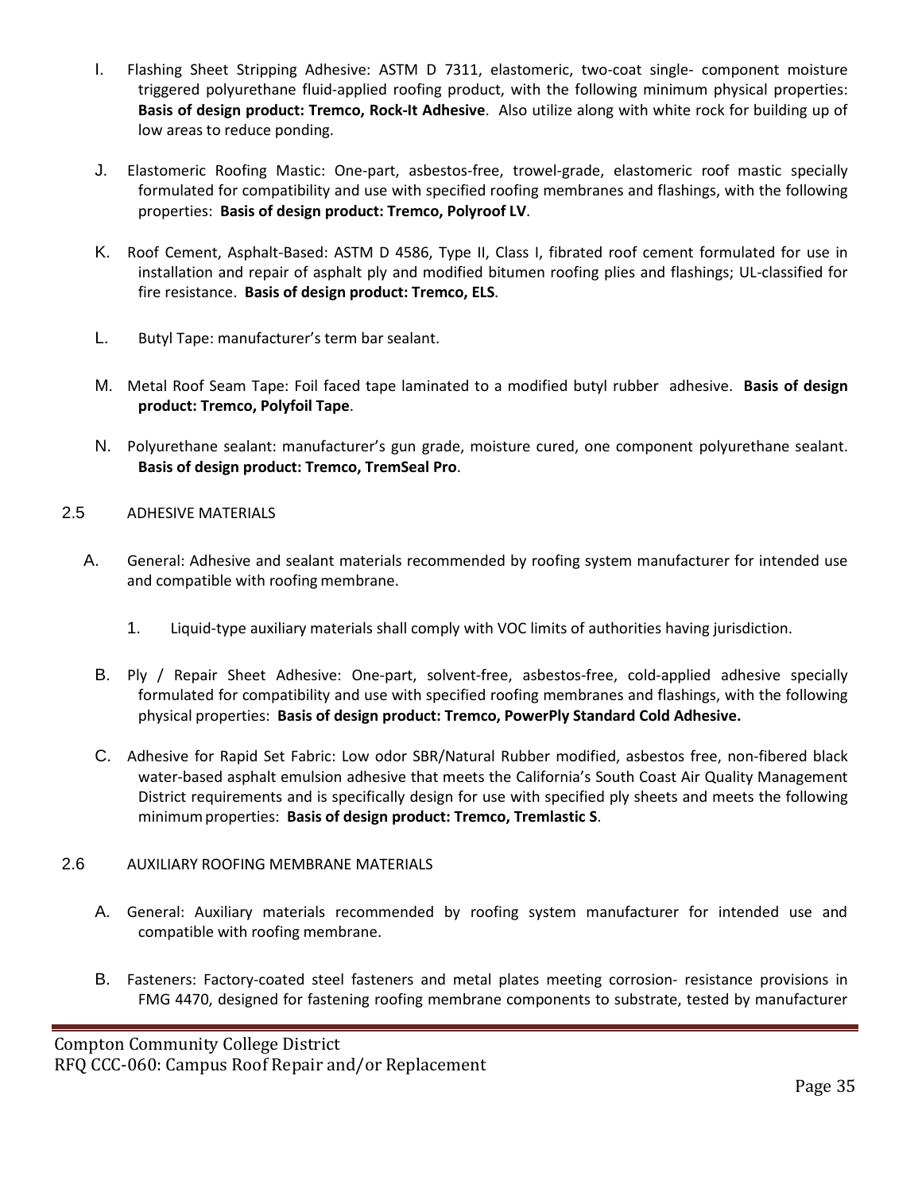I. Flashing Sheet Stripping Adhesive: ASTM D 7311, elastomeric, two-coat single- component moisture triggered polyurethane fluid-applied roofing product, with the following minimum physical properties: **Basis of design product: Tremco, Rock-It Adhesive**. Also utilize along with white rock for building up of low areas to reduce ponding.

J. Elastomeric Roofing Mastic: One-part, asbestos-free, trowel-grade, elastomeric roof mastic specially formulated for compatibility and use with specified roofing membranes and flashings, with the following properties: **Basis of design product: Tremco, Polyroof LV**.

K. Roof Cement, Asphalt-Based: ASTM D 4586, Type II, Class I, fibrated roof cement formulated for use in installation and repair of asphalt ply and modified bitumen roofing plies and flashings; UL-classified for fire resistance. **Basis of design product: Tremco, ELS**.

L. Butyl Tape: manufacturer's term bar sealant.

M. Metal Roof Seam Tape: Foil faced tape laminated to a modified butyl rubber adhesive. **Basis of design product: Tremco, Polyfoil Tape**.

N. Polyurethane sealant: manufacturer's gun grade, moisture cured, one component polyurethane sealant. **Basis of design product: Tremco, TremSeal Pro**.

2.5 ADHESIVE MATERIALS

A. General: Adhesive and sealant materials recommended by roofing system manufacturer for intended use and compatible with roofing membrane.

1. Liquid-type auxiliary materials shall comply with VOC limits of authorities having jurisdiction.

B. Ply / Repair Sheet Adhesive: One-part, solvent-free, asbestos-free, cold-applied adhesive specially formulated for compatibility and use with specified roofing membranes and flashings, with the following physical properties: **Basis of design product: Tremco, PowerPly Standard Cold Adhesive.**

C. Adhesive for Rapid Set Fabric: Low odor SBR/Natural Rubber modified, asbestos free, non-fibered black water-based asphalt emulsion adhesive that meets the California's South Coast Air Quality Management District requirements and is specifically design for use with specified ply sheets and meets the following minimum properties: **Basis of design product: Tremco, Tremlastic S**.

2.6 AUXILIARY ROOFING MEMBRANE MATERIALS

A. General: Auxiliary materials recommended by roofing system manufacturer for intended use and compatible with roofing membrane.

B. Fasteners: Factory-coated steel fasteners and metal plates meeting corrosion- resistance provisions in FMG 4470, designed for fastening roofing membrane components to substrate, tested by manufacturer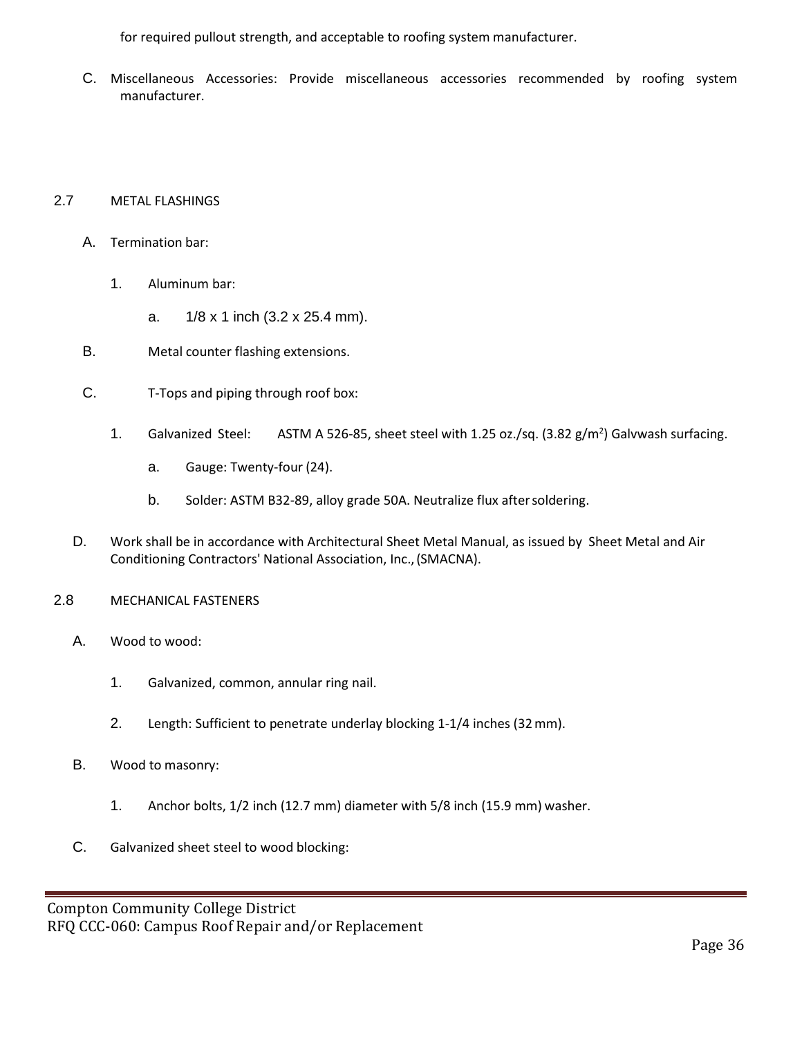for required pullout strength, and acceptable to roofing system manufacturer.

C. Miscellaneous Accessories: Provide miscellaneous accessories recommended by roofing system manufacturer.

## 2.7 METAL FLASHINGS

A. Termination bar:

1. Aluminum bar:

a. 1/8 x 1 inch (3.2 x 25.4 mm).

B. Metal counter flashing extensions.

C. T-Tops and piping through roof box:

1. Galvanized Steel: ASTM A 526-85, sheet steel with 1.25 oz./sq. (3.82 g/$m^2$) Galvwash surfacing.

a. Gauge: Twenty-four (24).

b. Solder: ASTM B32-89, alloy grade 50A. Neutralize flux after soldering.

D. Work shall be in accordance with Architectural Sheet Metal Manual, as issued by Sheet Metal and Air Conditioning Contractors' National Association, Inc., (SMACNA).

## 2.8 MECHANICAL FASTENERS

A. Wood to wood:

1. Galvanized, common, annular ring nail.

2. Length: Sufficient to penetrate underlay blocking 1-1/4 inches (32 mm).

B. Wood to masonry:

1. Anchor bolts, 1/2 inch (12.7 mm) diameter with 5/8 inch (15.9 mm) washer.

C. Galvanized sheet steel to wood blocking: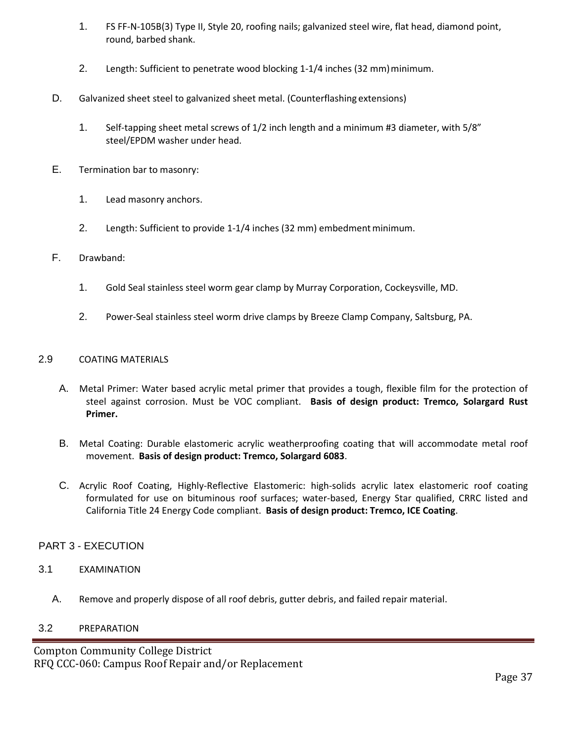1. FS FF-N-105B(3) Type II, Style 20, roofing nails; galvanized steel wire, flat head, diamond point, round, barbed shank.

2. Length: Sufficient to penetrate wood blocking 1-1/4 inches (32 mm) minimum.

D. Galvanized sheet steel to galvanized sheet metal. (Counterflashing extensions)

1. Self-tapping sheet metal screws of 1/2 inch length and a minimum #3 diameter, with 5/8" steel/EPDM washer under head.

E. Termination bar to masonry:

1. Lead masonry anchors.

2. Length: Sufficient to provide 1-1/4 inches (32 mm) embedment minimum.

F. Drawband:

1. Gold Seal stainless steel worm gear clamp by Murray Corporation, Cockeysville, MD.

2. Power-Seal stainless steel worm drive clamps by Breeze Clamp Company, Saltsburg, PA.

## 2.9 COATING MATERIALS

A. Metal Primer: Water based acrylic metal primer that provides a tough, flexible film for the protection of steel against corrosion. Must be VOC compliant. **Basis of design product: Tremco, Solargard Rust Primer.**

B. Metal Coating: Durable elastomeric acrylic weatherproofing coating that will accommodate metal roof movement. **Basis of design product: Tremco, Solargard 6083**.

C. Acrylic Roof Coating, Highly-Reflective Elastomeric: high-solids acrylic latex elastomeric roof coating formulated for use on bituminous roof surfaces; water-based, Energy Star qualified, CRRC listed and California Title 24 Energy Code compliant. **Basis of design product: Tremco, ICE Coating**.

# PART 3 - EXECUTION

## 3.1 EXAMINATION

A. Remove and properly dispose of all roof debris, gutter debris, and failed repair material.

## 3.2 PREPARATION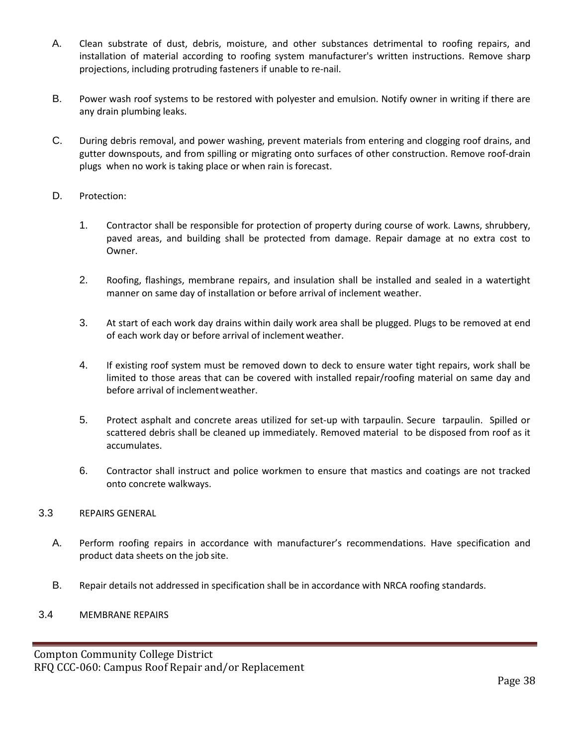A. Clean substrate of dust, debris, moisture, and other substances detrimental to roofing repairs, and installation of material according to roofing system manufacturer's written instructions. Remove sharp projections, including protruding fasteners if unable to re-nail.

B. Power wash roof systems to be restored with polyester and emulsion. Notify owner in writing if there are any drain plumbing leaks.

C. During debris removal, and power washing, prevent materials from entering and clogging roof drains, and gutter downspouts, and from spilling or migrating onto surfaces of other construction. Remove roof-drain plugs when no work is taking place or when rain is forecast.

D. Protection:

1. Contractor shall be responsible for protection of property during course of work. Lawns, shrubbery, paved areas, and building shall be protected from damage. Repair damage at no extra cost to Owner.

2. Roofing, flashings, membrane repairs, and insulation shall be installed and sealed in a watertight manner on same day of installation or before arrival of inclement weather.

3. At start of each work day drains within daily work area shall be plugged. Plugs to be removed at end of each work day or before arrival of inclement weather.

4. If existing roof system must be removed down to deck to ensure water tight repairs, work shall be limited to those areas that can be covered with installed repair/roofing material on same day and before arrival of inclement weather.

5. Protect asphalt and concrete areas utilized for set-up with tarpaulin. Secure tarpaulin. Spilled or scattered debris shall be cleaned up immediately. Removed material to be disposed from roof as it accumulates.

6. Contractor shall instruct and police workmen to ensure that mastics and coatings are not tracked onto concrete walkways.

3.3 REPAIRS GENERAL

A. Perform roofing repairs in accordance with manufacturer's recommendations. Have specification and product data sheets on the job site.

B. Repair details not addressed in specification shall be in accordance with NRCA roofing standards.

3.4 MEMBRANE REPAIRS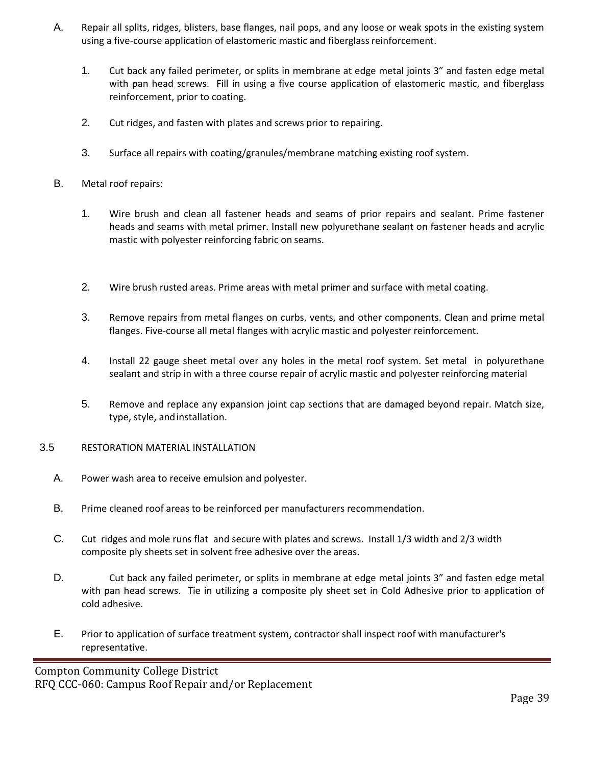A. Repair all splits, ridges, blisters, base flanges, nail pops, and any loose or weak spots in the existing system using a five-course application of elastomeric mastic and fiberglass reinforcement.

1. Cut back any failed perimeter, or splits in membrane at edge metal joints 3" and fasten edge metal with pan head screws. Fill in using a five course application of elastomeric mastic, and fiberglass reinforcement, prior to coating.

2. Cut ridges, and fasten with plates and screws prior to repairing.

3. Surface all repairs with coating/granules/membrane matching existing roof system.

B. Metal roof repairs:

1. Wire brush and clean all fastener heads and seams of prior repairs and sealant. Prime fastener heads and seams with metal primer. Install new polyurethane sealant on fastener heads and acrylic mastic with polyester reinforcing fabric on seams.

2. Wire brush rusted areas. Prime areas with metal primer and surface with metal coating.

3. Remove repairs from metal flanges on curbs, vents, and other components. Clean and prime metal flanges. Five-course all metal flanges with acrylic mastic and polyester reinforcement.

4. Install 22 gauge sheet metal over any holes in the metal roof system. Set metal in polyurethane sealant and strip in with a three course repair of acrylic mastic and polyester reinforcing material

5. Remove and replace any expansion joint cap sections that are damaged beyond repair. Match size, type, style, and installation.

3.5 RESTORATION MATERIAL INSTALLATION

A. Power wash area to receive emulsion and polyester.

B. Prime cleaned roof areas to be reinforced per manufacturers recommendation.

C. Cut ridges and mole runs flat and secure with plates and screws. Install 1/3 width and 2/3 width composite ply sheets set in solvent free adhesive over the areas.

D. Cut back any failed perimeter, or splits in membrane at edge metal joints 3" and fasten edge metal with pan head screws. Tie in utilizing a composite ply sheet set in Cold Adhesive prior to application of cold adhesive.

E. Prior to application of surface treatment system, contractor shall inspect roof with manufacturer's representative.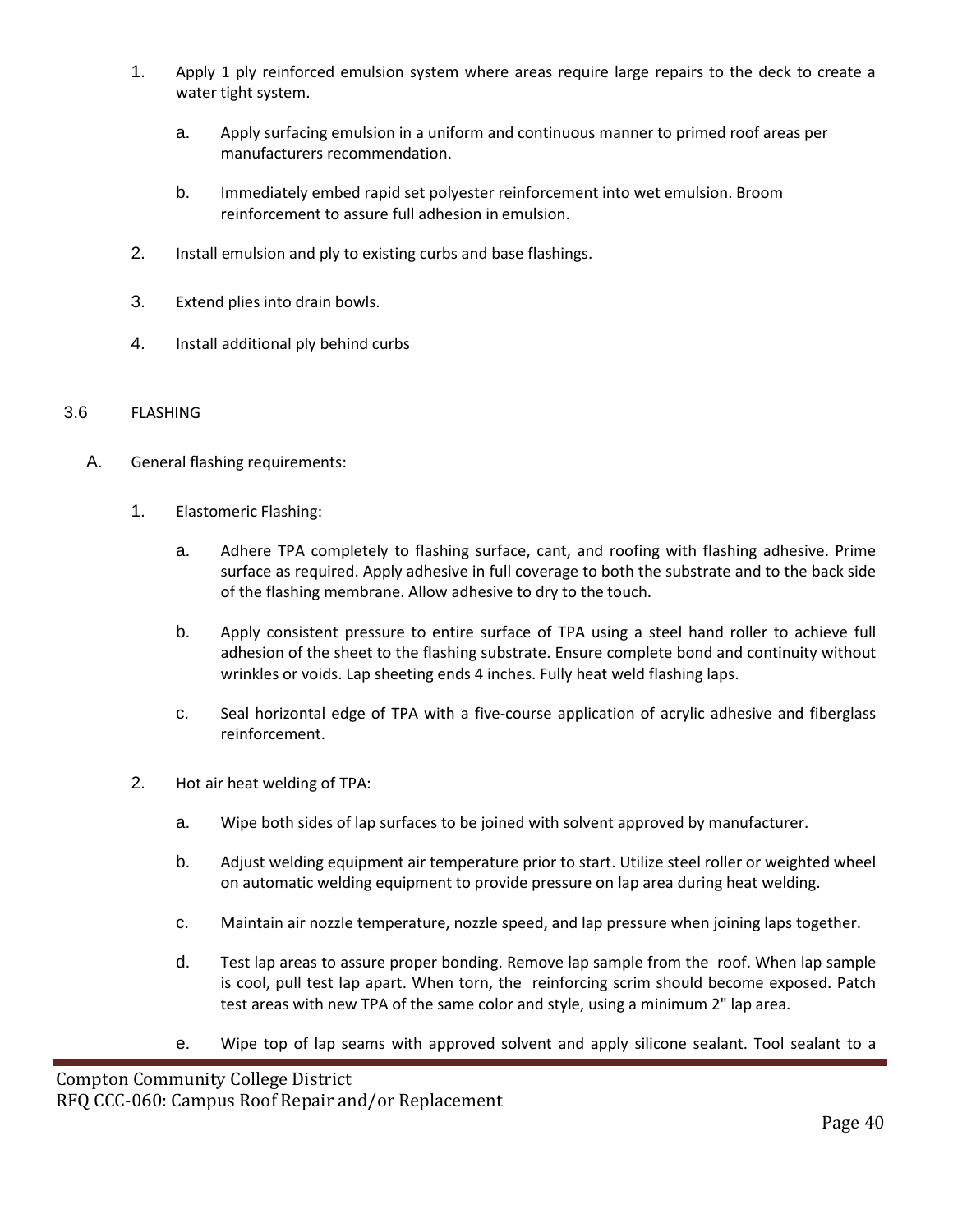1. Apply 1 ply reinforced emulsion system where areas require large repairs to the deck to create a water tight system.

   a. Apply surfacing emulsion in a uniform and continuous manner to primed roof areas per manufacturers recommendation.

   b. Immediately embed rapid set polyester reinforcement into wet emulsion. Broom reinforcement to assure full adhesion in emulsion.

2. Install emulsion and ply to existing curbs and base flashings.

3. Extend plies into drain bowls.

4. Install additional ply behind curbs

3.6 FLASHING

A. General flashing requirements:

1. Elastomeric Flashing:

   a. Adhere TPA completely to flashing surface, cant, and roofing with flashing adhesive. Prime surface as required. Apply adhesive in full coverage to both the substrate and to the back side of the flashing membrane. Allow adhesive to dry to the touch.

   b. Apply consistent pressure to entire surface of TPA using a steel hand roller to achieve full adhesion of the sheet to the flashing substrate. Ensure complete bond and continuity without wrinkles or voids. Lap sheeting ends 4 inches. Fully heat weld flashing laps.

   c. Seal horizontal edge of TPA with a five-course application of acrylic adhesive and fiberglass reinforcement.

2. Hot air heat welding of TPA:

   a. Wipe both sides of lap surfaces to be joined with solvent approved by manufacturer.

   b. Adjust welding equipment air temperature prior to start. Utilize steel roller or weighted wheel on automatic welding equipment to provide pressure on lap area during heat welding.

   c. Maintain air nozzle temperature, nozzle speed, and lap pressure when joining laps together.

   d. Test lap areas to assure proper bonding. Remove lap sample from the roof. When lap sample is cool, pull test lap apart. When torn, the reinforcing scrim should become exposed. Patch test areas with new TPA of the same color and style, using a minimum 2" lap area.

   e. Wipe top of lap seams with approved solvent and apply silicone sealant. Tool sealant to a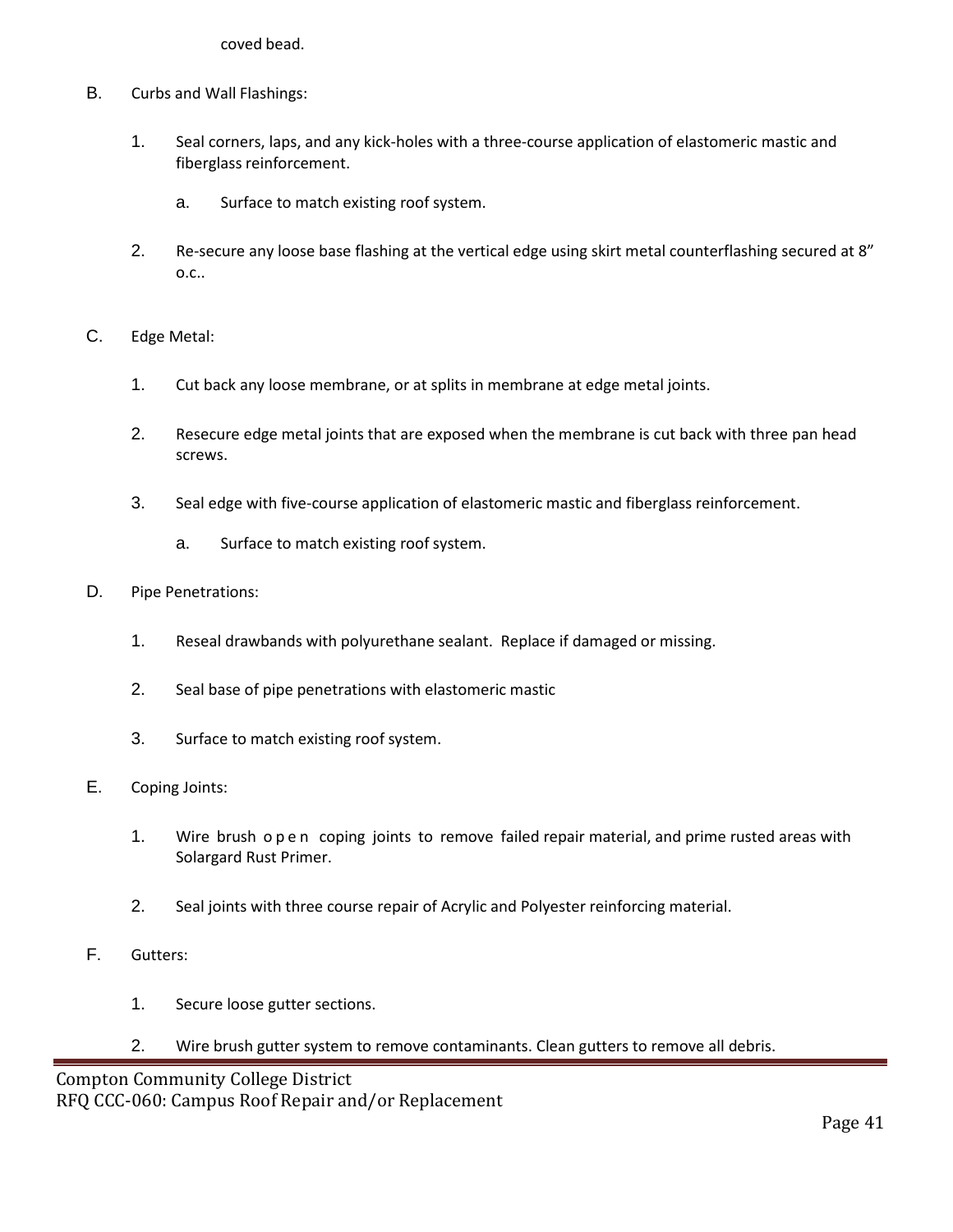coved bead.

B. Curbs and Wall Flashings:

1. Seal corners, laps, and any kick-holes with a three-course application of elastomeric mastic and fiberglass reinforcement.

   a. Surface to match existing roof system.

2. Re-secure any loose base flashing at the vertical edge using skirt metal counterflashing secured at 8" o.c..

C. Edge Metal:

1. Cut back any loose membrane, or at splits in membrane at edge metal joints.

2. Resecure edge metal joints that are exposed when the membrane is cut back with three pan head screws.

3. Seal edge with five-course application of elastomeric mastic and fiberglass reinforcement.

   a. Surface to match existing roof system.

D. Pipe Penetrations:

1. Reseal drawbands with polyurethane sealant. Replace if damaged or missing.

2. Seal base of pipe penetrations with elastomeric mastic

3. Surface to match existing roof system.

E. Coping Joints:

1. Wire brush open coping joints to remove failed repair material, and prime rusted areas with Solargard Rust Primer.

2. Seal joints with three course repair of Acrylic and Polyester reinforcing material.

F. Gutters:

1. Secure loose gutter sections.

2. Wire brush gutter system to remove contaminants. Clean gutters to remove all debris.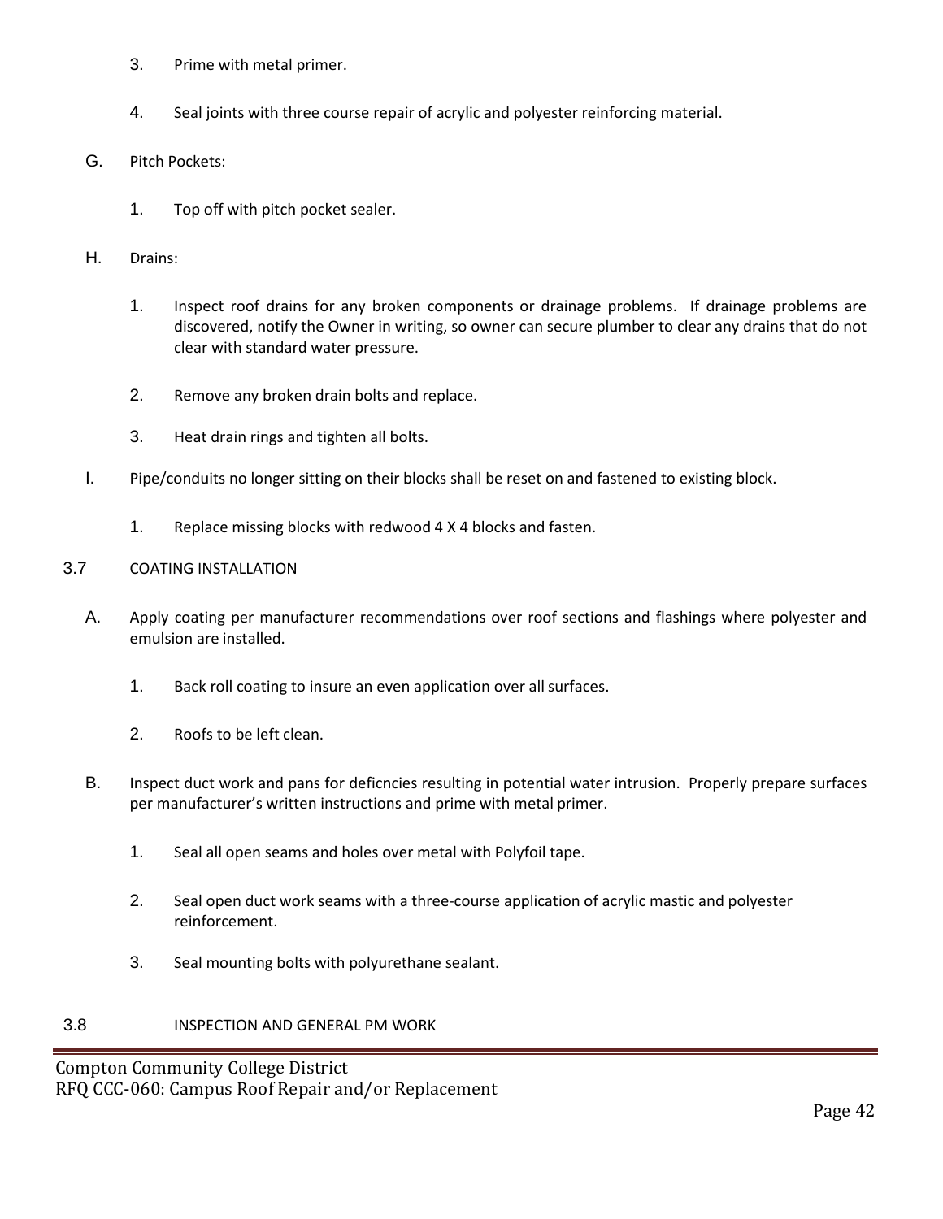3. Prime with metal primer.

4. Seal joints with three course repair of acrylic and polyester reinforcing material.

G. Pitch Pockets:

1. Top off with pitch pocket sealer.

H. Drains:

1. Inspect roof drains for any broken components or drainage problems. If drainage problems are discovered, notify the Owner in writing, so owner can secure plumber to clear any drains that do not clear with standard water pressure.

2. Remove any broken drain bolts and replace.

3. Heat drain rings and tighten all bolts.

I. Pipe/conduits no longer sitting on their blocks shall be reset on and fastened to existing block.

1. Replace missing blocks with redwood 4 X 4 blocks and fasten.

3.7 COATING INSTALLATION

A. Apply coating per manufacturer recommendations over roof sections and flashings where polyester and emulsion are installed.

1. Back roll coating to insure an even application over all surfaces.

2. Roofs to be left clean.

B. Inspect duct work and pans for deficncies resulting in potential water intrusion. Properly prepare surfaces per manufacturer's written instructions and prime with metal primer.

1. Seal all open seams and holes over metal with Polyfoil tape.

2. Seal open duct work seams with a three-course application of acrylic mastic and polyester reinforcement.

3. Seal mounting bolts with polyurethane sealant.

3.8 INSPECTION AND GENERAL PM WORK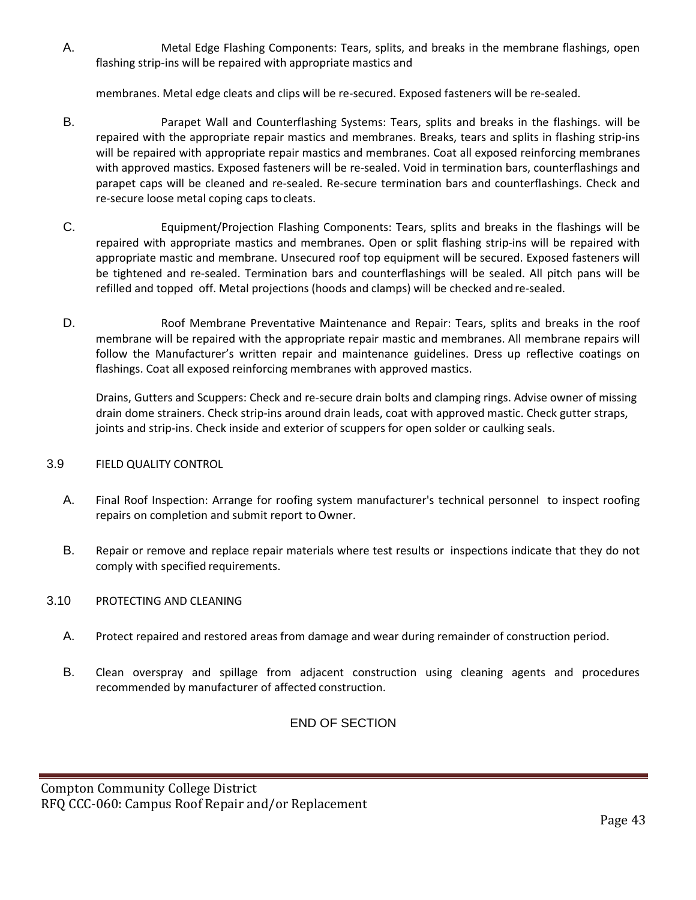A. Metal Edge Flashing Components: Tears, splits, and breaks in the membrane flashings, open flashing strip-ins will be repaired with appropriate mastics and

membranes. Metal edge cleats and clips will be re-secured. Exposed fasteners will be re-sealed.

B. Parapet Wall and Counterflashing Systems: Tears, splits and breaks in the flashings. will be repaired with the appropriate repair mastics and membranes. Breaks, tears and splits in flashing strip-ins will be repaired with appropriate repair mastics and membranes. Coat all exposed reinforcing membranes with approved mastics. Exposed fasteners will be re-sealed. Void in termination bars, counterflashings and parapet caps will be cleaned and re-sealed. Re-secure termination bars and counterflashings. Check and re-secure loose metal coping caps to cleats.

C. Equipment/Projection Flashing Components: Tears, splits and breaks in the flashings will be repaired with appropriate mastics and membranes. Open or split flashing strip-ins will be repaired with appropriate mastic and membrane. Unsecured roof top equipment will be secured. Exposed fasteners will be tightened and re-sealed. Termination bars and counterflashings will be sealed. All pitch pans will be refilled and topped off. Metal projections (hoods and clamps) will be checked and re-sealed.

D. Roof Membrane Preventative Maintenance and Repair: Tears, splits and breaks in the roof membrane will be repaired with the appropriate repair mastic and membranes. All membrane repairs will follow the Manufacturer's written repair and maintenance guidelines. Dress up reflective coatings on flashings. Coat all exposed reinforcing membranes with approved mastics.

Drains, Gutters and Scuppers: Check and re-secure drain bolts and clamping rings. Advise owner of missing drain dome strainers. Check strip-ins around drain leads, coat with approved mastic. Check gutter straps, joints and strip-ins. Check inside and exterior of scuppers for open solder or caulking seals.

## 3.9 FIELD QUALITY CONTROL

A. Final Roof Inspection: Arrange for roofing system manufacturer's technical personnel to inspect roofing repairs on completion and submit report to Owner.

B. Repair or remove and replace repair materials where test results or inspections indicate that they do not comply with specified requirements.

## 3.10 PROTECTING AND CLEANING

A. Protect repaired and restored areas from damage and wear during remainder of construction period.

B. Clean overspray and spillage from adjacent construction using cleaning agents and procedures recommended by manufacturer of affected construction.

END OF SECTION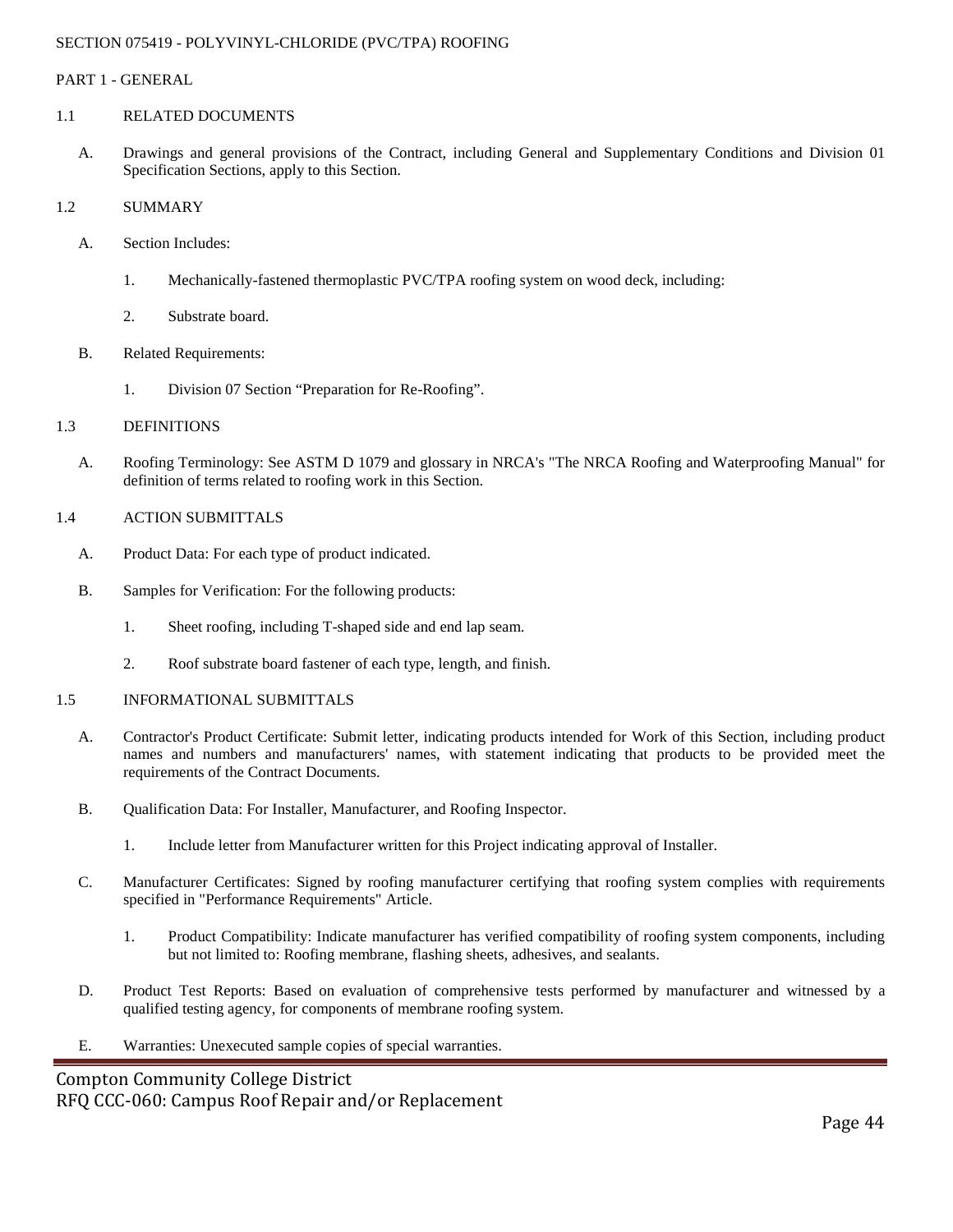SECTION 075419 - POLYVINYL-CHLORIDE (PVC/TPA) ROOFING

PART 1 - GENERAL

1.1 RELATED DOCUMENTS

A. Drawings and general provisions of the Contract, including General and Supplementary Conditions and Division 01 Specification Sections, apply to this Section.

1.2 SUMMARY

A. Section Includes:

1. Mechanically-fastened thermoplastic PVC/TPA roofing system on wood deck, including:

2. Substrate board.

B. Related Requirements:

1. Division 07 Section "Preparation for Re-Roofing".

1.3 DEFINITIONS

A. Roofing Terminology: See ASTM D 1079 and glossary in NRCA's "The NRCA Roofing and Waterproofing Manual" for definition of terms related to roofing work in this Section.

1.4 ACTION SUBMITTALS

A. Product Data: For each type of product indicated.

B. Samples for Verification: For the following products:

1. Sheet roofing, including T-shaped side and end lap seam.

2. Roof substrate board fastener of each type, length, and finish.

1.5 INFORMATIONAL SUBMITTALS

A. Contractor's Product Certificate: Submit letter, indicating products intended for Work of this Section, including product names and numbers and manufacturers' names, with statement indicating that products to be provided meet the requirements of the Contract Documents.

B. Qualification Data: For Installer, Manufacturer, and Roofing Inspector.

1. Include letter from Manufacturer written for this Project indicating approval of Installer.

C. Manufacturer Certificates: Signed by roofing manufacturer certifying that roofing system complies with requirements specified in "Performance Requirements" Article.

1. Product Compatibility: Indicate manufacturer has verified compatibility of roofing system components, including but not limited to: Roofing membrane, flashing sheets, adhesives, and sealants.

D. Product Test Reports: Based on evaluation of comprehensive tests performed by manufacturer and witnessed by a qualified testing agency, for components of membrane roofing system.

E. Warranties: Unexecuted sample copies of special warranties.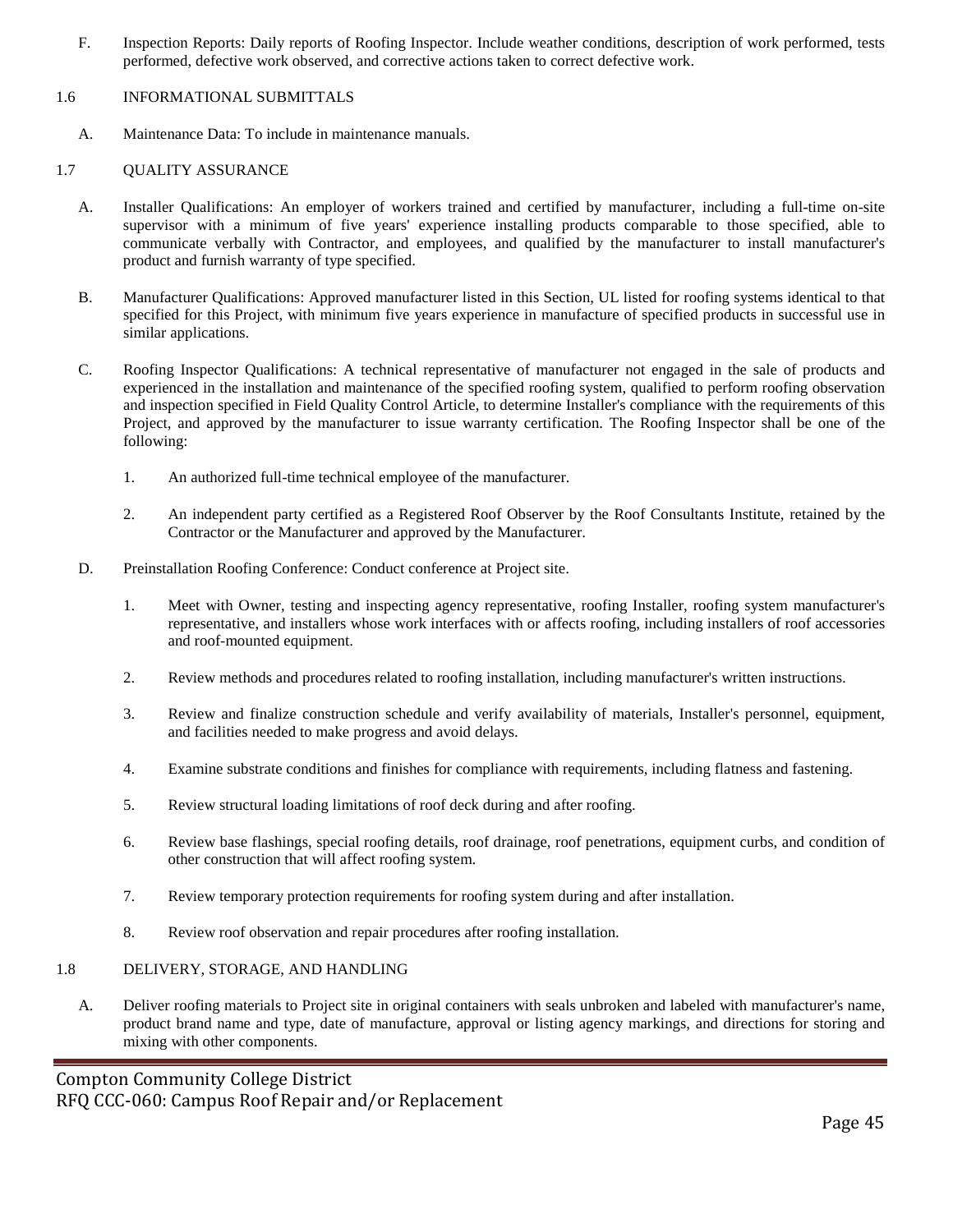F. Inspection Reports: Daily reports of Roofing Inspector. Include weather conditions, description of work performed, tests performed, defective work observed, and corrective actions taken to correct defective work.

1.6 INFORMATIONAL SUBMITTALS

A. Maintenance Data: To include in maintenance manuals.

1.7 QUALITY ASSURANCE

A. Installer Qualifications: An employer of workers trained and certified by manufacturer, including a full-time on-site supervisor with a minimum of five years' experience installing products comparable to those specified, able to communicate verbally with Contractor, and employees, and qualified by the manufacturer to install manufacturer's product and furnish warranty of type specified.

B. Manufacturer Qualifications: Approved manufacturer listed in this Section, UL listed for roofing systems identical to that specified for this Project, with minimum five years experience in manufacture of specified products in successful use in similar applications.

C. Roofing Inspector Qualifications: A technical representative of manufacturer not engaged in the sale of products and experienced in the installation and maintenance of the specified roofing system, qualified to perform roofing observation and inspection specified in Field Quality Control Article, to determine Installer's compliance with the requirements of this Project, and approved by the manufacturer to issue warranty certification. The Roofing Inspector shall be one of the following:

1. An authorized full-time technical employee of the manufacturer.

2. An independent party certified as a Registered Roof Observer by the Roof Consultants Institute, retained by the Contractor or the Manufacturer and approved by the Manufacturer.

D. Preinstallation Roofing Conference: Conduct conference at Project site.

1. Meet with Owner, testing and inspecting agency representative, roofing Installer, roofing system manufacturer's representative, and installers whose work interfaces with or affects roofing, including installers of roof accessories and roof-mounted equipment.

2. Review methods and procedures related to roofing installation, including manufacturer's written instructions.

3. Review and finalize construction schedule and verify availability of materials, Installer's personnel, equipment, and facilities needed to make progress and avoid delays.

4. Examine substrate conditions and finishes for compliance with requirements, including flatness and fastening.

5. Review structural loading limitations of roof deck during and after roofing.

6. Review base flashings, special roofing details, roof drainage, roof penetrations, equipment curbs, and condition of other construction that will affect roofing system.

7. Review temporary protection requirements for roofing system during and after installation.

8. Review roof observation and repair procedures after roofing installation.

1.8 DELIVERY, STORAGE, AND HANDLING

A. Deliver roofing materials to Project site in original containers with seals unbroken and labeled with manufacturer's name, product brand name and type, date of manufacture, approval or listing agency markings, and directions for storing and mixing with other components.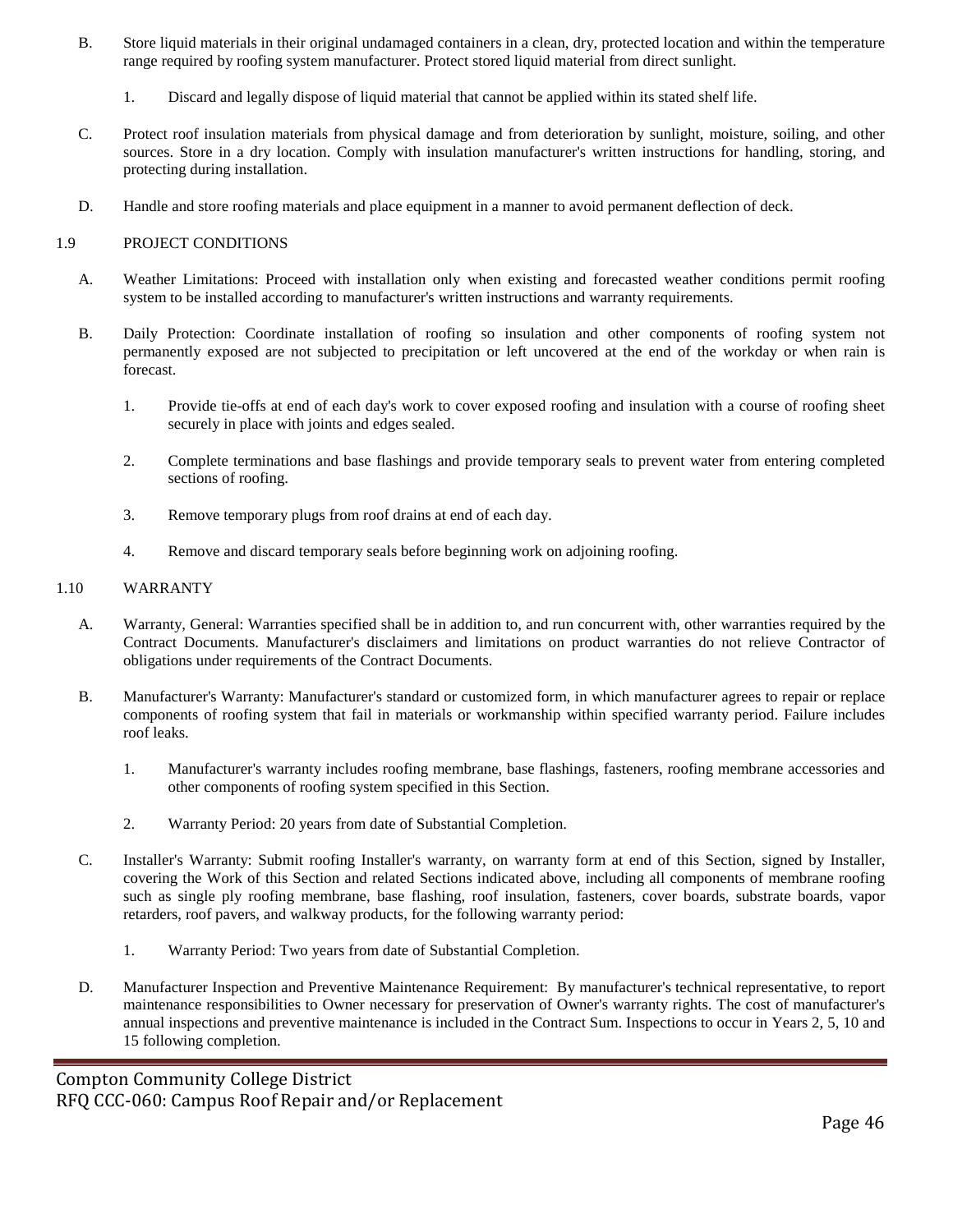B. Store liquid materials in their original undamaged containers in a clean, dry, protected location and within the temperature range required by roofing system manufacturer. Protect stored liquid material from direct sunlight.

  1. Discard and legally dispose of liquid material that cannot be applied within its stated shelf life.

C. Protect roof insulation materials from physical damage and from deterioration by sunlight, moisture, soiling, and other sources. Store in a dry location. Comply with insulation manufacturer's written instructions for handling, storing, and protecting during installation.

D. Handle and store roofing materials and place equipment in a manner to avoid permanent deflection of deck.

## 1.9 PROJECT CONDITIONS

A. Weather Limitations: Proceed with installation only when existing and forecasted weather conditions permit roofing system to be installed according to manufacturer's written instructions and warranty requirements.

B. Daily Protection: Coordinate installation of roofing so insulation and other components of roofing system not permanently exposed are not subjected to precipitation or left uncovered at the end of the workday or when rain is forecast.

  1. Provide tie-offs at end of each day's work to cover exposed roofing and insulation with a course of roofing sheet securely in place with joints and edges sealed.

  2. Complete terminations and base flashings and provide temporary seals to prevent water from entering completed sections of roofing.

  3. Remove temporary plugs from roof drains at end of each day.

  4. Remove and discard temporary seals before beginning work on adjoining roofing.

## 1.10 WARRANTY

A. Warranty, General: Warranties specified shall be in addition to, and run concurrent with, other warranties required by the Contract Documents. Manufacturer's disclaimers and limitations on product warranties do not relieve Contractor of obligations under requirements of the Contract Documents.

B. Manufacturer's Warranty: Manufacturer's standard or customized form, in which manufacturer agrees to repair or replace components of roofing system that fail in materials or workmanship within specified warranty period. Failure includes roof leaks.

  1. Manufacturer's warranty includes roofing membrane, base flashings, fasteners, roofing membrane accessories and other components of roofing system specified in this Section.

  2. Warranty Period: 20 years from date of Substantial Completion.

C. Installer's Warranty: Submit roofing Installer's warranty, on warranty form at end of this Section, signed by Installer, covering the Work of this Section and related Sections indicated above, including all components of membrane roofing such as single ply roofing membrane, base flashing, roof insulation, fasteners, cover boards, substrate boards, vapor retarders, roof pavers, and walkway products, for the following warranty period:

  1. Warranty Period: Two years from date of Substantial Completion.

D. Manufacturer Inspection and Preventive Maintenance Requirement: By manufacturer's technical representative, to report maintenance responsibilities to Owner necessary for preservation of Owner's warranty rights. The cost of manufacturer's annual inspections and preventive maintenance is included in the Contract Sum. Inspections to occur in Years 2, 5, 10 and 15 following completion.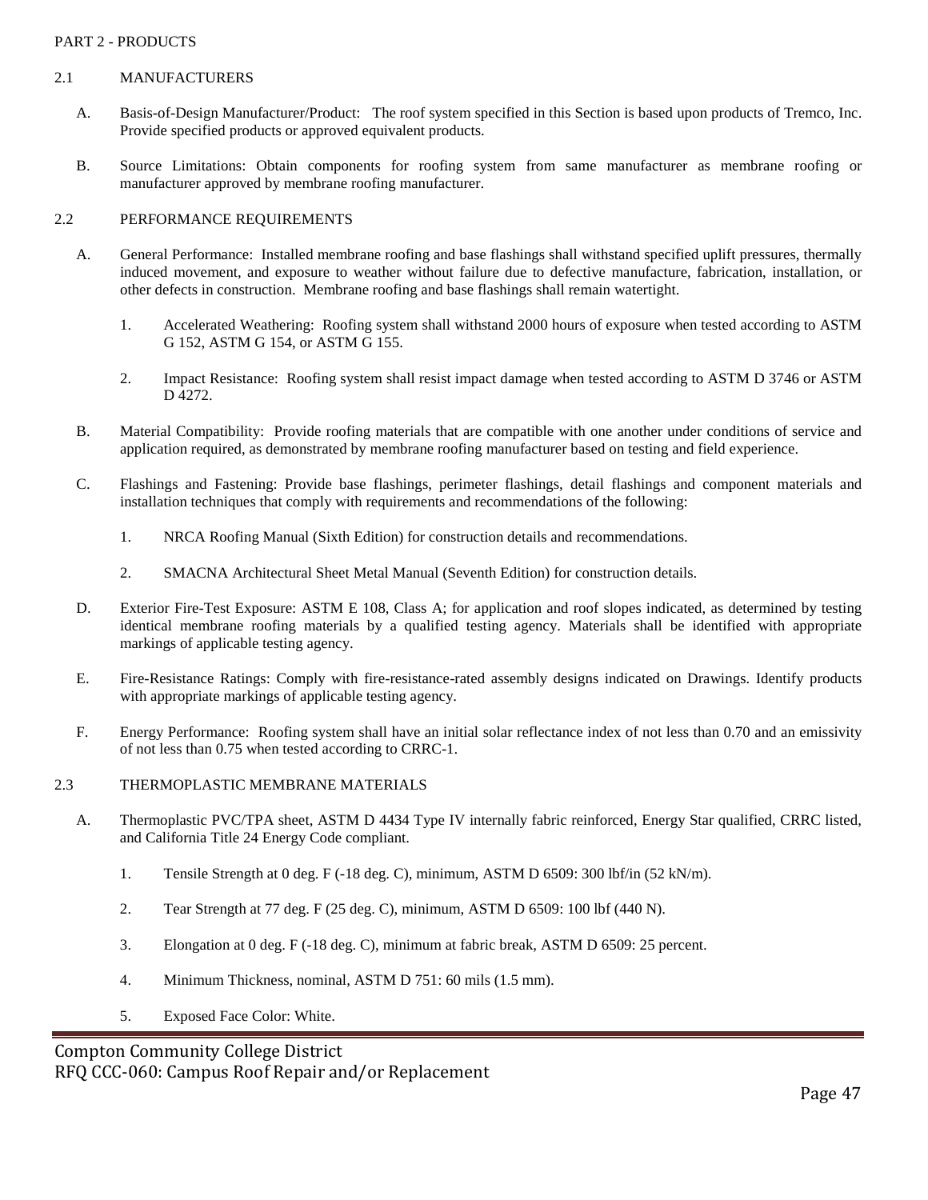PART 2 - PRODUCTS

## 2.1 MANUFACTURERS

A. Basis-of-Design Manufacturer/Product: The roof system specified in this Section is based upon products of Tremco, Inc. Provide specified products or approved equivalent products.

B. Source Limitations: Obtain components for roofing system from same manufacturer as membrane roofing or manufacturer approved by membrane roofing manufacturer.

## 2.2 PERFORMANCE REQUIREMENTS

A. General Performance: Installed membrane roofing and base flashings shall withstand specified uplift pressures, thermally induced movement, and exposure to weather without failure due to defective manufacture, fabrication, installation, or other defects in construction. Membrane roofing and base flashings shall remain watertight.

1. Accelerated Weathering: Roofing system shall withstand 2000 hours of exposure when tested according to ASTM G 152, ASTM G 154, or ASTM G 155.

2. Impact Resistance: Roofing system shall resist impact damage when tested according to ASTM D 3746 or ASTM D 4272.

B. Material Compatibility: Provide roofing materials that are compatible with one another under conditions of service and application required, as demonstrated by membrane roofing manufacturer based on testing and field experience.

C. Flashings and Fastening: Provide base flashings, perimeter flashings, detail flashings and component materials and installation techniques that comply with requirements and recommendations of the following:

1. NRCA Roofing Manual (Sixth Edition) for construction details and recommendations.

2. SMACNA Architectural Sheet Metal Manual (Seventh Edition) for construction details.

D. Exterior Fire-Test Exposure: ASTM E 108, Class A; for application and roof slopes indicated, as determined by testing identical membrane roofing materials by a qualified testing agency. Materials shall be identified with appropriate markings of applicable testing agency.

E. Fire-Resistance Ratings: Comply with fire-resistance-rated assembly designs indicated on Drawings. Identify products with appropriate markings of applicable testing agency.

F. Energy Performance: Roofing system shall have an initial solar reflectance index of not less than 0.70 and an emissivity of not less than 0.75 when tested according to CRRC-1.

## 2.3 THERMOPLASTIC MEMBRANE MATERIALS

A. Thermoplastic PVC/TPA sheet, ASTM D 4434 Type IV internally fabric reinforced, Energy Star qualified, CRRC listed, and California Title 24 Energy Code compliant.

1. Tensile Strength at 0 deg. F (-18 deg. C), minimum, ASTM D 6509: 300 lbf/in (52 kN/m).

2. Tear Strength at 77 deg. F (25 deg. C), minimum, ASTM D 6509: 100 lbf (440 N).

3. Elongation at 0 deg. F (-18 deg. C), minimum at fabric break, ASTM D 6509: 25 percent.

4. Minimum Thickness, nominal, ASTM D 751: 60 mils (1.5 mm).

5. Exposed Face Color: White.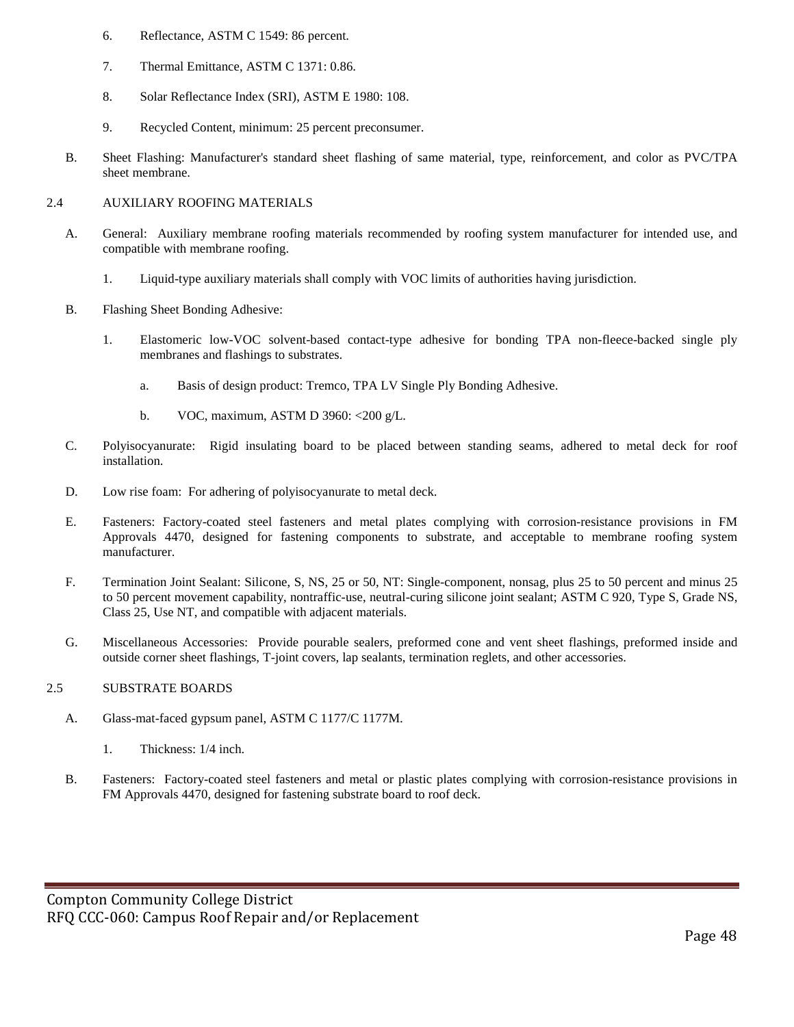6. Reflectance, ASTM C 1549: 86 percent.

7. Thermal Emittance, ASTM C 1371: 0.86.

8. Solar Reflectance Index (SRI), ASTM E 1980: 108.

9. Recycled Content, minimum: 25 percent preconsumer.

B. Sheet Flashing: Manufacturer's standard sheet flashing of same material, type, reinforcement, and color as PVC/TPA sheet membrane.

## 2.4 AUXILIARY ROOFING MATERIALS

A. General: Auxiliary membrane roofing materials recommended by roofing system manufacturer for intended use, and compatible with membrane roofing.

   1. Liquid-type auxiliary materials shall comply with VOC limits of authorities having jurisdiction.

B. Flashing Sheet Bonding Adhesive:

   1. Elastomeric low-VOC solvent-based contact-type adhesive for bonding TPA non-fleece-backed single ply membranes and flashings to substrates.

      a. Basis of design product: Tremco, TPA LV Single Ply Bonding Adhesive.

      b. VOC, maximum, ASTM D 3960: <200 g/L.

C. Polyisocyanurate: Rigid insulating board to be placed between standing seams, adhered to metal deck for roof installation.

D. Low rise foam: For adhering of polyisocyanurate to metal deck.

E. Fasteners: Factory-coated steel fasteners and metal plates complying with corrosion-resistance provisions in FM Approvals 4470, designed for fastening components to substrate, and acceptable to membrane roofing system manufacturer.

F. Termination Joint Sealant: Silicone, S, NS, 25 or 50, NT: Single-component, nonsag, plus 25 to 50 percent and minus 25 to 50 percent movement capability, nontraffic-use, neutral-curing silicone joint sealant; ASTM C 920, Type S, Grade NS, Class 25, Use NT, and compatible with adjacent materials.

G. Miscellaneous Accessories: Provide pourable sealers, preformed cone and vent sheet flashings, preformed inside and outside corner sheet flashings, T-joint covers, lap sealants, termination reglets, and other accessories.

## 2.5 SUBSTRATE BOARDS

A. Glass-mat-faced gypsum panel, ASTM C 1177/C 1177M.

   1. Thickness: 1/4 inch.

B. Fasteners: Factory-coated steel fasteners and metal or plastic plates complying with corrosion-resistance provisions in FM Approvals 4470, designed for fastening substrate board to roof deck.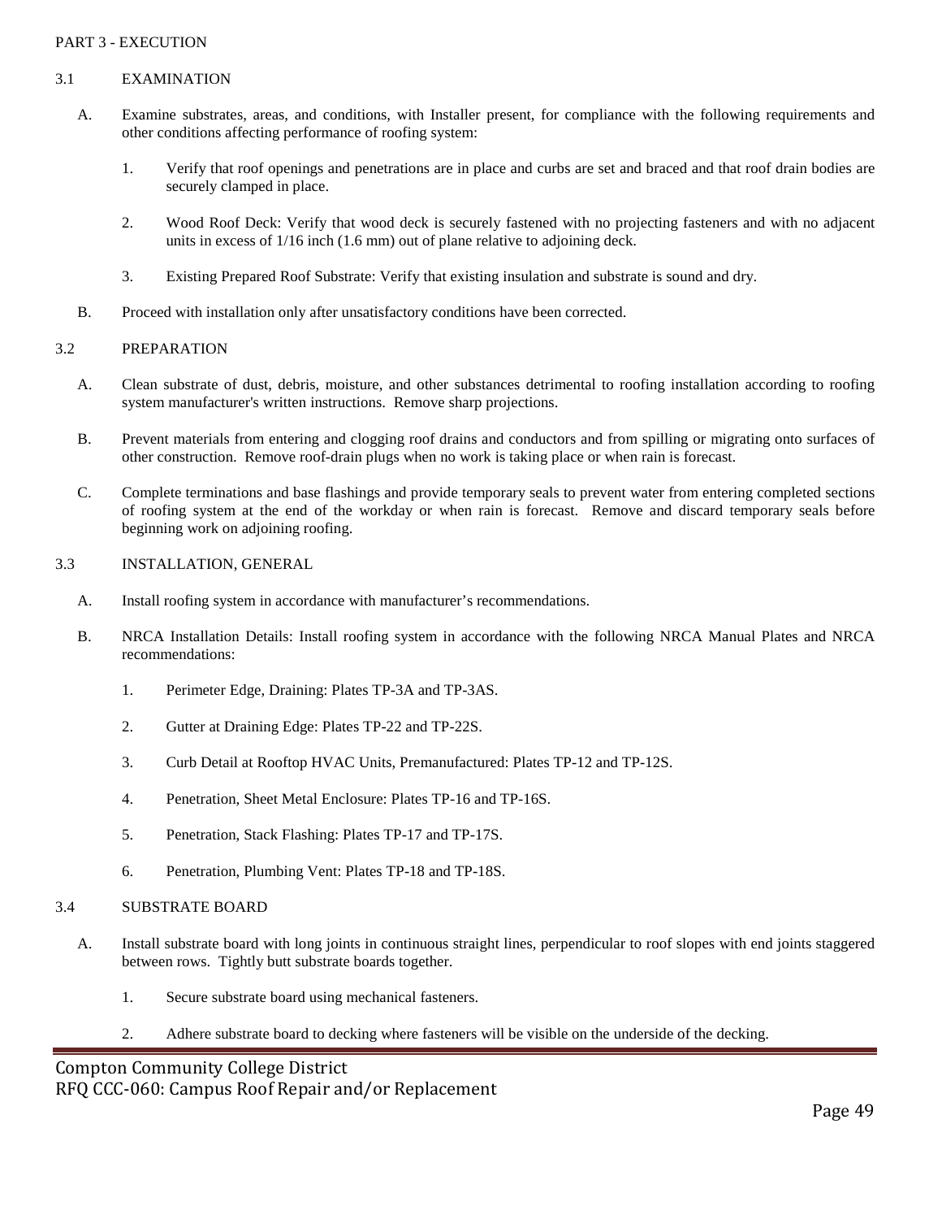## PART 3 - EXECUTION

### 3.1 EXAMINATION

A. Examine substrates, areas, and conditions, with Installer present, for compliance with the following requirements and other conditions affecting performance of roofing system:

1. Verify that roof openings and penetrations are in place and curbs are set and braced and that roof drain bodies are securely clamped in place.

2. Wood Roof Deck: Verify that wood deck is securely fastened with no projecting fasteners and with no adjacent units in excess of 1/16 inch (1.6 mm) out of plane relative to adjoining deck.

3. Existing Prepared Roof Substrate: Verify that existing insulation and substrate is sound and dry.

B. Proceed with installation only after unsatisfactory conditions have been corrected.

### 3.2 PREPARATION

A. Clean substrate of dust, debris, moisture, and other substances detrimental to roofing installation according to roofing system manufacturer's written instructions. Remove sharp projections.

B. Prevent materials from entering and clogging roof drains and conductors and from spilling or migrating onto surfaces of other construction. Remove roof-drain plugs when no work is taking place or when rain is forecast.

C. Complete terminations and base flashings and provide temporary seals to prevent water from entering completed sections of roofing system at the end of the workday or when rain is forecast. Remove and discard temporary seals before beginning work on adjoining roofing.

### 3.3 INSTALLATION, GENERAL

A. Install roofing system in accordance with manufacturer's recommendations.

B. NRCA Installation Details: Install roofing system in accordance with the following NRCA Manual Plates and NRCA recommendations:

1. Perimeter Edge, Draining: Plates TP-3A and TP-3AS.

2. Gutter at Draining Edge: Plates TP-22 and TP-22S.

3. Curb Detail at Rooftop HVAC Units, Premanufactured: Plates TP-12 and TP-12S.

4. Penetration, Sheet Metal Enclosure: Plates TP-16 and TP-16S.

5. Penetration, Stack Flashing: Plates TP-17 and TP-17S.

6. Penetration, Plumbing Vent: Plates TP-18 and TP-18S.

### 3.4 SUBSTRATE BOARD

A. Install substrate board with long joints in continuous straight lines, perpendicular to roof slopes with end joints staggered between rows. Tightly butt substrate boards together.

1. Secure substrate board using mechanical fasteners.

2. Adhere substrate board to decking where fasteners will be visible on the underside of the decking.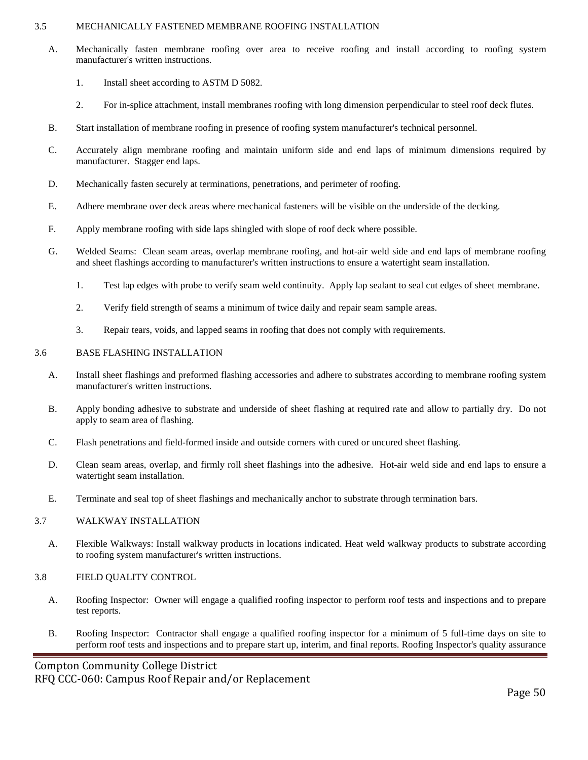### 3.5 MECHANICALLY FASTENED MEMBRANE ROOFING INSTALLATION

A. Mechanically fasten membrane roofing over area to receive roofing and install according to roofing system manufacturer's written instructions.

   1. Install sheet according to ASTM D 5082.

   2. For in-splice attachment, install membranes roofing with long dimension perpendicular to steel roof deck flutes.

B. Start installation of membrane roofing in presence of roofing system manufacturer's technical personnel.

C. Accurately align membrane roofing and maintain uniform side and end laps of minimum dimensions required by manufacturer. Stagger end laps.

D. Mechanically fasten securely at terminations, penetrations, and perimeter of roofing.

E. Adhere membrane over deck areas where mechanical fasteners will be visible on the underside of the decking.

F. Apply membrane roofing with side laps shingled with slope of roof deck where possible.

G. Welded Seams: Clean seam areas, overlap membrane roofing, and hot-air weld side and end laps of membrane roofing and sheet flashings according to manufacturer's written instructions to ensure a watertight seam installation.

   1. Test lap edges with probe to verify seam weld continuity. Apply lap sealant to seal cut edges of sheet membrane.

   2. Verify field strength of seams a minimum of twice daily and repair seam sample areas.

   3. Repair tears, voids, and lapped seams in roofing that does not comply with requirements.

### 3.6 BASE FLASHING INSTALLATION

A. Install sheet flashings and preformed flashing accessories and adhere to substrates according to membrane roofing system manufacturer's written instructions.

B. Apply bonding adhesive to substrate and underside of sheet flashing at required rate and allow to partially dry. Do not apply to seam area of flashing.

C. Flash penetrations and field-formed inside and outside corners with cured or uncured sheet flashing.

D. Clean seam areas, overlap, and firmly roll sheet flashings into the adhesive. Hot-air weld side and end laps to ensure a watertight seam installation.

E. Terminate and seal top of sheet flashings and mechanically anchor to substrate through termination bars.

### 3.7 WALKWAY INSTALLATION

A. Flexible Walkways: Install walkway products in locations indicated. Heat weld walkway products to substrate according to roofing system manufacturer's written instructions.

### 3.8 FIELD QUALITY CONTROL

A. Roofing Inspector: Owner will engage a qualified roofing inspector to perform roof tests and inspections and to prepare test reports.

B. Roofing Inspector: Contractor shall engage a qualified roofing inspector for a minimum of 5 full-time days on site to perform roof tests and inspections and to prepare start up, interim, and final reports. Roofing Inspector's quality assurance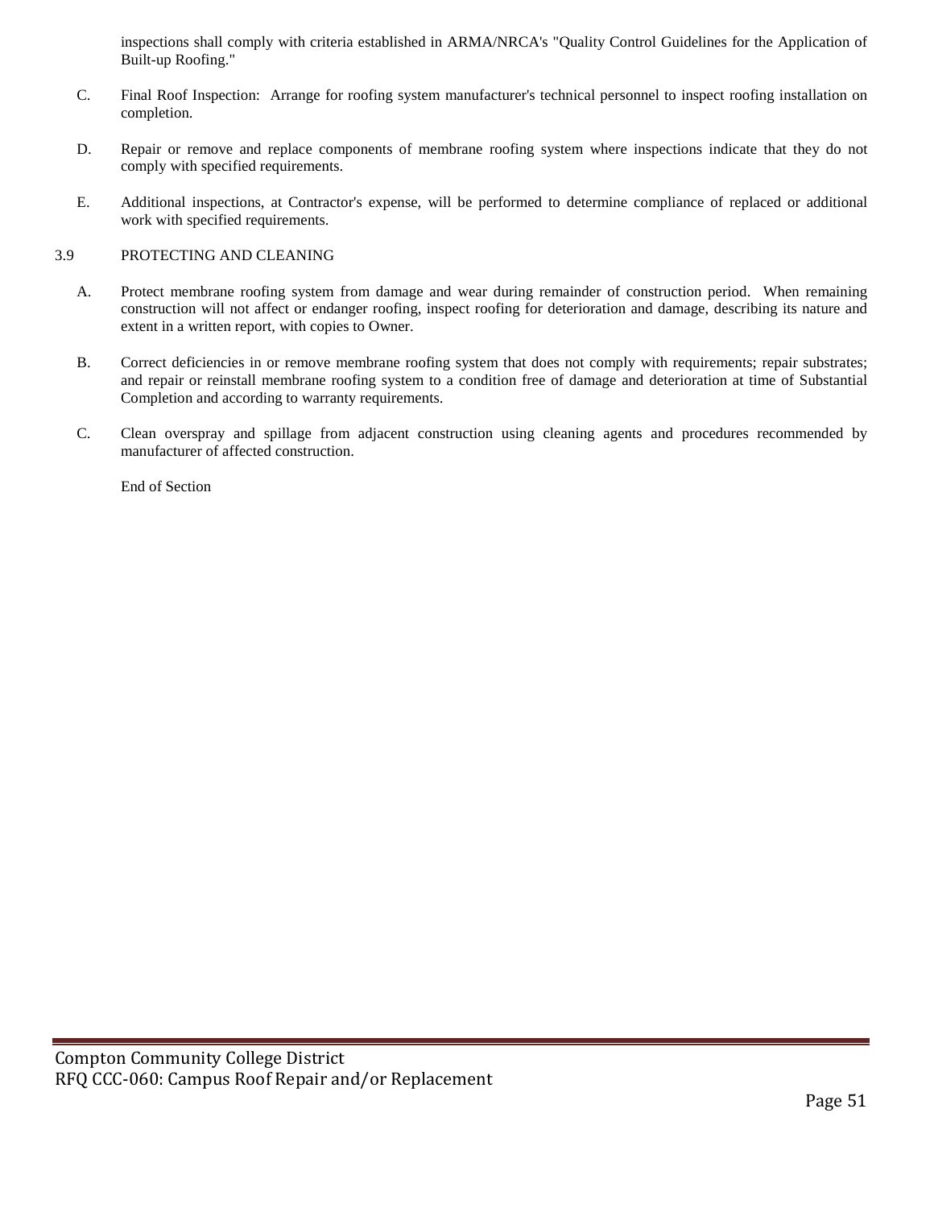inspections shall comply with criteria established in ARMA/NRCA's "Quality Control Guidelines for the Application of Built-up Roofing."

C. Final Roof Inspection: Arrange for roofing system manufacturer's technical personnel to inspect roofing installation on completion.

D. Repair or remove and replace components of membrane roofing system where inspections indicate that they do not comply with specified requirements.

E. Additional inspections, at Contractor's expense, will be performed to determine compliance of replaced or additional work with specified requirements.

3.9 PROTECTING AND CLEANING

A. Protect membrane roofing system from damage and wear during remainder of construction period. When remaining construction will not affect or endanger roofing, inspect roofing for deterioration and damage, describing its nature and extent in a written report, with copies to Owner.

B. Correct deficiencies in or remove membrane roofing system that does not comply with requirements; repair substrates; and repair or reinstall membrane roofing system to a condition free of damage and deterioration at time of Substantial Completion and according to warranty requirements.

C. Clean overspray and spillage from adjacent construction using cleaning agents and procedures recommended by manufacturer of affected construction.

End of Section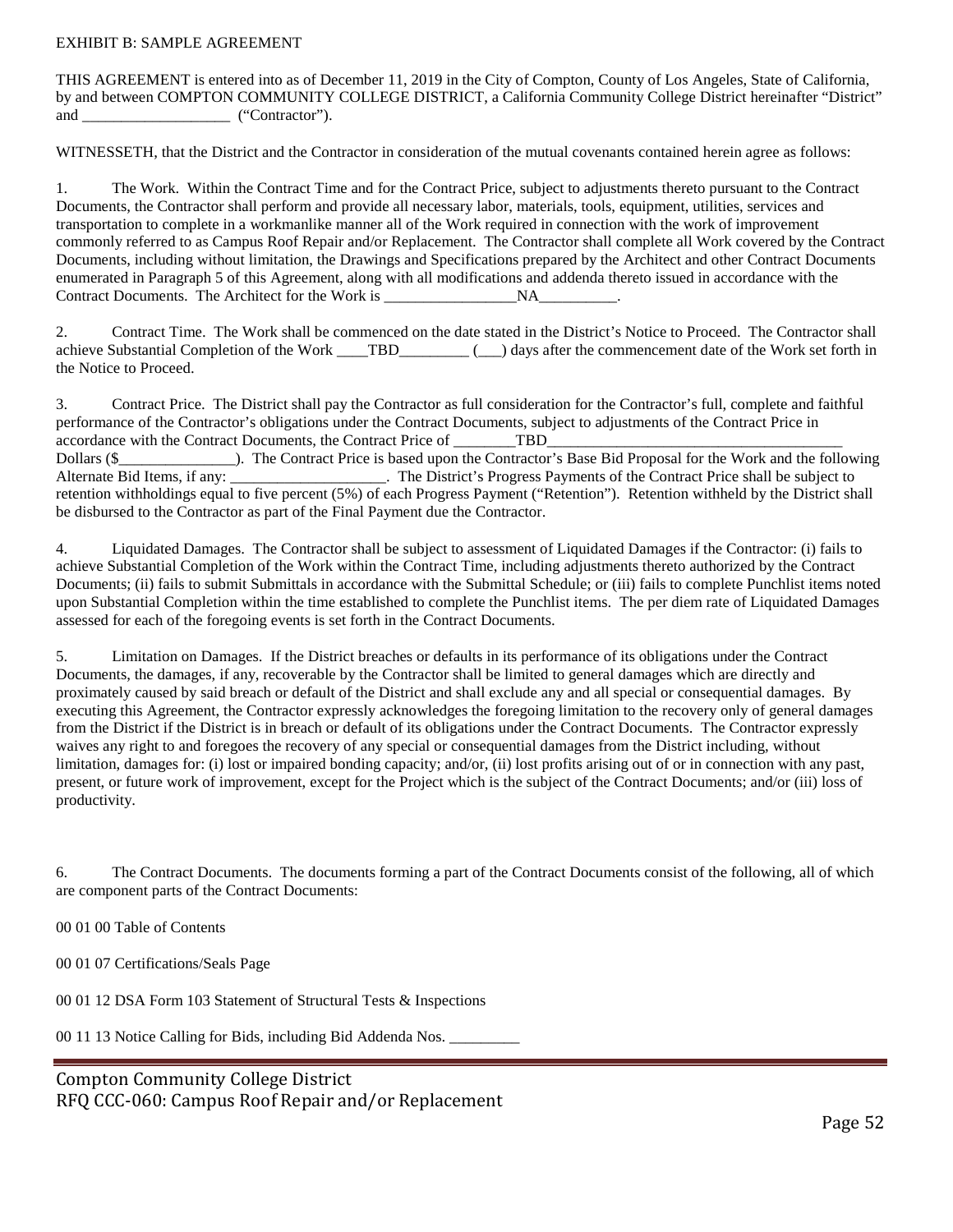EXHIBIT B: SAMPLE AGREEMENT

THIS AGREEMENT is entered into as of December 11, 2019 in the City of Compton, County of Los Angeles, State of California, by and between COMPTON COMMUNITY COLLEGE DISTRICT, a California Community College District hereinafter "District" and ___________________ ("Contractor").

WITNESSETH, that the District and the Contractor in consideration of the mutual covenants contained herein agree as follows:

1. The Work. Within the Contract Time and for the Contract Price, subject to adjustments thereto pursuant to the Contract Documents, the Contractor shall perform and provide all necessary labor, materials, tools, equipment, utilities, services and transportation to complete in a workmanlike manner all of the Work required in connection with the work of improvement commonly referred to as Campus Roof Repair and/or Replacement. The Contractor shall complete all Work covered by the Contract Documents, including without limitation, the Drawings and Specifications prepared by the Architect and other Contract Documents enumerated in Paragraph 5 of this Agreement, along with all modifications and addenda thereto issued in accordance with the Contract Documents. The Architect for the Work is _________________NA__________.

2. Contract Time. The Work shall be commenced on the date stated in the District's Notice to Proceed. The Contractor shall achieve Substantial Completion of the Work ____TBD_________ (___) days after the commencement date of the Work set forth in the Notice to Proceed.

3. Contract Price. The District shall pay the Contractor as full consideration for the Contractor's full, complete and faithful performance of the Contractor's obligations under the Contract Documents, subject to adjustments of the Contract Price in accordance with the Contract Documents, the Contract Price of ________TBD________________________________________ Dollars ($_______________). The Contract Price is based upon the Contractor's Base Bid Proposal for the Work and the following Alternate Bid Items, if any: ____________________. The District's Progress Payments of the Contract Price shall be subject to retention withholdings equal to five percent (5%) of each Progress Payment ("Retention"). Retention withheld by the District shall be disbursed to the Contractor as part of the Final Payment due the Contractor.

4. Liquidated Damages. The Contractor shall be subject to assessment of Liquidated Damages if the Contractor: (i) fails to achieve Substantial Completion of the Work within the Contract Time, including adjustments thereto authorized by the Contract Documents; (ii) fails to submit Submittals in accordance with the Submittal Schedule; or (iii) fails to complete Punchlist items noted upon Substantial Completion within the time established to complete the Punchlist items. The per diem rate of Liquidated Damages assessed for each of the foregoing events is set forth in the Contract Documents.

5. Limitation on Damages. If the District breaches or defaults in its performance of its obligations under the Contract Documents, the damages, if any, recoverable by the Contractor shall be limited to general damages which are directly and proximately caused by said breach or default of the District and shall exclude any and all special or consequential damages. By executing this Agreement, the Contractor expressly acknowledges the foregoing limitation to the recovery only of general damages from the District if the District is in breach or default of its obligations under the Contract Documents. The Contractor expressly waives any right to and foregoes the recovery of any special or consequential damages from the District including, without limitation, damages for: (i) lost or impaired bonding capacity; and/or, (ii) lost profits arising out of or in connection with any past, present, or future work of improvement, except for the Project which is the subject of the Contract Documents; and/or (iii) loss of productivity.

6. The Contract Documents. The documents forming a part of the Contract Documents consist of the following, all of which are component parts of the Contract Documents:

00 01 00 Table of Contents

00 01 07 Certifications/Seals Page

00 01 12 DSA Form 103 Statement of Structural Tests & Inspections

00 11 13 Notice Calling for Bids, including Bid Addenda Nos. _________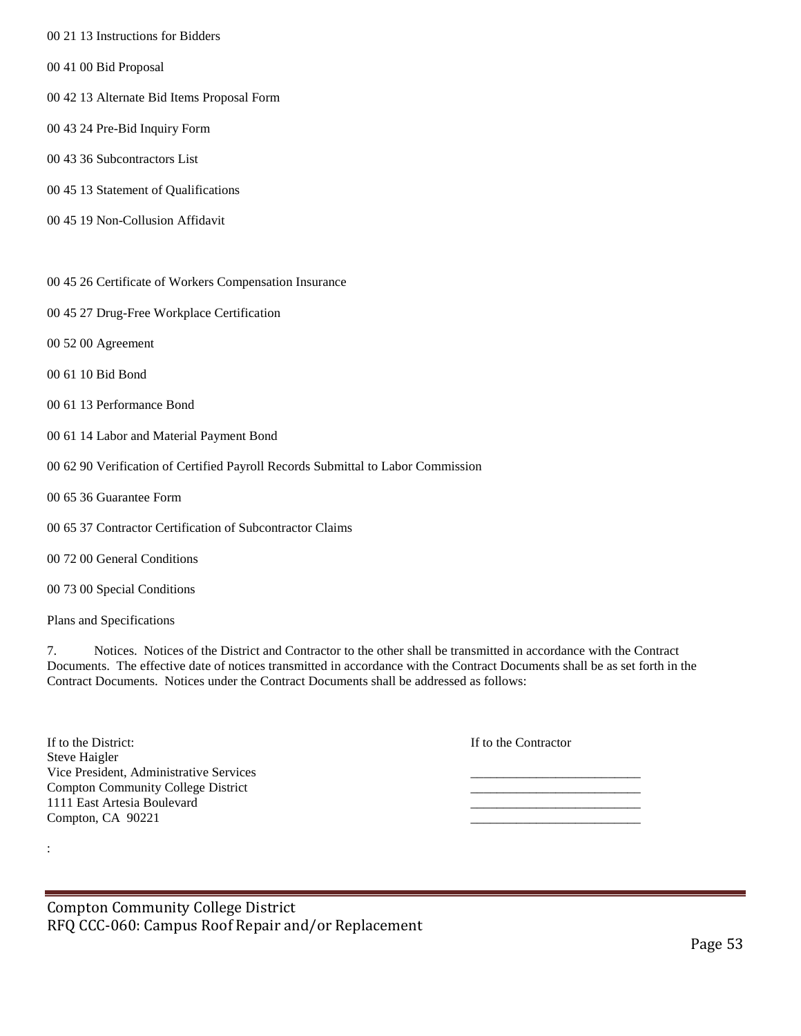00 21 13 Instructions for Bidders

00 41 00 Bid Proposal

00 42 13 Alternate Bid Items Proposal Form

00 43 24 Pre-Bid Inquiry Form

00 43 36 Subcontractors List

00 45 13 Statement of Qualifications

00 45 19 Non-Collusion Affidavit

00 45 26 Certificate of Workers Compensation Insurance

00 45 27 Drug-Free Workplace Certification

00 52 00 Agreement

00 61 10 Bid Bond

00 61 13 Performance Bond

00 61 14 Labor and Material Payment Bond

00 62 90 Verification of Certified Payroll Records Submittal to Labor Commission

00 65 36 Guarantee Form

00 65 37 Contractor Certification of Subcontractor Claims

00 72 00 General Conditions

00 73 00 Special Conditions

Plans and Specifications

7. Notices. Notices of the District and Contractor to the other shall be transmitted in accordance with the Contract Documents. The effective date of notices transmitted in accordance with the Contract Documents shall be as set forth in the Contract Documents. Notices under the Contract Documents shall be addressed as follows:

| If to the District: | If to the Contractor |
|---|---|
| Steve Haigler | |
| Vice President, Administrative Services | __________________________ |
| Compton Community College District | __________________________ |
| 1111 East Artesia Boulevard | __________________________ |
| Compton, CA 90221 | __________________________ |

: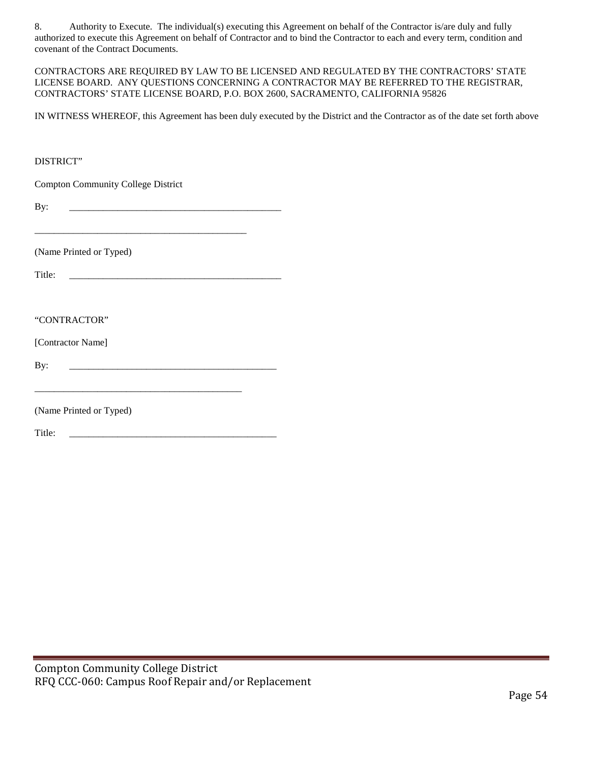8. Authority to Execute. The individual(s) executing this Agreement on behalf of the Contractor is/are duly and fully authorized to execute this Agreement on behalf of Contractor and to bind the Contractor to each and every term, condition and covenant of the Contract Documents.

CONTRACTORS ARE REQUIRED BY LAW TO BE LICENSED AND REGULATED BY THE CONTRACTORS' STATE LICENSE BOARD. ANY QUESTIONS CONCERNING A CONTRACTOR MAY BE REFERRED TO THE REGISTRAR, CONTRACTORS' STATE LICENSE BOARD, P.O. BOX 2600, SACRAMENTO, CALIFORNIA 95826

IN WITNESS WHEREOF, this Agreement has been duly executed by the District and the Contractor as of the date set forth above

DISTRICT"

Compton Community College District

By: _____________________________________________

_____________________________________________

(Name Printed or Typed)

Title: _____________________________________________

"CONTRACTOR"

[Contractor Name]

By: _____________________________________________

_____________________________________________

(Name Printed or Typed)

Title: _____________________________________________